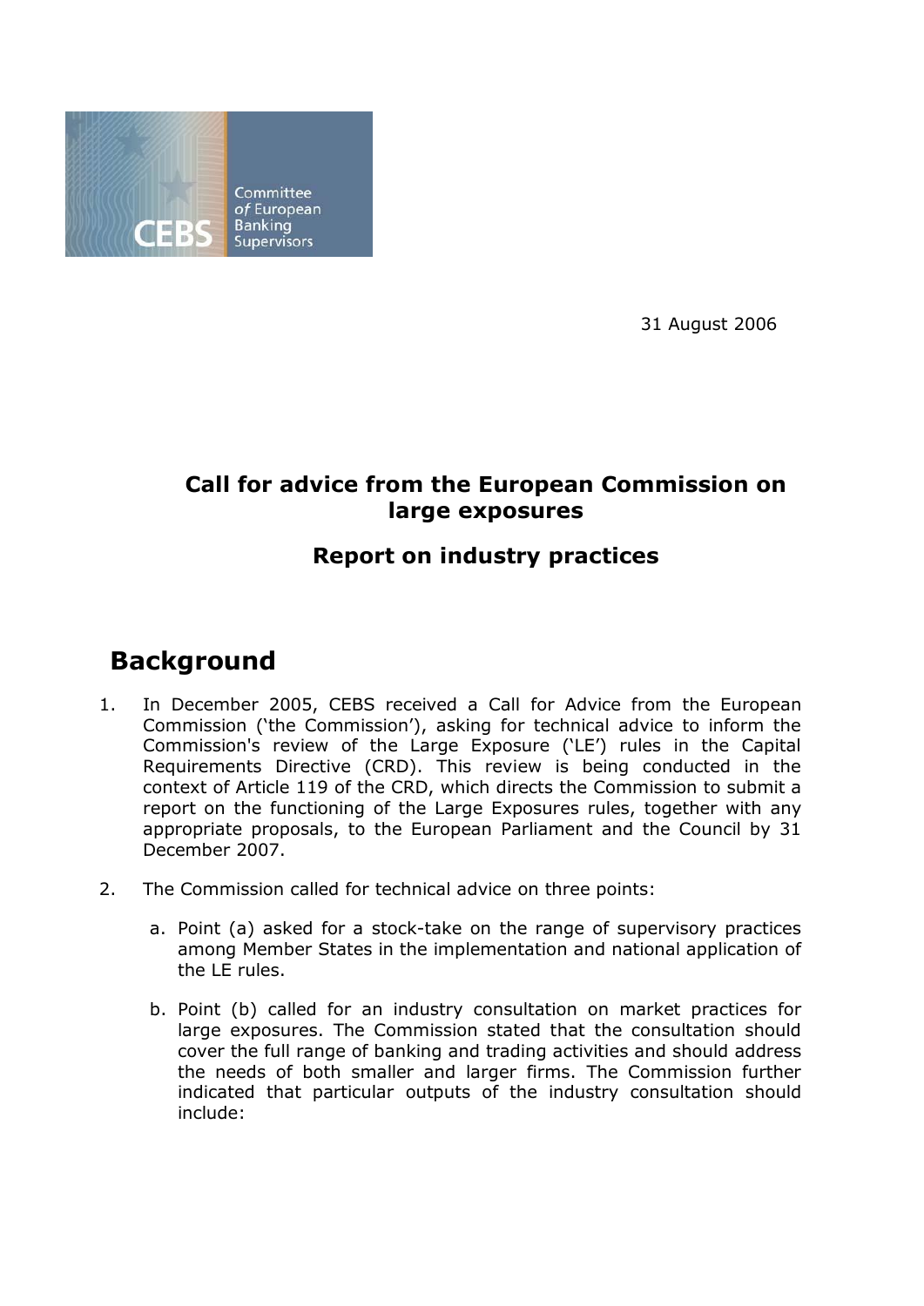Committee of European Banking Supervisors

31 August 2006

# Call for advice from the European Commission on large exposures

## Report on industry practices

## Background

1. In December 2005, CEBS received a Call for Advice from the European Commission ('the Commission'), asking for technical advice to inform the Commission's review of the Large Exposure ('LE') rules in the Capital Requirements Directive (CRD). This review is being conducted in the context of Article 119 of the CRD, which directs the Commission to submit a report on the functioning of the Large Exposures rules, together with any appropriate proposals, to the European Parliament and the Council by 31 December 2007.

2. The Commission called for technical advice on three points:

   a. Point (a) asked for a stock-take on the range of supervisory practices among Member States in the implementation and national application of the LE rules.

   b. Point (b) called for an industry consultation on market practices for large exposures. The Commission stated that the consultation should cover the full range of banking and trading activities and should address the needs of both smaller and larger firms. The Commission further indicated that particular outputs of the industry consultation should include: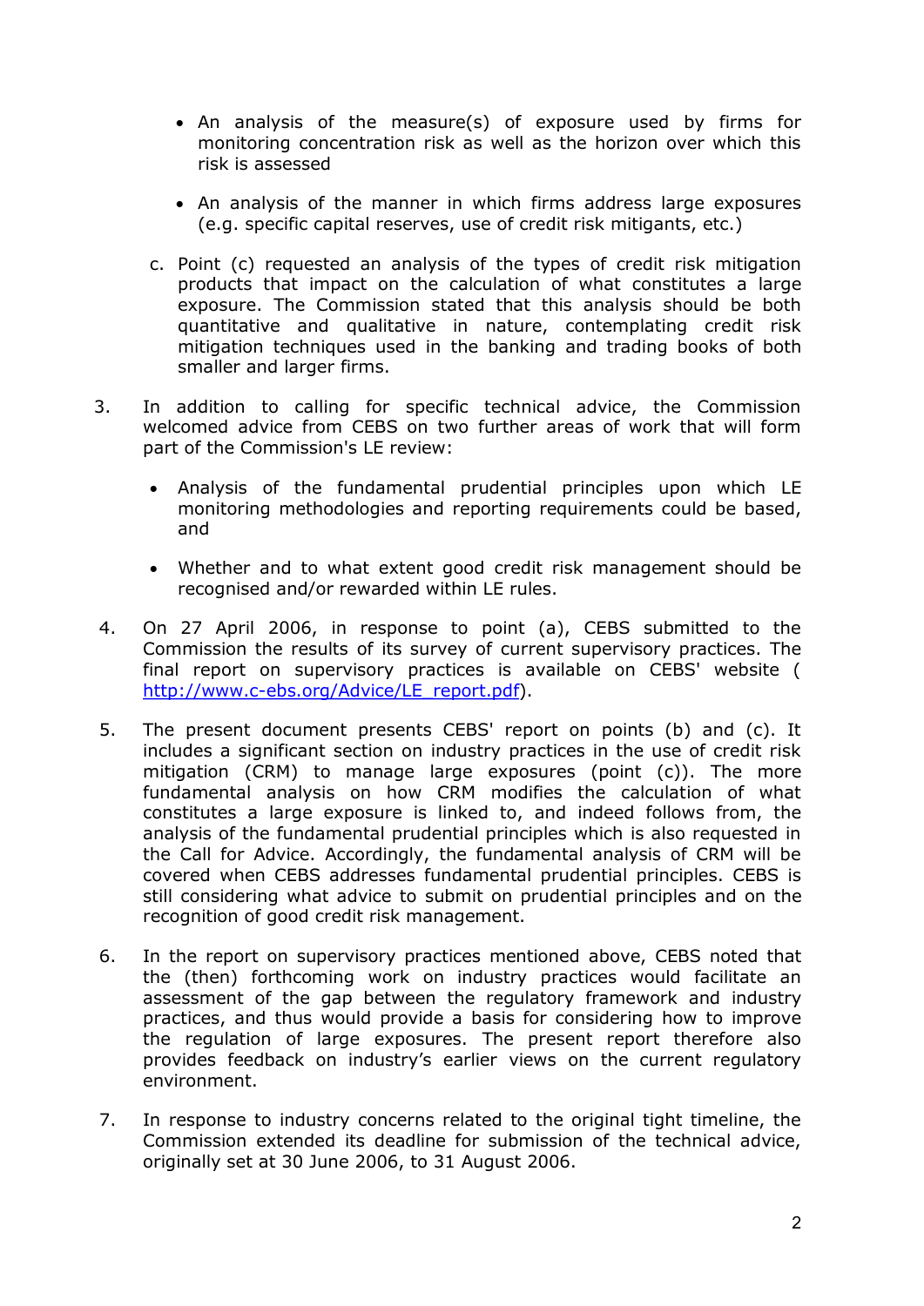- An analysis of the measure(s) of exposure used by firms for monitoring concentration risk as well as the horizon over which this risk is assessed

- An analysis of the manner in which firms address large exposures (e.g. specific capital reserves, use of credit risk mitigants, etc.)

c. Point (c) requested an analysis of the types of credit risk mitigation products that impact on the calculation of what constitutes a large exposure. The Commission stated that this analysis should be both quantitative and qualitative in nature, contemplating credit risk mitigation techniques used in the banking and trading books of both smaller and larger firms.

3. In addition to calling for specific technical advice, the Commission welcomed advice from CEBS on two further areas of work that will form part of the Commission's LE review:

   - Analysis of the fundamental prudential principles upon which LE monitoring methodologies and reporting requirements could be based, and

   - Whether and to what extent good credit risk management should be recognised and/or rewarded within LE rules.

4. On 27 April 2006, in response to point (a), CEBS submitted to the Commission the results of its survey of current supervisory practices. The final report on supervisory practices is available on CEBS' website ( http://www.c-ebs.org/Advice/LE_report.pdf).

5. The present document presents CEBS' report on points (b) and (c). It includes a significant section on industry practices in the use of credit risk mitigation (CRM) to manage large exposures (point (c)). The more fundamental analysis on how CRM modifies the calculation of what constitutes a large exposure is linked to, and indeed follows from, the analysis of the fundamental prudential principles which is also requested in the Call for Advice. Accordingly, the fundamental analysis of CRM will be covered when CEBS addresses fundamental prudential principles. CEBS is still considering what advice to submit on prudential principles and on the recognition of good credit risk management.

6. In the report on supervisory practices mentioned above, CEBS noted that the (then) forthcoming work on industry practices would facilitate an assessment of the gap between the regulatory framework and industry practices, and thus would provide a basis for considering how to improve the regulation of large exposures. The present report therefore also provides feedback on industry's earlier views on the current regulatory environment.

7. In response to industry concerns related to the original tight timeline, the Commission extended its deadline for submission of the technical advice, originally set at 30 June 2006, to 31 August 2006.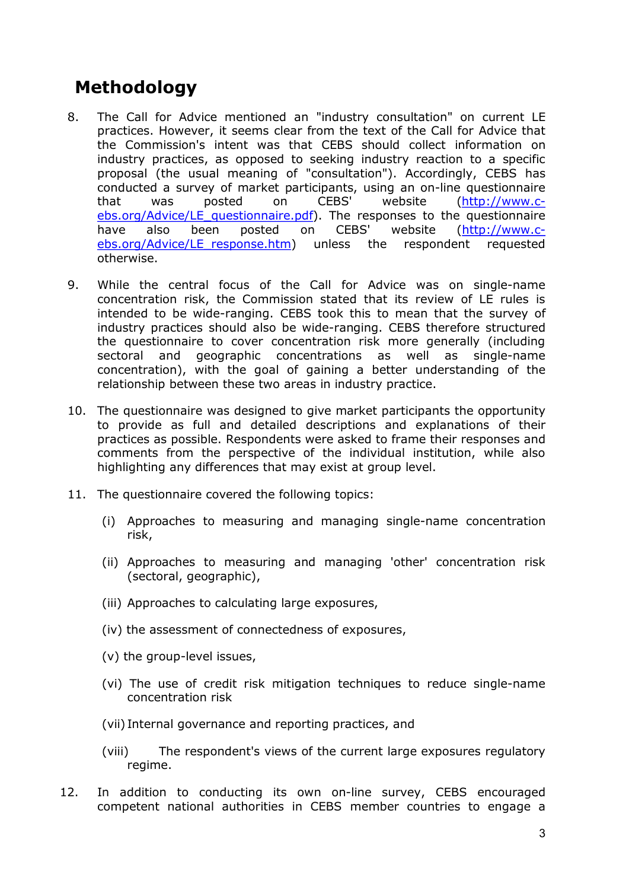# Methodology

8. The Call for Advice mentioned an "industry consultation" on current LE practices. However, it seems clear from the text of the Call for Advice that the Commission's intent was that CEBS should collect information on industry practices, as opposed to seeking industry reaction to a specific proposal (the usual meaning of "consultation"). Accordingly, CEBS has conducted a survey of market participants, using an on-line questionnaire that was posted on CEBS' website (http://www.c-ebs.org/Advice/LE_questionnaire.pdf). The responses to the questionnaire have also been posted on CEBS' website (http://www.c-ebs.org/Advice/LE_response.htm) unless the respondent requested otherwise.

9. While the central focus of the Call for Advice was on single-name concentration risk, the Commission stated that its review of LE rules is intended to be wide-ranging. CEBS took this to mean that the survey of industry practices should also be wide-ranging. CEBS therefore structured the questionnaire to cover concentration risk more generally (including sectoral and geographic concentrations as well as single-name concentration), with the goal of gaining a better understanding of the relationship between these two areas in industry practice.

10. The questionnaire was designed to give market participants the opportunity to provide as full and detailed descriptions and explanations of their practices as possible. Respondents were asked to frame their responses and comments from the perspective of the individual institution, while also highlighting any differences that may exist at group level.

11. The questionnaire covered the following topics:

    (i) Approaches to measuring and managing single-name concentration risk,

    (ii) Approaches to measuring and managing 'other' concentration risk (sectoral, geographic),

    (iii) Approaches to calculating large exposures,

    (iv) the assessment of connectedness of exposures,

    (v) the group-level issues,

    (vi) The use of credit risk mitigation techniques to reduce single-name concentration risk

    (vii) Internal governance and reporting practices, and

    (viii) The respondent's views of the current large exposures regulatory regime.

12. In addition to conducting its own on-line survey, CEBS encouraged competent national authorities in CEBS member countries to engage a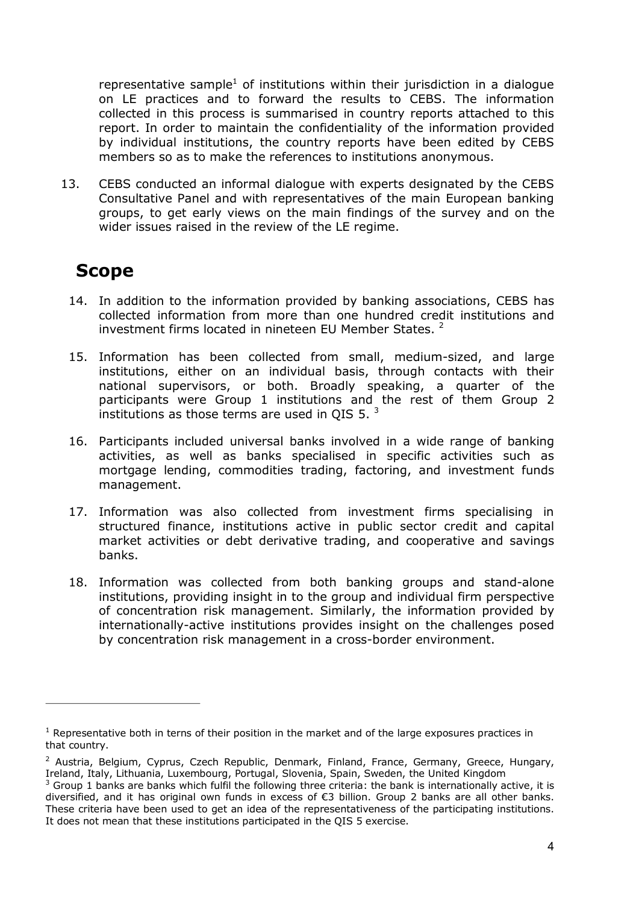representative sample[1] of institutions within their jurisdiction in a dialogue on LE practices and to forward the results to CEBS. The information collected in this process is summarised in country reports attached to this report. In order to maintain the confidentiality of the information provided by individual institutions, the country reports have been edited by CEBS members so as to make the references to institutions anonymous.

13. CEBS conducted an informal dialogue with experts designated by the CEBS Consultative Panel and with representatives of the main European banking groups, to get early views on the main findings of the survey and on the wider issues raised in the review of the LE regime.

## Scope

14. In addition to the information provided by banking associations, CEBS has collected information from more than one hundred credit institutions and investment firms located in nineteen EU Member States. [2]

15. Information has been collected from small, medium-sized, and large institutions, either on an individual basis, through contacts with their national supervisors, or both. Broadly speaking, a quarter of the participants were Group 1 institutions and the rest of them Group 2 institutions as those terms are used in QIS 5. [3]

16. Participants included universal banks involved in a wide range of banking activities, as well as banks specialised in specific activities such as mortgage lending, commodities trading, factoring, and investment funds management.

17. Information was also collected from investment firms specialising in structured finance, institutions active in public sector credit and capital market activities or debt derivative trading, and cooperative and savings banks.

18. Information was collected from both banking groups and stand-alone institutions, providing insight in to the group and individual firm perspective of concentration risk management. Similarly, the information provided by internationally-active institutions provides insight on the challenges posed by concentration risk management in a cross-border environment.

---

[1] Representative both in terns of their position in the market and of the large exposures practices in that country.

[2] Austria, Belgium, Cyprus, Czech Republic, Denmark, Finland, France, Germany, Greece, Hungary, Ireland, Italy, Lithuania, Luxembourg, Portugal, Slovenia, Spain, Sweden, the United Kingdom

[3] Group 1 banks are banks which fulfil the following three criteria: the bank is internationally active, it is diversified, and it has original own funds in excess of €3 billion. Group 2 banks are all other banks. These criteria have been used to get an idea of the representativeness of the participating institutions. It does not mean that these institutions participated in the QIS 5 exercise.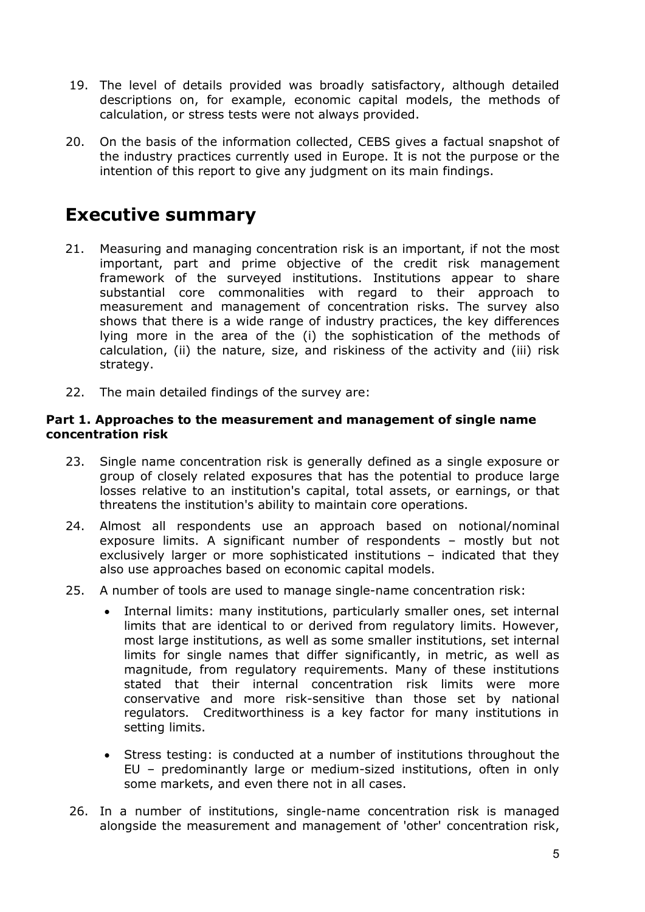19. The level of details provided was broadly satisfactory, although detailed descriptions on, for example, economic capital models, the methods of calculation, or stress tests were not always provided.

20. On the basis of the information collected, CEBS gives a factual snapshot of the industry practices currently used in Europe. It is not the purpose or the intention of this report to give any judgment on its main findings.

# Executive summary

21. Measuring and managing concentration risk is an important, if not the most important, part and prime objective of the credit risk management framework of the surveyed institutions. Institutions appear to share substantial core commonalities with regard to their approach to measurement and management of concentration risks. The survey also shows that there is a wide range of industry practices, the key differences lying more in the area of the (i) the sophistication of the methods of calculation, (ii) the nature, size, and riskiness of the activity and (iii) risk strategy.

22. The main detailed findings of the survey are:

**Part 1. Approaches to the measurement and management of single name concentration risk**

23. Single name concentration risk is generally defined as a single exposure or group of closely related exposures that has the potential to produce large losses relative to an institution's capital, total assets, or earnings, or that threatens the institution's ability to maintain core operations.

24. Almost all respondents use an approach based on notional/nominal exposure limits. A significant number of respondents – mostly but not exclusively larger or more sophisticated institutions – indicated that they also use approaches based on economic capital models.

25. A number of tools are used to manage single-name concentration risk:

    - Internal limits: many institutions, particularly smaller ones, set internal limits that are identical to or derived from regulatory limits. However, most large institutions, as well as some smaller institutions, set internal limits for single names that differ significantly, in metric, as well as magnitude, from regulatory requirements. Many of these institutions stated that their internal concentration risk limits were more conservative and more risk-sensitive than those set by national regulators. Creditworthiness is a key factor for many institutions in setting limits.

    - Stress testing: is conducted at a number of institutions throughout the EU – predominantly large or medium-sized institutions, often in only some markets, and even there not in all cases.

26. In a number of institutions, single-name concentration risk is managed alongside the measurement and management of 'other' concentration risk,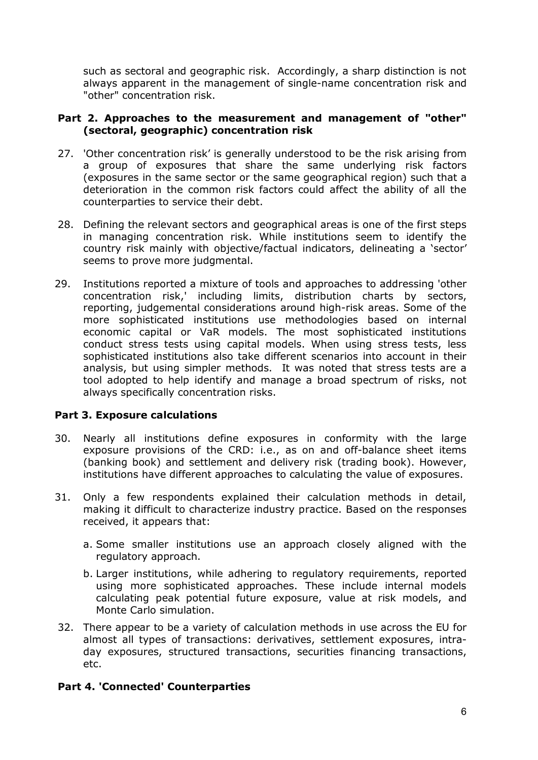such as sectoral and geographic risk. Accordingly, a sharp distinction is not always apparent in the management of single-name concentration risk and "other" concentration risk.

### Part 2. Approaches to the measurement and management of "other" (sectoral, geographic) concentration risk

27. 'Other concentration risk' is generally understood to be the risk arising from a group of exposures that share the same underlying risk factors (exposures in the same sector or the same geographical region) such that a deterioration in the common risk factors could affect the ability of all the counterparties to service their debt.

28. Defining the relevant sectors and geographical areas is one of the first steps in managing concentration risk. While institutions seem to identify the country risk mainly with objective/factual indicators, delineating a 'sector' seems to prove more judgmental.

29. Institutions reported a mixture of tools and approaches to addressing 'other concentration risk,' including limits, distribution charts by sectors, reporting, judgemental considerations around high-risk areas. Some of the more sophisticated institutions use methodologies based on internal economic capital or VaR models. The most sophisticated institutions conduct stress tests using capital models. When using stress tests, less sophisticated institutions also take different scenarios into account in their analysis, but using simpler methods. It was noted that stress tests are a tool adopted to help identify and manage a broad spectrum of risks, not always specifically concentration risks.

### Part 3. Exposure calculations

30. Nearly all institutions define exposures in conformity with the large exposure provisions of the CRD: i.e., as on and off-balance sheet items (banking book) and settlement and delivery risk (trading book). However, institutions have different approaches to calculating the value of exposures.

31. Only a few respondents explained their calculation methods in detail, making it difficult to characterize industry practice. Based on the responses received, it appears that:

    a. Some smaller institutions use an approach closely aligned with the regulatory approach.

    b. Larger institutions, while adhering to regulatory requirements, reported using more sophisticated approaches. These include internal models calculating peak potential future exposure, value at risk models, and Monte Carlo simulation.

32. There appear to be a variety of calculation methods in use across the EU for almost all types of transactions: derivatives, settlement exposures, intra-day exposures, structured transactions, securities financing transactions, etc.

### Part 4. 'Connected' Counterparties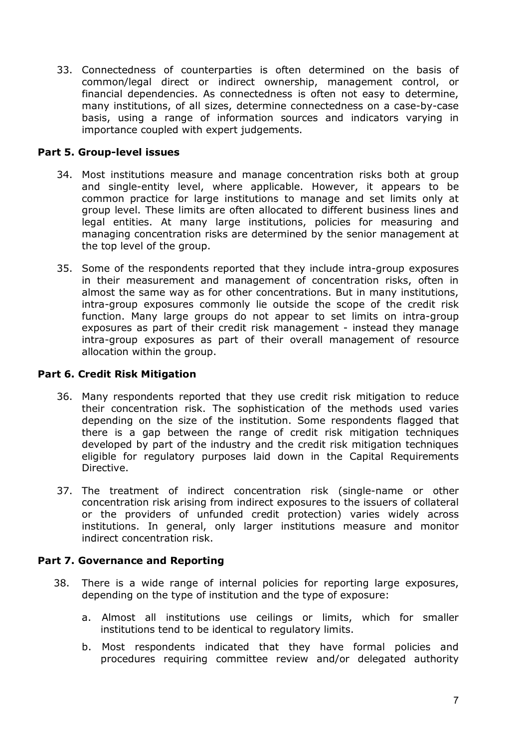33. Connectedness of counterparties is often determined on the basis of common/legal direct or indirect ownership, management control, or financial dependencies. As connectedness is often not easy to determine, many institutions, of all sizes, determine connectedness on a case-by-case basis, using a range of information sources and indicators varying in importance coupled with expert judgements.

### Part 5. Group-level issues

34. Most institutions measure and manage concentration risks both at group and single-entity level, where applicable. However, it appears to be common practice for large institutions to manage and set limits only at group level. These limits are often allocated to different business lines and legal entities. At many large institutions, policies for measuring and managing concentration risks are determined by the senior management at the top level of the group.

35. Some of the respondents reported that they include intra-group exposures in their measurement and management of concentration risks, often in almost the same way as for other concentrations. But in many institutions, intra-group exposures commonly lie outside the scope of the credit risk function. Many large groups do not appear to set limits on intra-group exposures as part of their credit risk management - instead they manage intra-group exposures as part of their overall management of resource allocation within the group.

### Part 6. Credit Risk Mitigation

36. Many respondents reported that they use credit risk mitigation to reduce their concentration risk. The sophistication of the methods used varies depending on the size of the institution. Some respondents flagged that there is a gap between the range of credit risk mitigation techniques developed by part of the industry and the credit risk mitigation techniques eligible for regulatory purposes laid down in the Capital Requirements Directive.

37. The treatment of indirect concentration risk (single-name or other concentration risk arising from indirect exposures to the issuers of collateral or the providers of unfunded credit protection) varies widely across institutions. In general, only larger institutions measure and monitor indirect concentration risk.

### Part 7. Governance and Reporting

38. There is a wide range of internal policies for reporting large exposures, depending on the type of institution and the type of exposure:

    a. Almost all institutions use ceilings or limits, which for smaller institutions tend to be identical to regulatory limits.

    b. Most respondents indicated that they have formal policies and procedures requiring committee review and/or delegated authority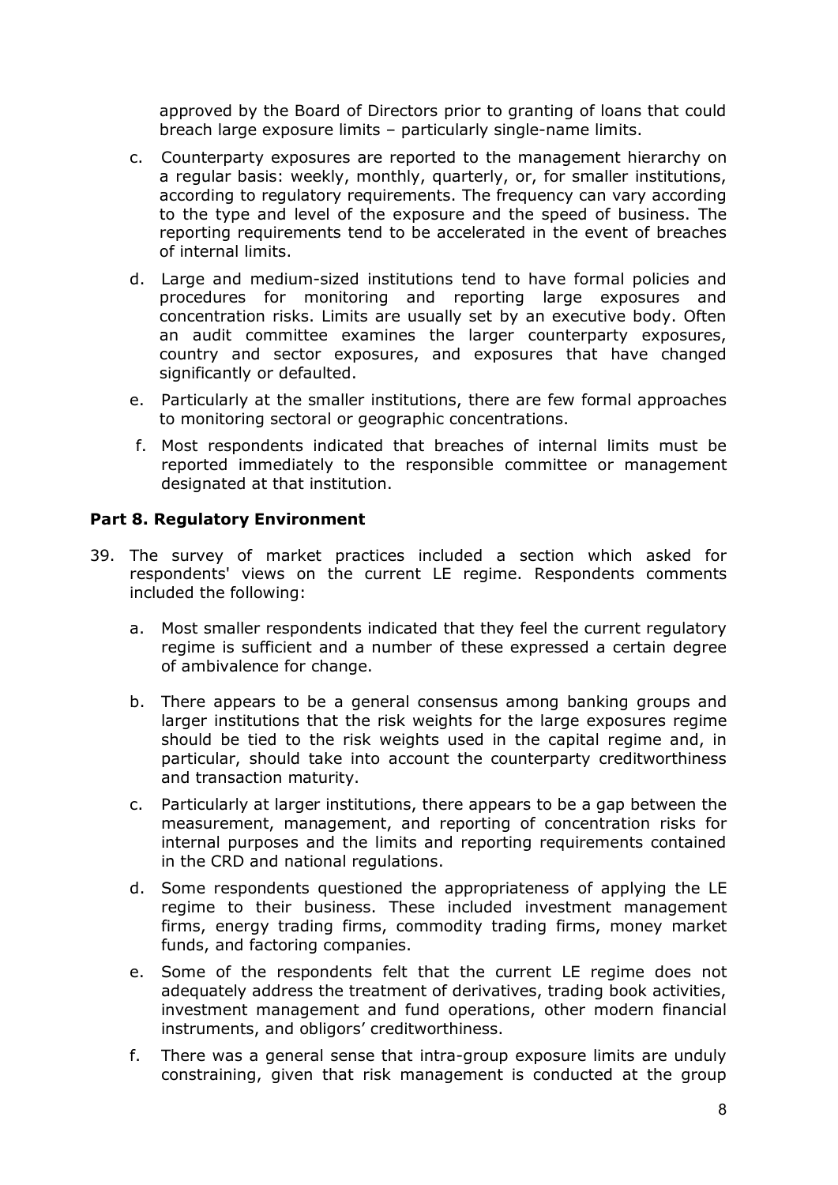approved by the Board of Directors prior to granting of loans that could breach large exposure limits – particularly single-name limits.

c. Counterparty exposures are reported to the management hierarchy on a regular basis: weekly, monthly, quarterly, or, for smaller institutions, according to regulatory requirements. The frequency can vary according to the type and level of the exposure and the speed of business. The reporting requirements tend to be accelerated in the event of breaches of internal limits.

d. Large and medium-sized institutions tend to have formal policies and procedures for monitoring and reporting large exposures and concentration risks. Limits are usually set by an executive body. Often an audit committee examines the larger counterparty exposures, country and sector exposures, and exposures that have changed significantly or defaulted.

e. Particularly at the smaller institutions, there are few formal approaches to monitoring sectoral or geographic concentrations.

f. Most respondents indicated that breaches of internal limits must be reported immediately to the responsible committee or management designated at that institution.

### Part 8. Regulatory Environment

39. The survey of market practices included a section which asked for respondents' views on the current LE regime. Respondents comments included the following:

 a. Most smaller respondents indicated that they feel the current regulatory regime is sufficient and a number of these expressed a certain degree of ambivalence for change.

 b. There appears to be a general consensus among banking groups and larger institutions that the risk weights for the large exposures regime should be tied to the risk weights used in the capital regime and, in particular, should take into account the counterparty creditworthiness and transaction maturity.

 c. Particularly at larger institutions, there appears to be a gap between the measurement, management, and reporting of concentration risks for internal purposes and the limits and reporting requirements contained in the CRD and national regulations.

 d. Some respondents questioned the appropriateness of applying the LE regime to their business. These included investment management firms, energy trading firms, commodity trading firms, money market funds, and factoring companies.

 e. Some of the respondents felt that the current LE regime does not adequately address the treatment of derivatives, trading book activities, investment management and fund operations, other modern financial instruments, and obligors' creditworthiness.

 f. There was a general sense that intra-group exposure limits are unduly constraining, given that risk management is conducted at the group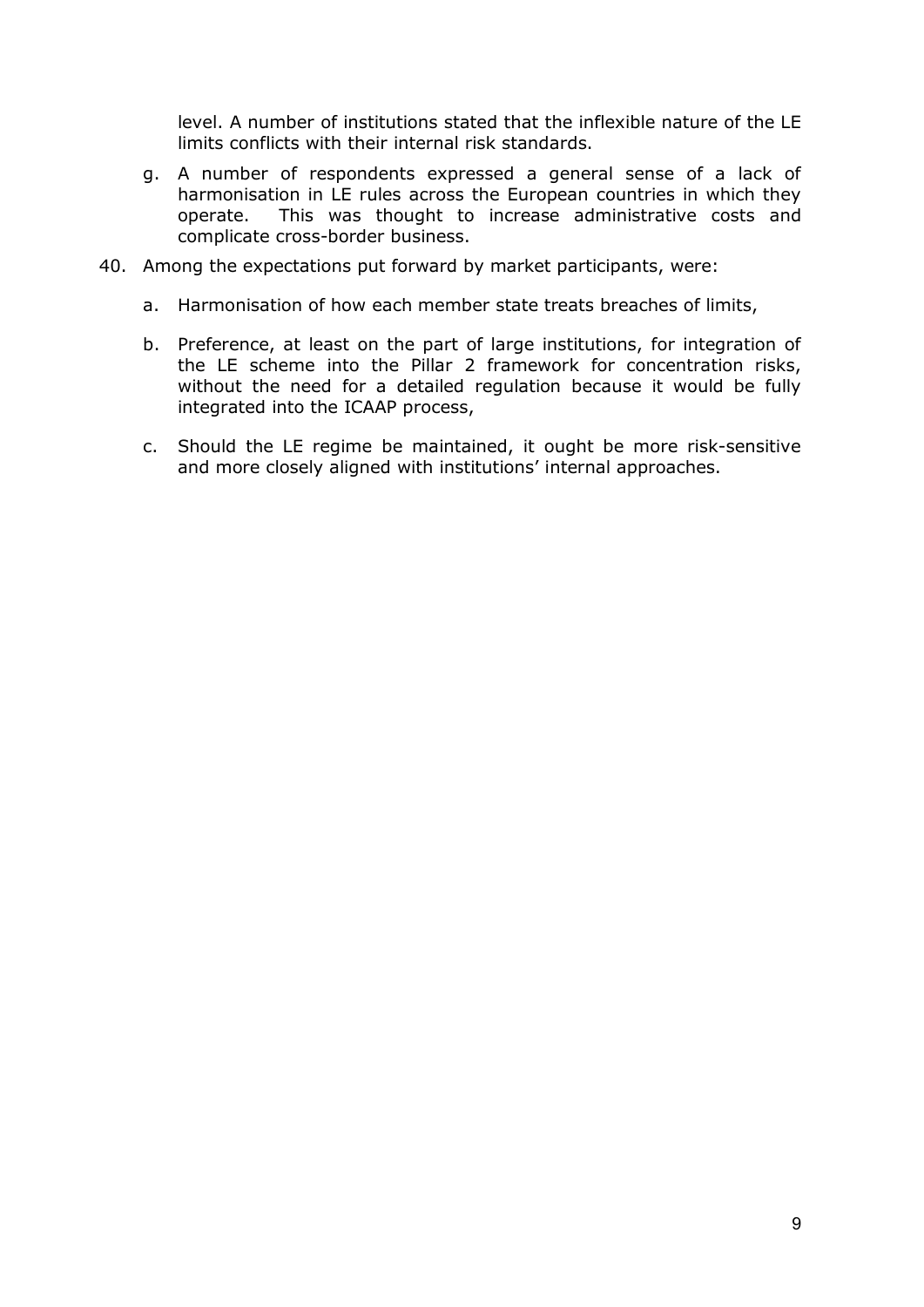level. A number of institutions stated that the inflexible nature of the LE limits conflicts with their internal risk standards.

g. A number of respondents expressed a general sense of a lack of harmonisation in LE rules across the European countries in which they operate. This was thought to increase administrative costs and complicate cross-border business.

40. Among the expectations put forward by market participants, were:

    a. Harmonisation of how each member state treats breaches of limits,

    b. Preference, at least on the part of large institutions, for integration of the LE scheme into the Pillar 2 framework for concentration risks, without the need for a detailed regulation because it would be fully integrated into the ICAAP process,

    c. Should the LE regime be maintained, it ought be more risk-sensitive and more closely aligned with institutions' internal approaches.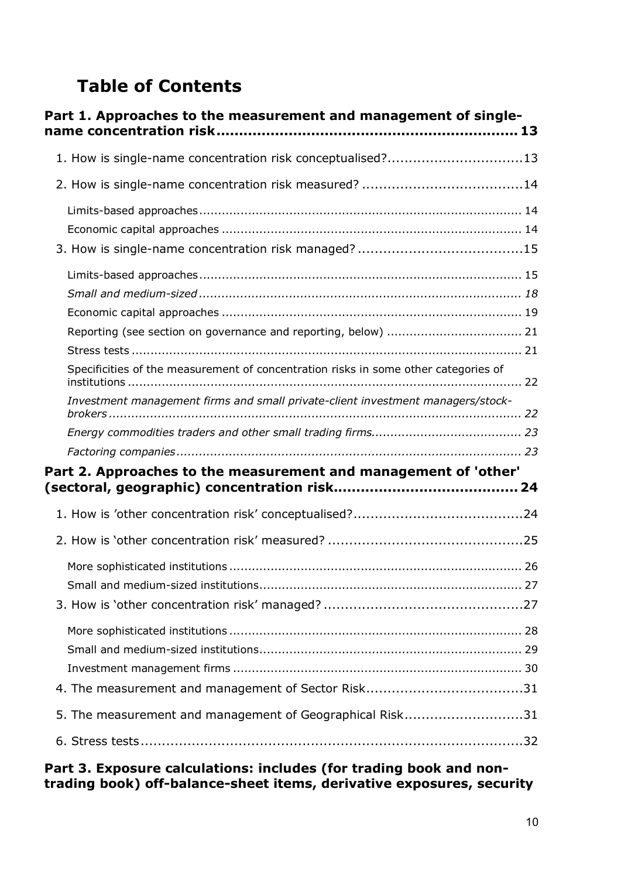# Table of Contents

**Part 1. Approaches to the measurement and management of single-name concentration risk ........ 13**

1. How is single-name concentration risk conceptualised? ........ 13
2. How is single-name concentration risk measured? ........ 14
   - Limits-based approaches ........ 14
   - Economic capital approaches ........ 14
3. How is single-name concentration risk managed? ........ 15
   - Limits-based approaches ........ 15
   - *Small and medium-sized ........ 18*
   - Economic capital approaches ........ 19
   - Reporting (see section on governance and reporting, below) ........ 21
   - Stress tests ........ 21
   - Specificities of the measurement of concentration risks in some other categories of institutions ........ 22
   - *Investment management firms and small private-client investment managers/stock-brokers ........ 22*
   - *Energy commodities traders and other small trading firms ........ 23*
   - *Factoring companies ........ 23*

**Part 2. Approaches to the measurement and management of 'other' (sectoral, geographic) concentration risk ........ 24**

1. How is 'other concentration risk' conceptualised? ........ 24
2. How is 'other concentration risk' measured? ........ 25
   - More sophisticated institutions ........ 26
   - Small and medium-sized institutions ........ 27
3. How is 'other concentration risk' managed? ........ 27
   - More sophisticated institutions ........ 28
   - Small and medium-sized institutions ........ 29
   - Investment management firms ........ 30
4. The measurement and management of Sector Risk ........ 31
5. The measurement and management of Geographical Risk ........ 31
6. Stress tests ........ 32

**Part 3. Exposure calculations: includes (for trading book and non-trading book) off-balance-sheet items, derivative exposures, security**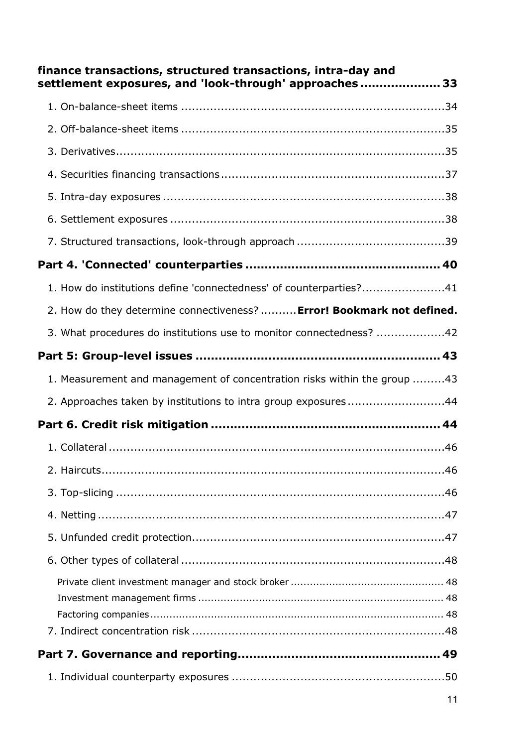**finance transactions, structured transactions, intra-day and settlement exposures, and 'look-through' approaches .................... 33**

1. On-balance-sheet items ........................................................................34
2. Off-balance-sheet items ........................................................................35
3. Derivatives..........................................................................................35
4. Securities financing transactions.............................................................37
5. Intra-day exposures .............................................................................38
6. Settlement exposures ...........................................................................38
7. Structured transactions, look-through approach ........................................39

**Part 4. 'Connected' counterparties ................................................. 40**

1. How do institutions define 'connectedness' of counterparties?.......................41
2. How do they determine connectiveness? .......... **Error! Bookmark not defined.**
3. What procedures do institutions use to monitor connectedness? ..................42

**Part 5: Group-level issues ............................................................. 43**

1. Measurement and management of concentration risks within the group .........43
2. Approaches taken by institutions to intra group exposures ..........................44

**Part 6. Credit risk mitigation .......................................................... 44**

1. Collateral ............................................................................................46
2. Haircuts...............................................................................................46
3. Top-slicing ..........................................................................................46
4. Netting ...............................................................................................47
5. Unfunded credit protection.....................................................................47
6. Other types of collateral ........................................................................48
   - Private client investment manager and stock broker ............................................... 48
   - Investment management firms ........................................................................... 48
   - Factoring companies.......................................................................................... 48
7. Indirect concentration risk .....................................................................48

**Part 7. Governance and reporting................................................... 49**

1. Individual counterparty exposures ..........................................................50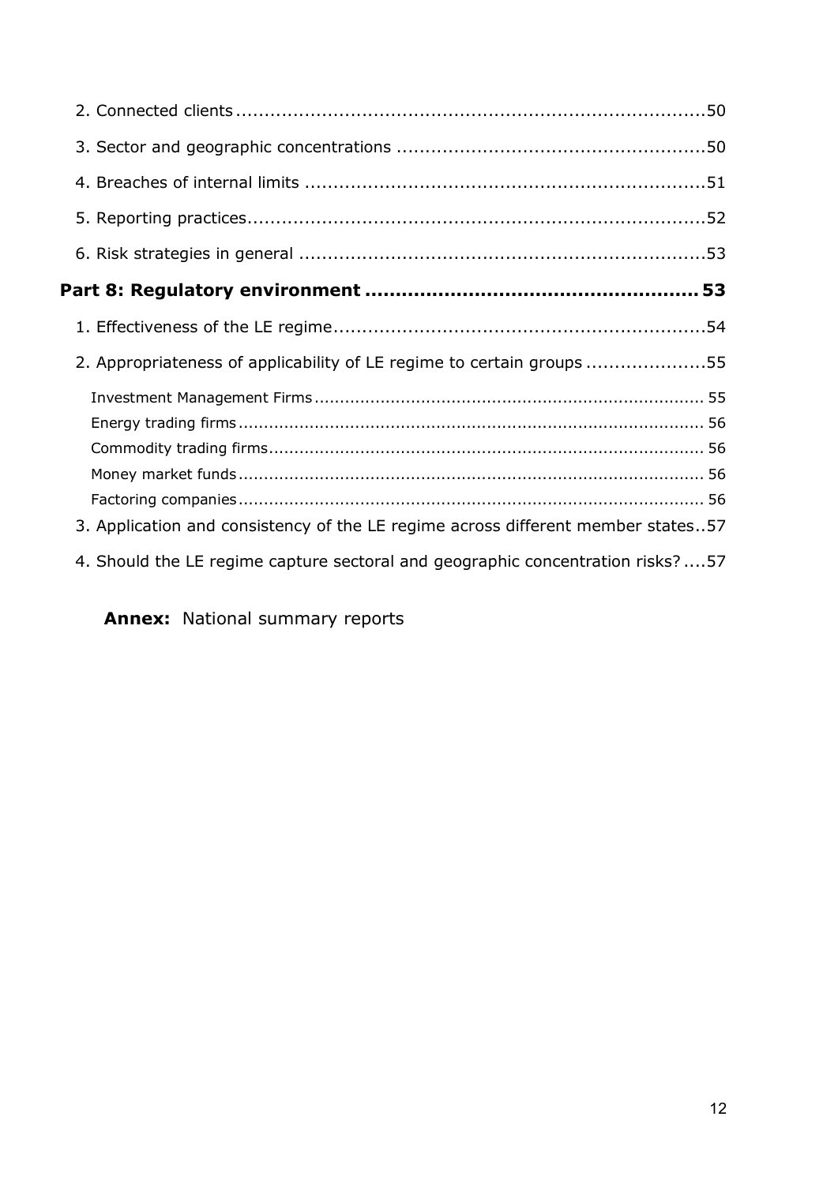2. Connected clients ..................................................................................50

3. Sector and geographic concentrations ......................................................50

4. Breaches of internal limits ........................................................................51

5. Reporting practices....................................................................................52

6. Risk strategies in general ..........................................................................53

**Part 8: Regulatory environment ....................................................... 53**

1. Effectiveness of the LE regime....................................................................54

2. Appropriateness of applicability of LE regime to certain groups .....................55

Investment Management Firms ........................................................................... 55

Energy trading firms .......................................................................................... 56

Commodity trading firms.................................................................................... 56

Money market funds .......................................................................................... 56

Factoring companies .......................................................................................... 56

3. Application and consistency of the LE regime across different member states..57

4. Should the LE regime capture sectoral and geographic concentration risks? ....57

**Annex:** National summary reports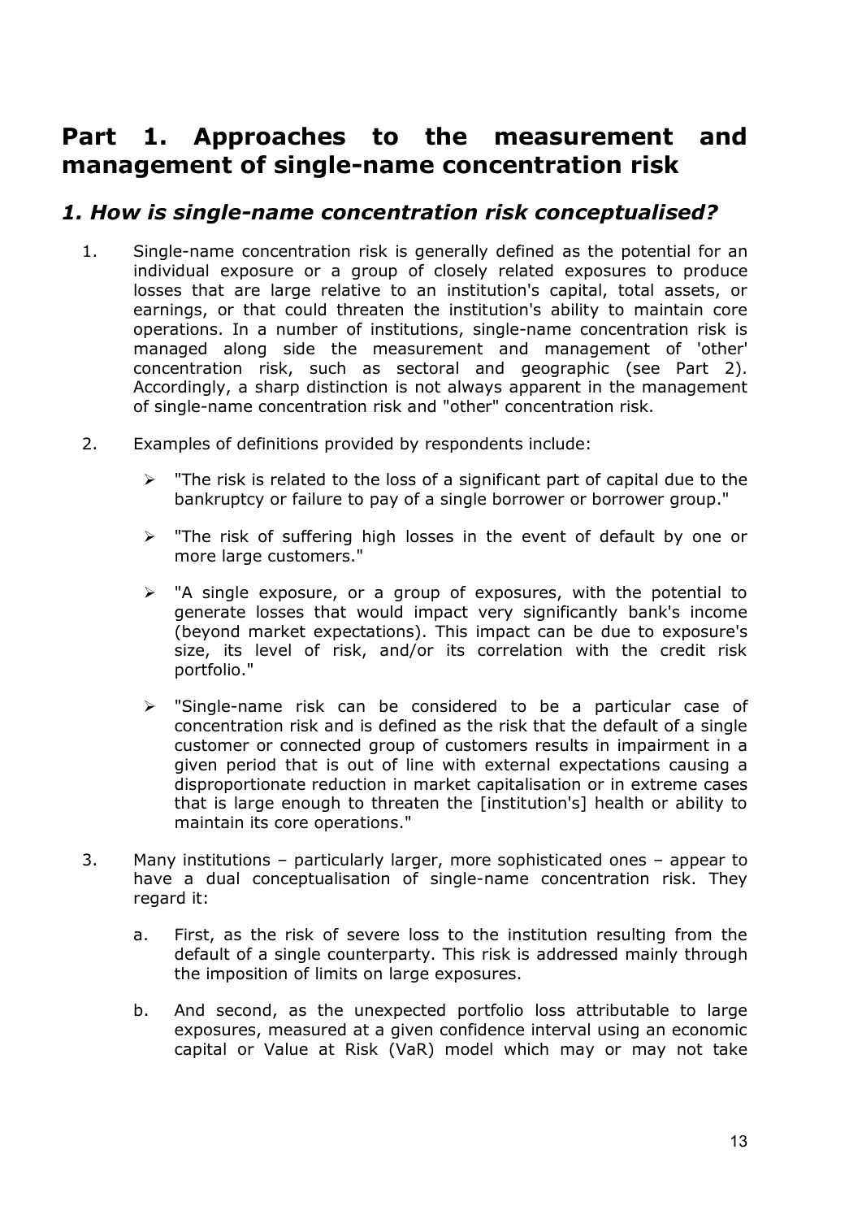# Part 1. Approaches to the measurement and management of single-name concentration risk

## *1. How is single-name concentration risk conceptualised?*

1. Single-name concentration risk is generally defined as the potential for an individual exposure or a group of closely related exposures to produce losses that are large relative to an institution's capital, total assets, or earnings, or that could threaten the institution's ability to maintain core operations. In a number of institutions, single-name concentration risk is managed along side the measurement and management of 'other' concentration risk, such as sectoral and geographic (see Part 2). Accordingly, a sharp distinction is not always apparent in the management of single-name concentration risk and "other" concentration risk.

2. Examples of definitions provided by respondents include:

   - "The risk is related to the loss of a significant part of capital due to the bankruptcy or failure to pay of a single borrower or borrower group."
   - "The risk of suffering high losses in the event of default by one or more large customers."
   - "A single exposure, or a group of exposures, with the potential to generate losses that would impact very significantly bank's income (beyond market expectations). This impact can be due to exposure's size, its level of risk, and/or its correlation with the credit risk portfolio."
   - "Single-name risk can be considered to be a particular case of concentration risk and is defined as the risk that the default of a single customer or connected group of customers results in impairment in a given period that is out of line with external expectations causing a disproportionate reduction in market capitalisation or in extreme cases that is large enough to threaten the [institution's] health or ability to maintain its core operations."

3. Many institutions – particularly larger, more sophisticated ones – appear to have a dual conceptualisation of single-name concentration risk. They regard it:

   a. First, as the risk of severe loss to the institution resulting from the default of a single counterparty. This risk is addressed mainly through the imposition of limits on large exposures.

   b. And second, as the unexpected portfolio loss attributable to large exposures, measured at a given confidence interval using an economic capital or Value at Risk (VaR) model which may or may not take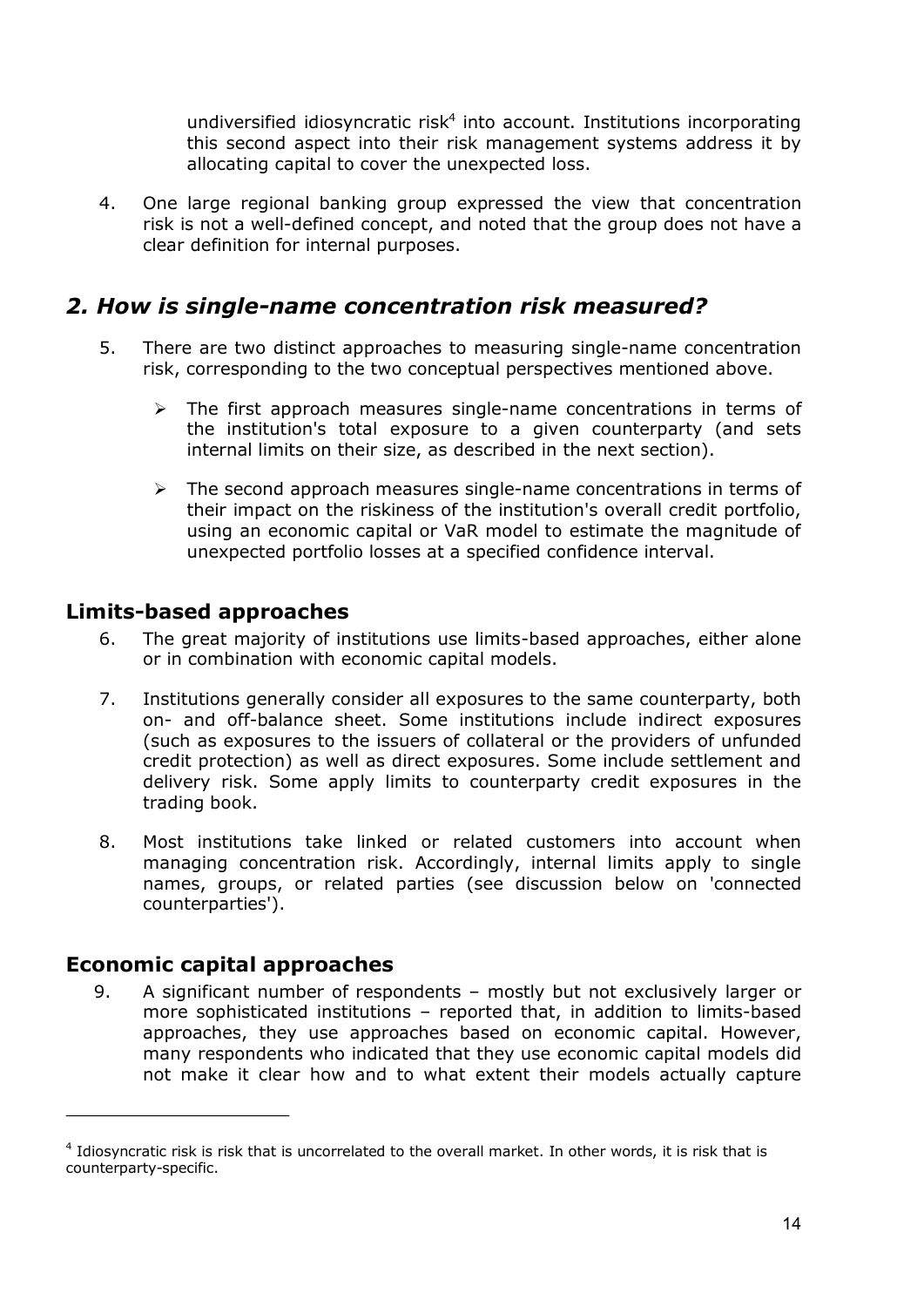undiversified idiosyncratic risk[4] into account. Institutions incorporating this second aspect into their risk management systems address it by allocating capital to cover the unexpected loss.

4. One large regional banking group expressed the view that concentration risk is not a well-defined concept, and noted that the group does not have a clear definition for internal purposes.

## *2. How is single-name concentration risk measured?*

5. There are two distinct approaches to measuring single-name concentration risk, corresponding to the two conceptual perspectives mentioned above.

   - The first approach measures single-name concentrations in terms of the institution's total exposure to a given counterparty (and sets internal limits on their size, as described in the next section).

   - The second approach measures single-name concentrations in terms of their impact on the riskiness of the institution's overall credit portfolio, using an economic capital or VaR model to estimate the magnitude of unexpected portfolio losses at a specified confidence interval.

### Limits-based approaches

6. The great majority of institutions use limits-based approaches, either alone or in combination with economic capital models.

7. Institutions generally consider all exposures to the same counterparty, both on- and off-balance sheet. Some institutions include indirect exposures (such as exposures to the issuers of collateral or the providers of unfunded credit protection) as well as direct exposures. Some include settlement and delivery risk. Some apply limits to counterparty credit exposures in the trading book.

8. Most institutions take linked or related customers into account when managing concentration risk. Accordingly, internal limits apply to single names, groups, or related parties (see discussion below on 'connected counterparties').

### Economic capital approaches

9. A significant number of respondents – mostly but not exclusively larger or more sophisticated institutions – reported that, in addition to limits-based approaches, they use approaches based on economic capital. However, many respondents who indicated that they use economic capital models did not make it clear how and to what extent their models actually capture

[4] Idiosyncratic risk is risk that is uncorrelated to the overall market. In other words, it is risk that is counterparty-specific.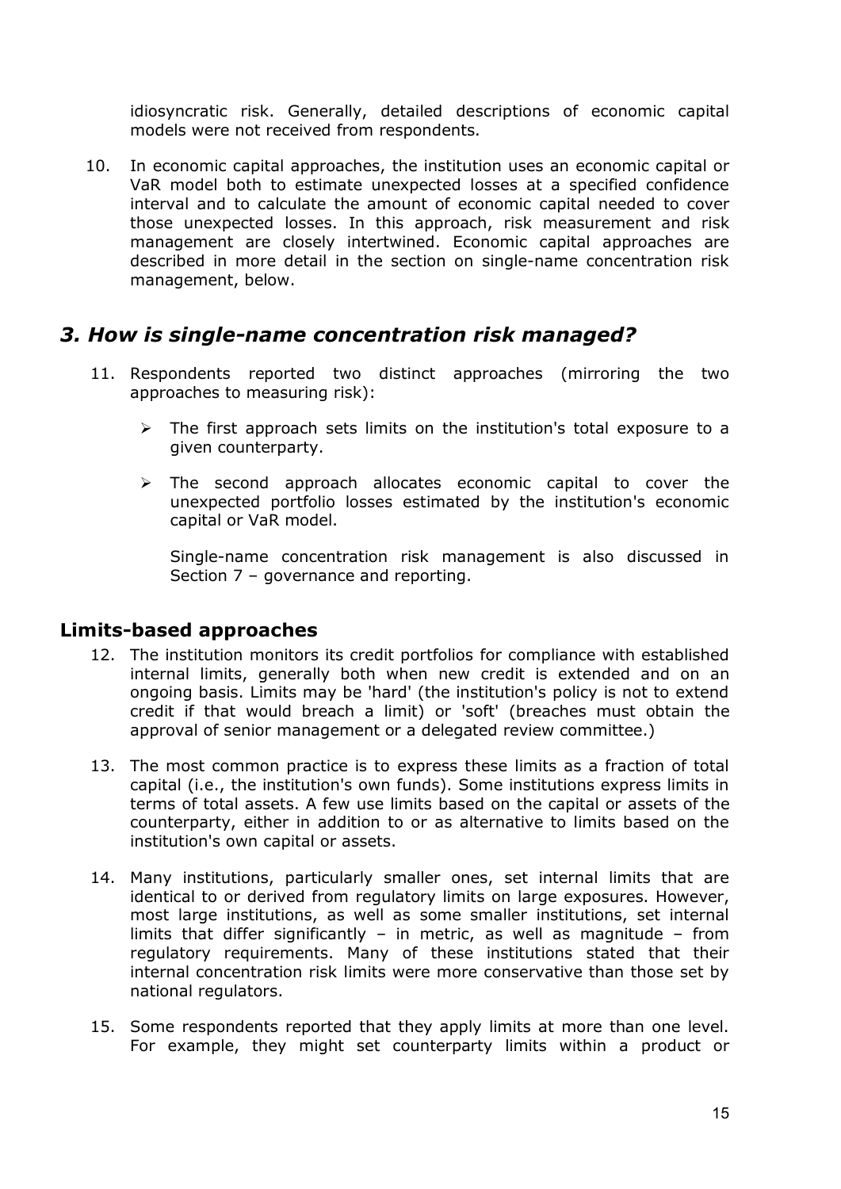idiosyncratic risk. Generally, detailed descriptions of economic capital models were not received from respondents.

10. In economic capital approaches, the institution uses an economic capital or VaR model both to estimate unexpected losses at a specified confidence interval and to calculate the amount of economic capital needed to cover those unexpected losses. In this approach, risk measurement and risk management are closely intertwined. Economic capital approaches are described in more detail in the section on single-name concentration risk management, below.

## *3. How is single-name concentration risk managed?*

11. Respondents reported two distinct approaches (mirroring the two approaches to measuring risk):

    - The first approach sets limits on the institution's total exposure to a given counterparty.

    - The second approach allocates economic capital to cover the unexpected portfolio losses estimated by the institution's economic capital or VaR model.

    Single-name concentration risk management is also discussed in Section 7 – governance and reporting.

### Limits-based approaches

12. The institution monitors its credit portfolios for compliance with established internal limits, generally both when new credit is extended and on an ongoing basis. Limits may be 'hard' (the institution's policy is not to extend credit if that would breach a limit) or 'soft' (breaches must obtain the approval of senior management or a delegated review committee.)

13. The most common practice is to express these limits as a fraction of total capital (i.e., the institution's own funds). Some institutions express limits in terms of total assets. A few use limits based on the capital or assets of the counterparty, either in addition to or as alternative to limits based on the institution's own capital or assets.

14. Many institutions, particularly smaller ones, set internal limits that are identical to or derived from regulatory limits on large exposures. However, most large institutions, as well as some smaller institutions, set internal limits that differ significantly – in metric, as well as magnitude – from regulatory requirements. Many of these institutions stated that their internal concentration risk limits were more conservative than those set by national regulators.

15. Some respondents reported that they apply limits at more than one level. For example, they might set counterparty limits within a product or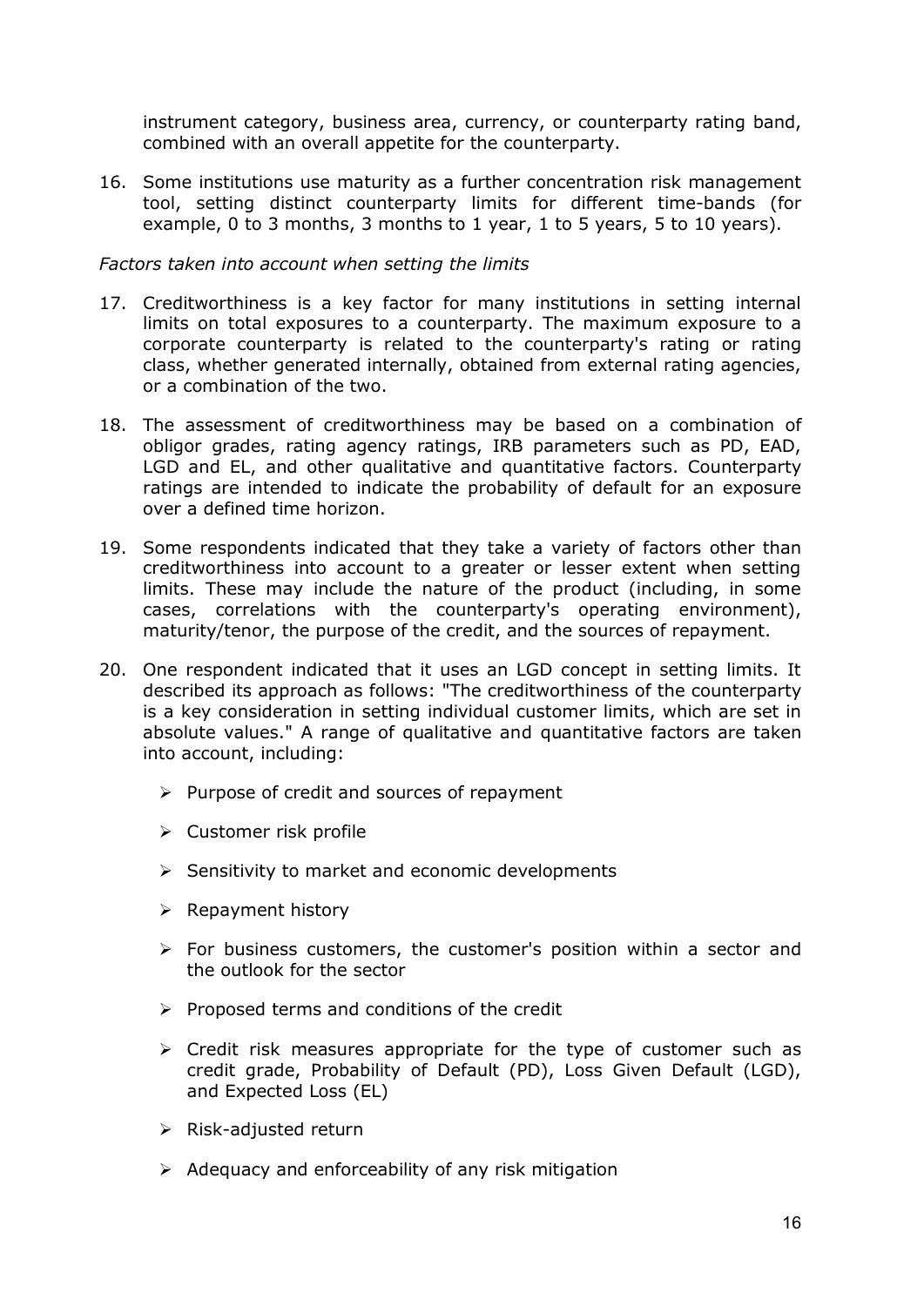instrument category, business area, currency, or counterparty rating band, combined with an overall appetite for the counterparty.

16. Some institutions use maturity as a further concentration risk management tool, setting distinct counterparty limits for different time-bands (for example, 0 to 3 months, 3 months to 1 year, 1 to 5 years, 5 to 10 years).

*Factors taken into account when setting the limits*

17. Creditworthiness is a key factor for many institutions in setting internal limits on total exposures to a counterparty. The maximum exposure to a corporate counterparty is related to the counterparty's rating or rating class, whether generated internally, obtained from external rating agencies, or a combination of the two.

18. The assessment of creditworthiness may be based on a combination of obligor grades, rating agency ratings, IRB parameters such as PD, EAD, LGD and EL, and other qualitative and quantitative factors. Counterparty ratings are intended to indicate the probability of default for an exposure over a defined time horizon.

19. Some respondents indicated that they take a variety of factors other than creditworthiness into account to a greater or lesser extent when setting limits. These may include the nature of the product (including, in some cases, correlations with the counterparty's operating environment), maturity/tenor, the purpose of the credit, and the sources of repayment.

20. One respondent indicated that it uses an LGD concept in setting limits. It described its approach as follows: "The creditworthiness of the counterparty is a key consideration in setting individual customer limits, which are set in absolute values." A range of qualitative and quantitative factors are taken into account, including:

    - Purpose of credit and sources of repayment
    - Customer risk profile
    - Sensitivity to market and economic developments
    - Repayment history
    - For business customers, the customer's position within a sector and the outlook for the sector
    - Proposed terms and conditions of the credit
    - Credit risk measures appropriate for the type of customer such as credit grade, Probability of Default (PD), Loss Given Default (LGD), and Expected Loss (EL)
    - Risk-adjusted return
    - Adequacy and enforceability of any risk mitigation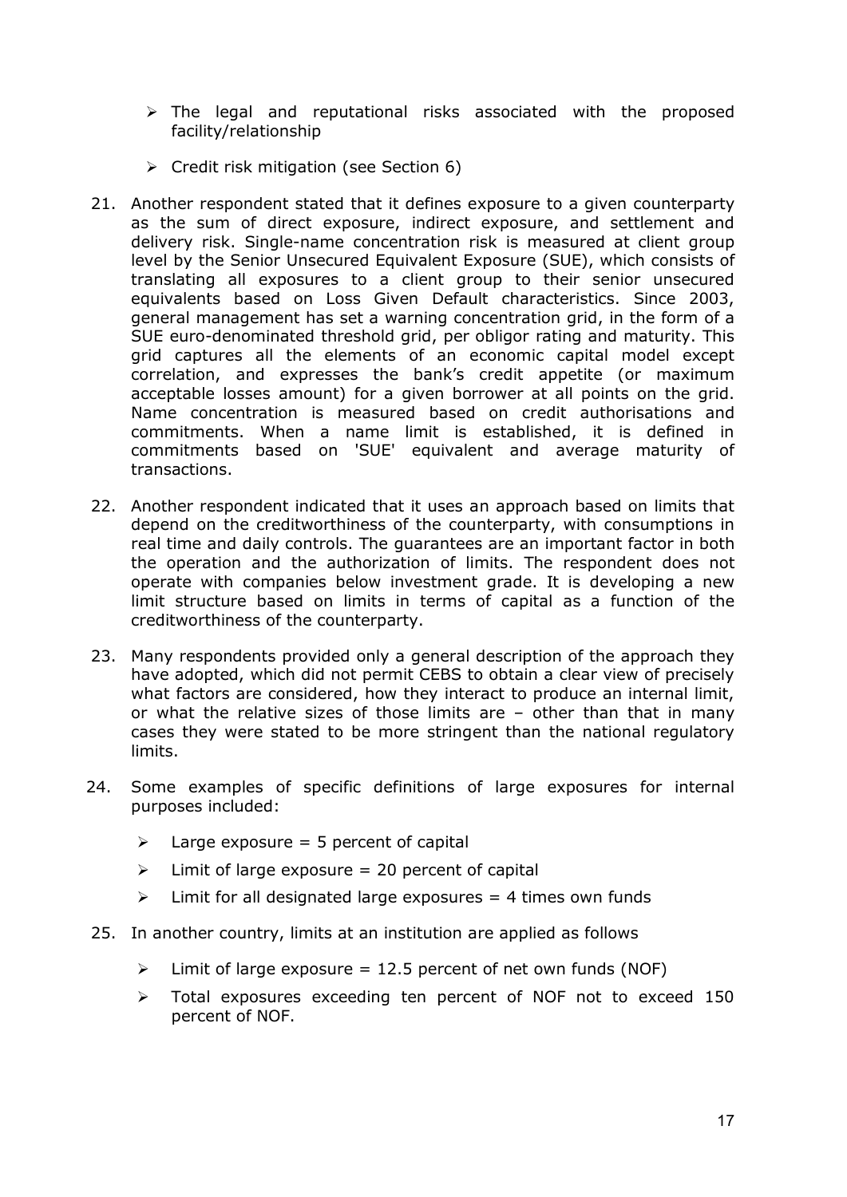- The legal and reputational risks associated with the proposed facility/relationship
- Credit risk mitigation (see Section 6)

21. Another respondent stated that it defines exposure to a given counterparty as the sum of direct exposure, indirect exposure, and settlement and delivery risk. Single-name concentration risk is measured at client group level by the Senior Unsecured Equivalent Exposure (SUE), which consists of translating all exposures to a client group to their senior unsecured equivalents based on Loss Given Default characteristics. Since 2003, general management has set a warning concentration grid, in the form of a SUE euro-denominated threshold grid, per obligor rating and maturity. This grid captures all the elements of an economic capital model except correlation, and expresses the bank's credit appetite (or maximum acceptable losses amount) for a given borrower at all points on the grid. Name concentration is measured based on credit authorisations and commitments. When a name limit is established, it is defined in commitments based on 'SUE' equivalent and average maturity of transactions.

22. Another respondent indicated that it uses an approach based on limits that depend on the creditworthiness of the counterparty, with consumptions in real time and daily controls. The guarantees are an important factor in both the operation and the authorization of limits. The respondent does not operate with companies below investment grade. It is developing a new limit structure based on limits in terms of capital as a function of the creditworthiness of the counterparty.

23. Many respondents provided only a general description of the approach they have adopted, which did not permit CEBS to obtain a clear view of precisely what factors are considered, how they interact to produce an internal limit, or what the relative sizes of those limits are – other than that in many cases they were stated to be more stringent than the national regulatory limits.

24. Some examples of specific definitions of large exposures for internal purposes included:

    - Large exposure = 5 percent of capital
    - Limit of large exposure = 20 percent of capital
    - Limit for all designated large exposures = 4 times own funds

25. In another country, limits at an institution are applied as follows

    - Limit of large exposure = 12.5 percent of net own funds (NOF)
    - Total exposures exceeding ten percent of NOF not to exceed 150 percent of NOF.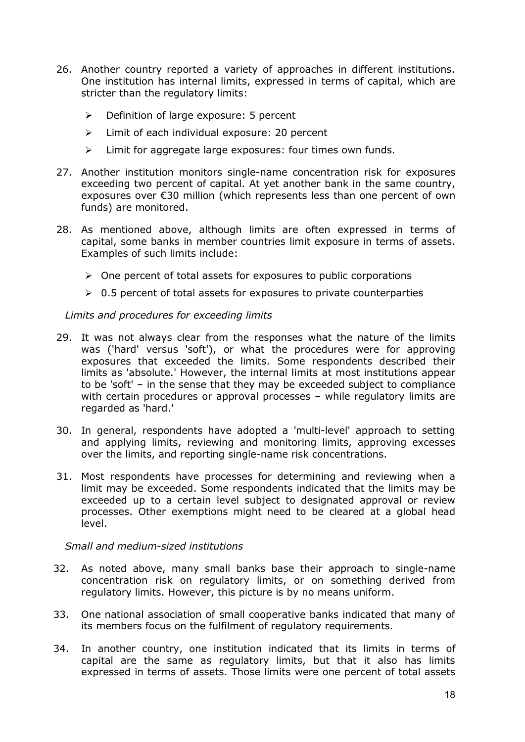26. Another country reported a variety of approaches in different institutions. One institution has internal limits, expressed in terms of capital, which are stricter than the regulatory limits:

    - Definition of large exposure: 5 percent
    - Limit of each individual exposure: 20 percent
    - Limit for aggregate large exposures: four times own funds.

27. Another institution monitors single-name concentration risk for exposures exceeding two percent of capital. At yet another bank in the same country, exposures over €30 million (which represents less than one percent of own funds) are monitored.

28. As mentioned above, although limits are often expressed in terms of capital, some banks in member countries limit exposure in terms of assets. Examples of such limits include:

    - One percent of total assets for exposures to public corporations
    - 0.5 percent of total assets for exposures to private counterparties

*Limits and procedures for exceeding limits*

29. It was not always clear from the responses what the nature of the limits was ('hard' versus 'soft'), or what the procedures were for approving exposures that exceeded the limits. Some respondents described their limits as 'absolute.' However, the internal limits at most institutions appear to be 'soft' – in the sense that they may be exceeded subject to compliance with certain procedures or approval processes – while regulatory limits are regarded as 'hard.'

30. In general, respondents have adopted a 'multi-level' approach to setting and applying limits, reviewing and monitoring limits, approving excesses over the limits, and reporting single-name risk concentrations.

31. Most respondents have processes for determining and reviewing when a limit may be exceeded. Some respondents indicated that the limits may be exceeded up to a certain level subject to designated approval or review processes. Other exemptions might need to be cleared at a global head level.

*Small and medium-sized institutions*

32. As noted above, many small banks base their approach to single-name concentration risk on regulatory limits, or on something derived from regulatory limits. However, this picture is by no means uniform.

33. One national association of small cooperative banks indicated that many of its members focus on the fulfilment of regulatory requirements.

34. In another country, one institution indicated that its limits in terms of capital are the same as regulatory limits, but that it also has limits expressed in terms of assets. Those limits were one percent of total assets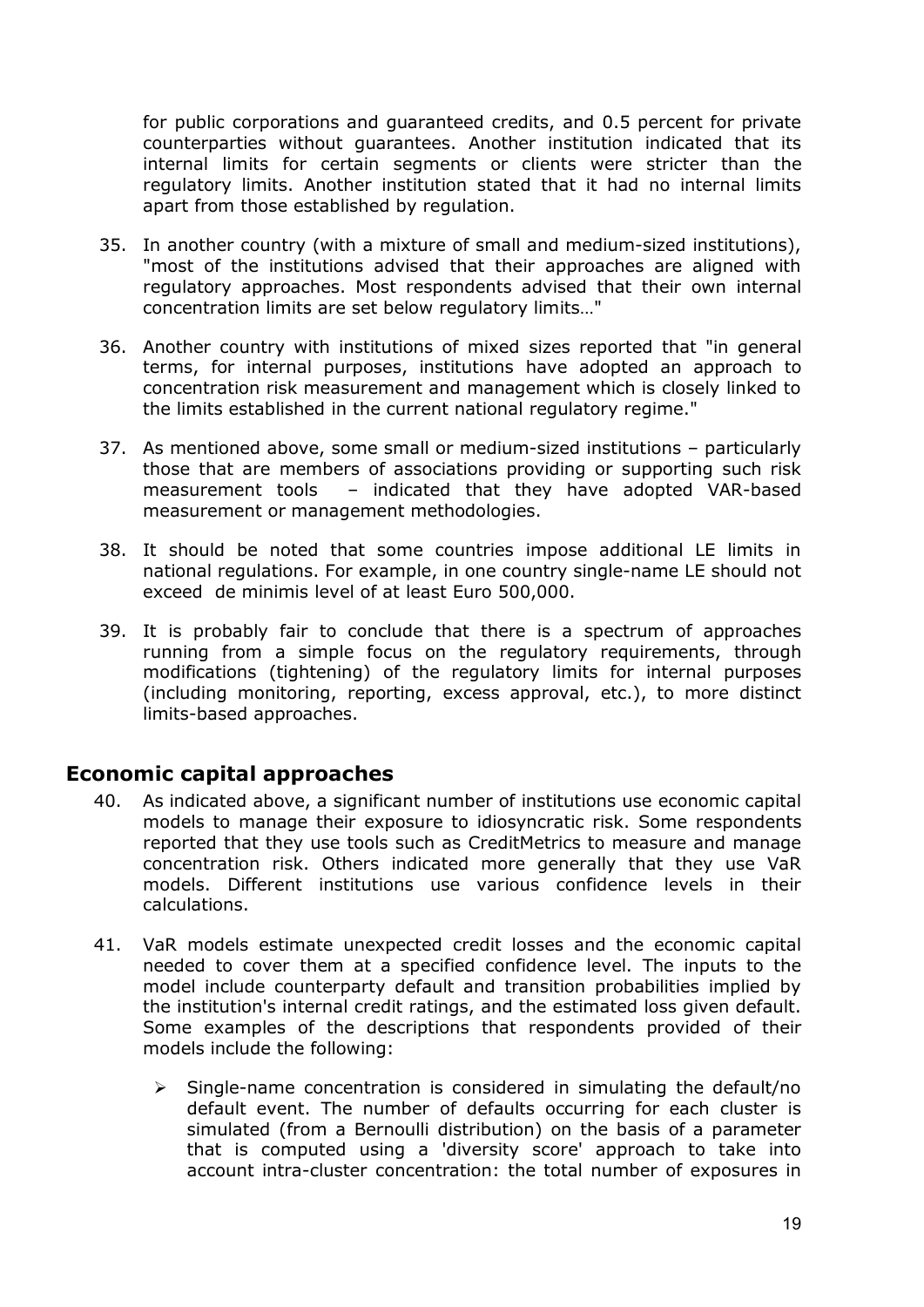for public corporations and guaranteed credits, and 0.5 percent for private counterparties without guarantees. Another institution indicated that its internal limits for certain segments or clients were stricter than the regulatory limits. Another institution stated that it had no internal limits apart from those established by regulation.

35. In another country (with a mixture of small and medium-sized institutions), "most of the institutions advised that their approaches are aligned with regulatory approaches. Most respondents advised that their own internal concentration limits are set below regulatory limits…"

36. Another country with institutions of mixed sizes reported that "in general terms, for internal purposes, institutions have adopted an approach to concentration risk measurement and management which is closely linked to the limits established in the current national regulatory regime."

37. As mentioned above, some small or medium-sized institutions – particularly those that are members of associations providing or supporting such risk measurement tools – indicated that they have adopted VAR-based measurement or management methodologies.

38. It should be noted that some countries impose additional LE limits in national regulations. For example, in one country single-name LE should not exceed de minimis level of at least Euro 500,000.

39. It is probably fair to conclude that there is a spectrum of approaches running from a simple focus on the regulatory requirements, through modifications (tightening) of the regulatory limits for internal purposes (including monitoring, reporting, excess approval, etc.), to more distinct limits-based approaches.

## Economic capital approaches

40. As indicated above, a significant number of institutions use economic capital models to manage their exposure to idiosyncratic risk. Some respondents reported that they use tools such as CreditMetrics to measure and manage concentration risk. Others indicated more generally that they use VaR models. Different institutions use various confidence levels in their calculations.

41. VaR models estimate unexpected credit losses and the economic capital needed to cover them at a specified confidence level. The inputs to the model include counterparty default and transition probabilities implied by the institution's internal credit ratings, and the estimated loss given default. Some examples of the descriptions that respondents provided of their models include the following:

    - Single-name concentration is considered in simulating the default/no default event. The number of defaults occurring for each cluster is simulated (from a Bernoulli distribution) on the basis of a parameter that is computed using a 'diversity score' approach to take into account intra-cluster concentration: the total number of exposures in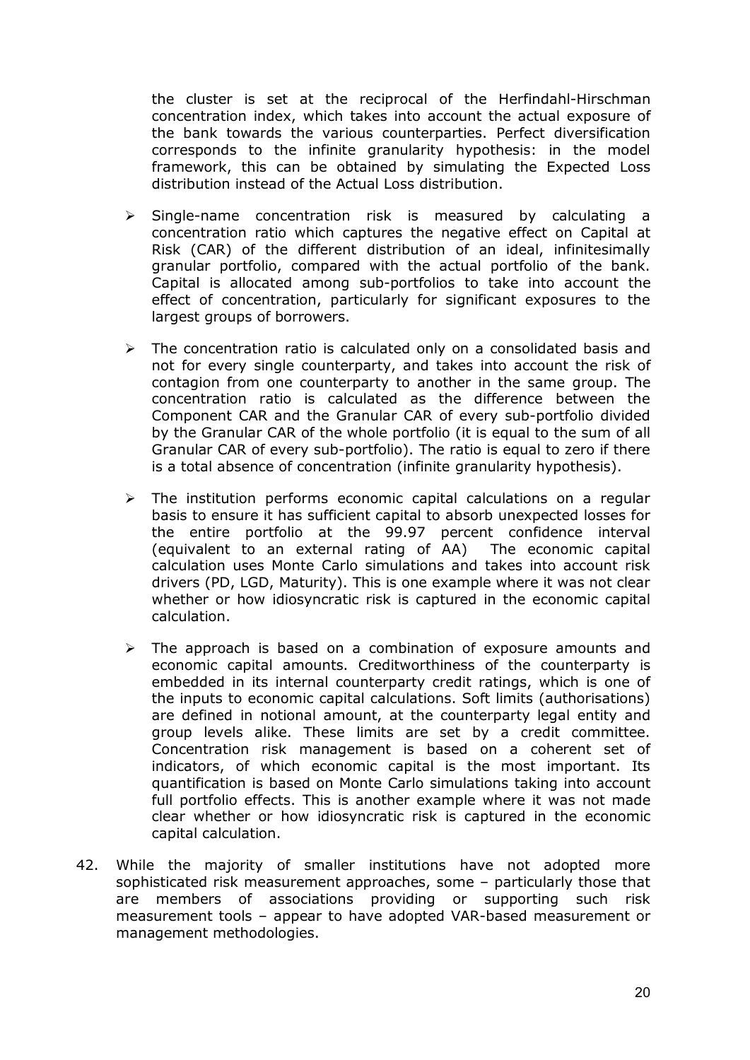the cluster is set at the reciprocal of the Herfindahl-Hirschman concentration index, which takes into account the actual exposure of the bank towards the various counterparties. Perfect diversification corresponds to the infinite granularity hypothesis: in the model framework, this can be obtained by simulating the Expected Loss distribution instead of the Actual Loss distribution.

- Single-name concentration risk is measured by calculating a concentration ratio which captures the negative effect on Capital at Risk (CAR) of the different distribution of an ideal, infinitesimally granular portfolio, compared with the actual portfolio of the bank. Capital is allocated among sub-portfolios to take into account the effect of concentration, particularly for significant exposures to the largest groups of borrowers.

- The concentration ratio is calculated only on a consolidated basis and not for every single counterparty, and takes into account the risk of contagion from one counterparty to another in the same group. The concentration ratio is calculated as the difference between the Component CAR and the Granular CAR of every sub-portfolio divided by the Granular CAR of the whole portfolio (it is equal to the sum of all Granular CAR of every sub-portfolio). The ratio is equal to zero if there is a total absence of concentration (infinite granularity hypothesis).

- The institution performs economic capital calculations on a regular basis to ensure it has sufficient capital to absorb unexpected losses for the entire portfolio at the 99.97 percent confidence interval (equivalent to an external rating of AA) The economic capital calculation uses Monte Carlo simulations and takes into account risk drivers (PD, LGD, Maturity). This is one example where it was not clear whether or how idiosyncratic risk is captured in the economic capital calculation.

- The approach is based on a combination of exposure amounts and economic capital amounts. Creditworthiness of the counterparty is embedded in its internal counterparty credit ratings, which is one of the inputs to economic capital calculations. Soft limits (authorisations) are defined in notional amount, at the counterparty legal entity and group levels alike. These limits are set by a credit committee. Concentration risk management is based on a coherent set of indicators, of which economic capital is the most important. Its quantification is based on Monte Carlo simulations taking into account full portfolio effects. This is another example where it was not made clear whether or how idiosyncratic risk is captured in the economic capital calculation.

42. While the majority of smaller institutions have not adopted more sophisticated risk measurement approaches, some – particularly those that are members of associations providing or supporting such risk measurement tools – appear to have adopted VAR-based measurement or management methodologies.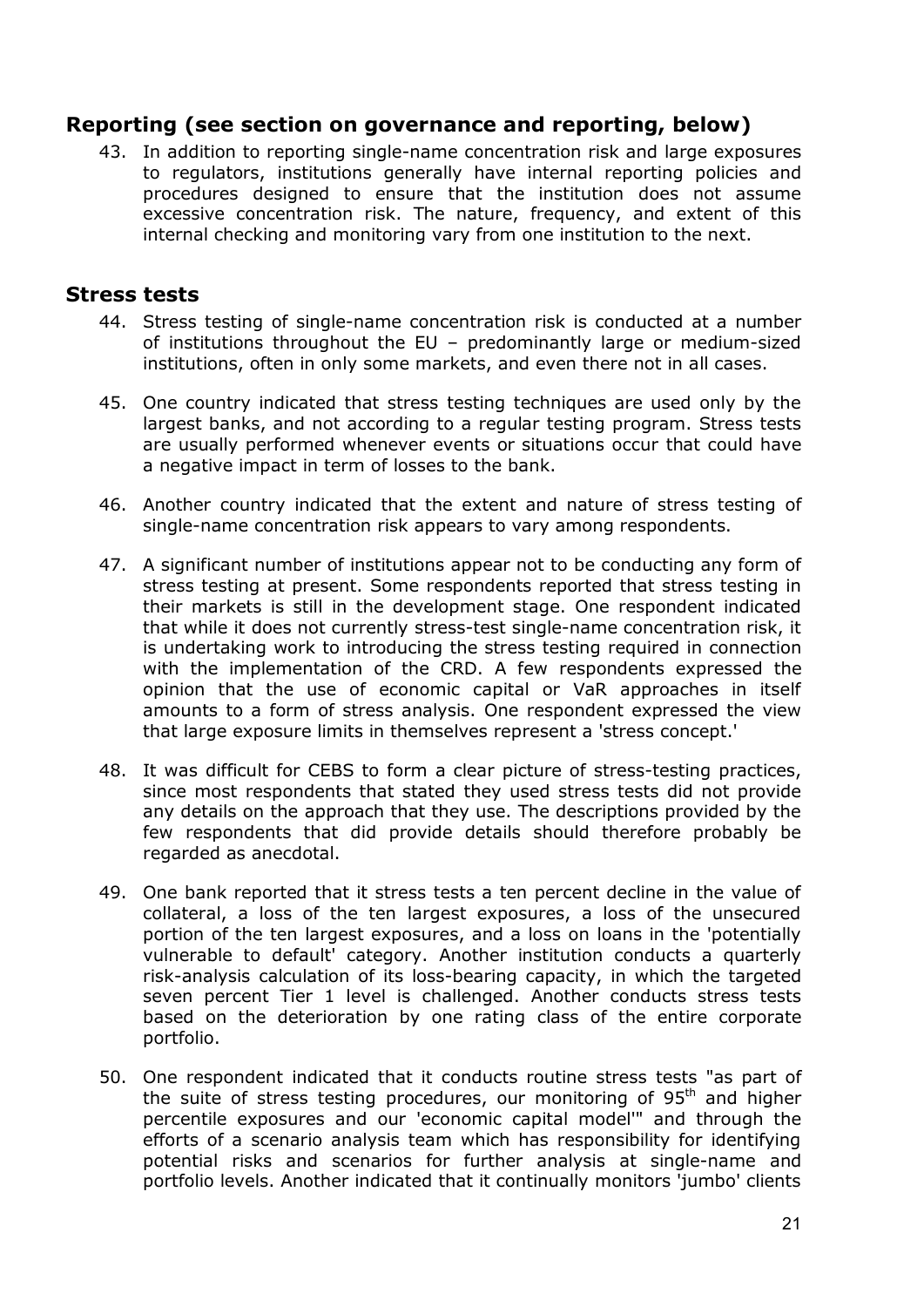## Reporting (see section on governance and reporting, below)

43. In addition to reporting single-name concentration risk and large exposures to regulators, institutions generally have internal reporting policies and procedures designed to ensure that the institution does not assume excessive concentration risk. The nature, frequency, and extent of this internal checking and monitoring vary from one institution to the next.

## Stress tests

44. Stress testing of single-name concentration risk is conducted at a number of institutions throughout the EU – predominantly large or medium-sized institutions, often in only some markets, and even there not in all cases.

45. One country indicated that stress testing techniques are used only by the largest banks, and not according to a regular testing program. Stress tests are usually performed whenever events or situations occur that could have a negative impact in term of losses to the bank.

46. Another country indicated that the extent and nature of stress testing of single-name concentration risk appears to vary among respondents.

47. A significant number of institutions appear not to be conducting any form of stress testing at present. Some respondents reported that stress testing in their markets is still in the development stage. One respondent indicated that while it does not currently stress-test single-name concentration risk, it is undertaking work to introducing the stress testing required in connection with the implementation of the CRD. A few respondents expressed the opinion that the use of economic capital or VaR approaches in itself amounts to a form of stress analysis. One respondent expressed the view that large exposure limits in themselves represent a 'stress concept.'

48. It was difficult for CEBS to form a clear picture of stress-testing practices, since most respondents that stated they used stress tests did not provide any details on the approach that they use. The descriptions provided by the few respondents that did provide details should therefore probably be regarded as anecdotal.

49. One bank reported that it stress tests a ten percent decline in the value of collateral, a loss of the ten largest exposures, a loss of the unsecured portion of the ten largest exposures, and a loss on loans in the 'potentially vulnerable to default' category. Another institution conducts a quarterly risk-analysis calculation of its loss-bearing capacity, in which the targeted seven percent Tier 1 level is challenged. Another conducts stress tests based on the deterioration by one rating class of the entire corporate portfolio.

50. One respondent indicated that it conducts routine stress tests "as part of the suite of stress testing procedures, our monitoring of 95th and higher percentile exposures and our 'economic capital model'" and through the efforts of a scenario analysis team which has responsibility for identifying potential risks and scenarios for further analysis at single-name and portfolio levels. Another indicated that it continually monitors 'jumbo' clients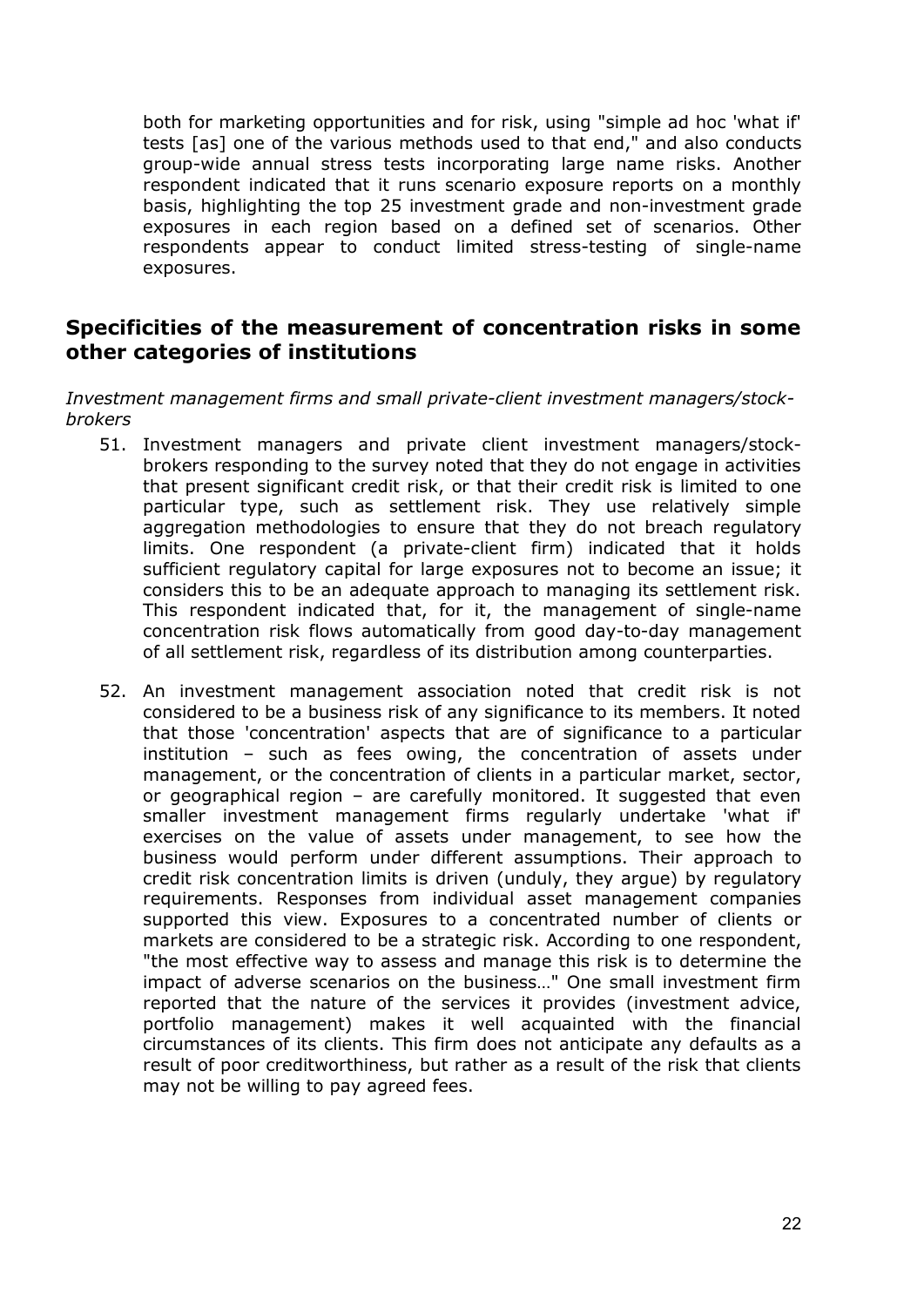both for marketing opportunities and for risk, using "simple ad hoc 'what if' tests [as] one of the various methods used to that end," and also conducts group-wide annual stress tests incorporating large name risks. Another respondent indicated that it runs scenario exposure reports on a monthly basis, highlighting the top 25 investment grade and non-investment grade exposures in each region based on a defined set of scenarios. Other respondents appear to conduct limited stress-testing of single-name exposures.

## Specificities of the measurement of concentration risks in some other categories of institutions

*Investment management firms and small private-client investment managers/stock-brokers*

51. Investment managers and private client investment managers/stock-brokers responding to the survey noted that they do not engage in activities that present significant credit risk, or that their credit risk is limited to one particular type, such as settlement risk. They use relatively simple aggregation methodologies to ensure that they do not breach regulatory limits. One respondent (a private-client firm) indicated that it holds sufficient regulatory capital for large exposures not to become an issue; it considers this to be an adequate approach to managing its settlement risk. This respondent indicated that, for it, the management of single-name concentration risk flows automatically from good day-to-day management of all settlement risk, regardless of its distribution among counterparties.

52. An investment management association noted that credit risk is not considered to be a business risk of any significance to its members. It noted that those 'concentration' aspects that are of significance to a particular institution – such as fees owing, the concentration of assets under management, or the concentration of clients in a particular market, sector, or geographical region – are carefully monitored. It suggested that even smaller investment management firms regularly undertake 'what if' exercises on the value of assets under management, to see how the business would perform under different assumptions. Their approach to credit risk concentration limits is driven (unduly, they argue) by regulatory requirements. Responses from individual asset management companies supported this view. Exposures to a concentrated number of clients or markets are considered to be a strategic risk. According to one respondent, "the most effective way to assess and manage this risk is to determine the impact of adverse scenarios on the business…" One small investment firm reported that the nature of the services it provides (investment advice, portfolio management) makes it well acquainted with the financial circumstances of its clients. This firm does not anticipate any defaults as a result of poor creditworthiness, but rather as a result of the risk that clients may not be willing to pay agreed fees.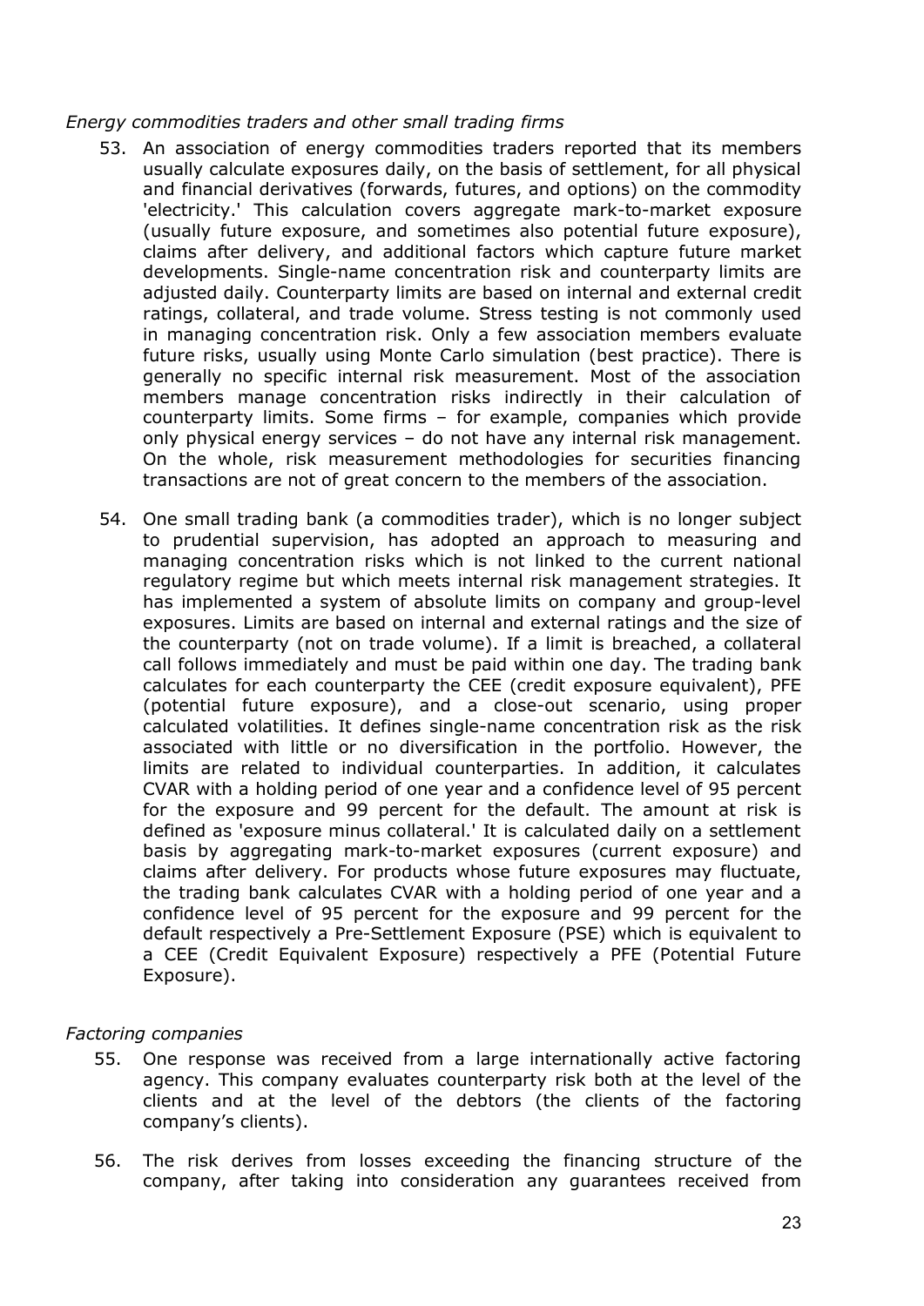*Energy commodities traders and other small trading firms*

53. An association of energy commodities traders reported that its members usually calculate exposures daily, on the basis of settlement, for all physical and financial derivatives (forwards, futures, and options) on the commodity 'electricity.' This calculation covers aggregate mark-to-market exposure (usually future exposure, and sometimes also potential future exposure), claims after delivery, and additional factors which capture future market developments. Single-name concentration risk and counterparty limits are adjusted daily. Counterparty limits are based on internal and external credit ratings, collateral, and trade volume. Stress testing is not commonly used in managing concentration risk. Only a few association members evaluate future risks, usually using Monte Carlo simulation (best practice). There is generally no specific internal risk measurement. Most of the association members manage concentration risks indirectly in their calculation of counterparty limits. Some firms – for example, companies which provide only physical energy services – do not have any internal risk management. On the whole, risk measurement methodologies for securities financing transactions are not of great concern to the members of the association.

54. One small trading bank (a commodities trader), which is no longer subject to prudential supervision, has adopted an approach to measuring and managing concentration risks which is not linked to the current national regulatory regime but which meets internal risk management strategies. It has implemented a system of absolute limits on company and group-level exposures. Limits are based on internal and external ratings and the size of the counterparty (not on trade volume). If a limit is breached, a collateral call follows immediately and must be paid within one day. The trading bank calculates for each counterparty the CEE (credit exposure equivalent), PFE (potential future exposure), and a close-out scenario, using proper calculated volatilities. It defines single-name concentration risk as the risk associated with little or no diversification in the portfolio. However, the limits are related to individual counterparties. In addition, it calculates CVAR with a holding period of one year and a confidence level of 95 percent for the exposure and 99 percent for the default. The amount at risk is defined as 'exposure minus collateral.' It is calculated daily on a settlement basis by aggregating mark-to-market exposures (current exposure) and claims after delivery. For products whose future exposures may fluctuate, the trading bank calculates CVAR with a holding period of one year and a confidence level of 95 percent for the exposure and 99 percent for the default respectively a Pre-Settlement Exposure (PSE) which is equivalent to a CEE (Credit Equivalent Exposure) respectively a PFE (Potential Future Exposure).

*Factoring companies*

55. One response was received from a large internationally active factoring agency. This company evaluates counterparty risk both at the level of the clients and at the level of the debtors (the clients of the factoring company's clients).

56. The risk derives from losses exceeding the financing structure of the company, after taking into consideration any guarantees received from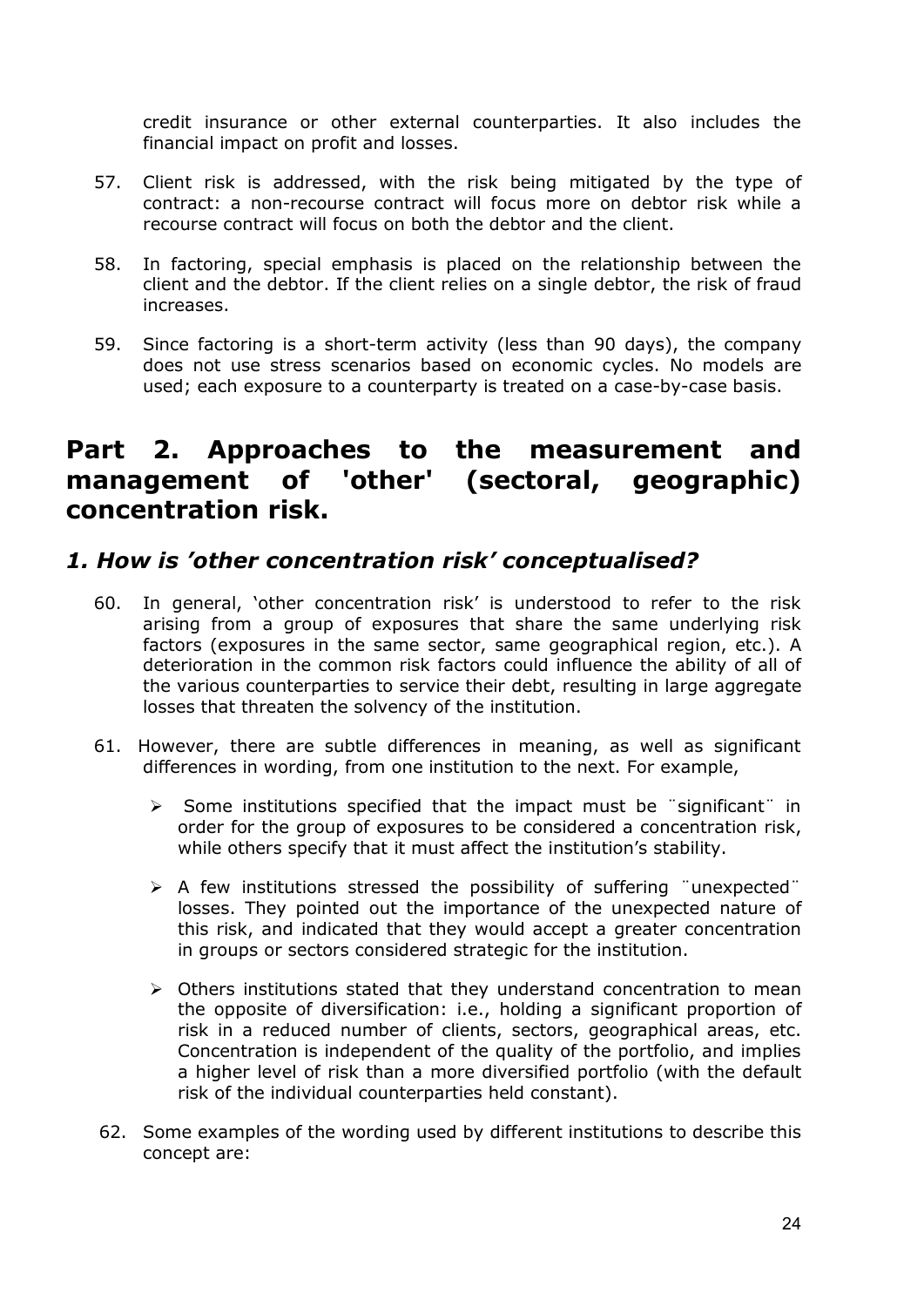credit insurance or other external counterparties. It also includes the financial impact on profit and losses.

57. Client risk is addressed, with the risk being mitigated by the type of contract: a non-recourse contract will focus more on debtor risk while a recourse contract will focus on both the debtor and the client.

58. In factoring, special emphasis is placed on the relationship between the client and the debtor. If the client relies on a single debtor, the risk of fraud increases.

59. Since factoring is a short-term activity (less than 90 days), the company does not use stress scenarios based on economic cycles. No models are used; each exposure to a counterparty is treated on a case-by-case basis.

# Part 2. Approaches to the measurement and management of 'other' (sectoral, geographic) concentration risk.

## *1. How is 'other concentration risk' conceptualised?*

60. In general, 'other concentration risk' is understood to refer to the risk arising from a group of exposures that share the same underlying risk factors (exposures in the same sector, same geographical region, etc.). A deterioration in the common risk factors could influence the ability of all of the various counterparties to service their debt, resulting in large aggregate losses that threaten the solvency of the institution.

61. However, there are subtle differences in meaning, as well as significant differences in wording, from one institution to the next. For example,

   - Some institutions specified that the impact must be ¨significant¨ in order for the group of exposures to be considered a concentration risk, while others specify that it must affect the institution's stability.

   - A few institutions stressed the possibility of suffering ¨unexpected¨ losses. They pointed out the importance of the unexpected nature of this risk, and indicated that they would accept a greater concentration in groups or sectors considered strategic for the institution.

   - Others institutions stated that they understand concentration to mean the opposite of diversification: i.e., holding a significant proportion of risk in a reduced number of clients, sectors, geographical areas, etc. Concentration is independent of the quality of the portfolio, and implies a higher level of risk than a more diversified portfolio (with the default risk of the individual counterparties held constant).

62. Some examples of the wording used by different institutions to describe this concept are: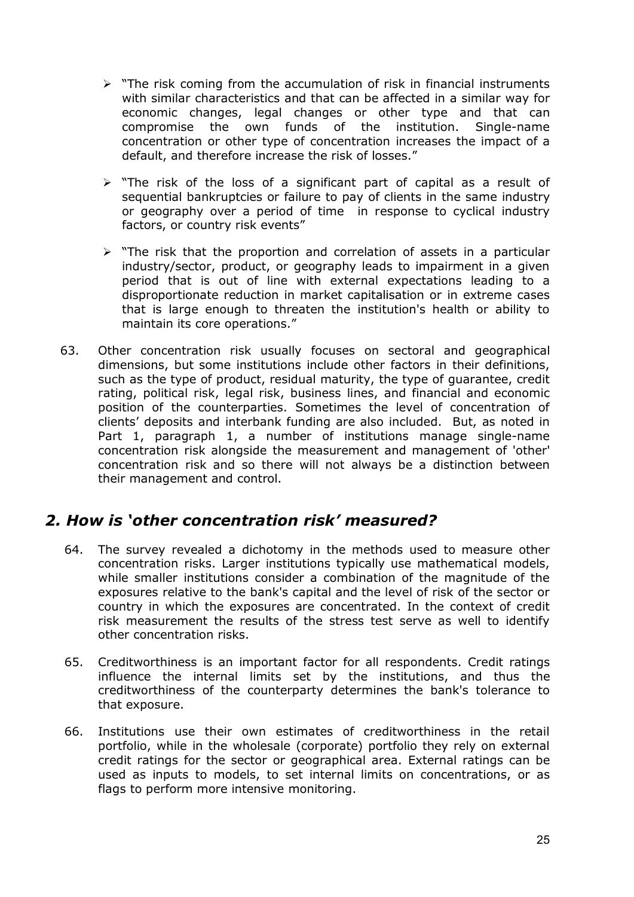- "The risk coming from the accumulation of risk in financial instruments with similar characteristics and that can be affected in a similar way for economic changes, legal changes or other type and that can compromise the own funds of the institution. Single-name concentration or other type of concentration increases the impact of a default, and therefore increase the risk of losses."

- "The risk of the loss of a significant part of capital as a result of sequential bankruptcies or failure to pay of clients in the same industry or geography over a period of time in response to cyclical industry factors, or country risk events"

- "The risk that the proportion and correlation of assets in a particular industry/sector, product, or geography leads to impairment in a given period that is out of line with external expectations leading to a disproportionate reduction in market capitalisation or in extreme cases that is large enough to threaten the institution's health or ability to maintain its core operations."

63. Other concentration risk usually focuses on sectoral and geographical dimensions, but some institutions include other factors in their definitions, such as the type of product, residual maturity, the type of guarantee, credit rating, political risk, legal risk, business lines, and financial and economic position of the counterparties. Sometimes the level of concentration of clients' deposits and interbank funding are also included. But, as noted in Part 1, paragraph 1, a number of institutions manage single-name concentration risk alongside the measurement and management of 'other' concentration risk and so there will not always be a distinction between their management and control.

## *2. How is 'other concentration risk' measured?*

64. The survey revealed a dichotomy in the methods used to measure other concentration risks. Larger institutions typically use mathematical models, while smaller institutions consider a combination of the magnitude of the exposures relative to the bank's capital and the level of risk of the sector or country in which the exposures are concentrated. In the context of credit risk measurement the results of the stress test serve as well to identify other concentration risks.

65. Creditworthiness is an important factor for all respondents. Credit ratings influence the internal limits set by the institutions, and thus the creditworthiness of the counterparty determines the bank's tolerance to that exposure.

66. Institutions use their own estimates of creditworthiness in the retail portfolio, while in the wholesale (corporate) portfolio they rely on external credit ratings for the sector or geographical area. External ratings can be used as inputs to models, to set internal limits on concentrations, or as flags to perform more intensive monitoring.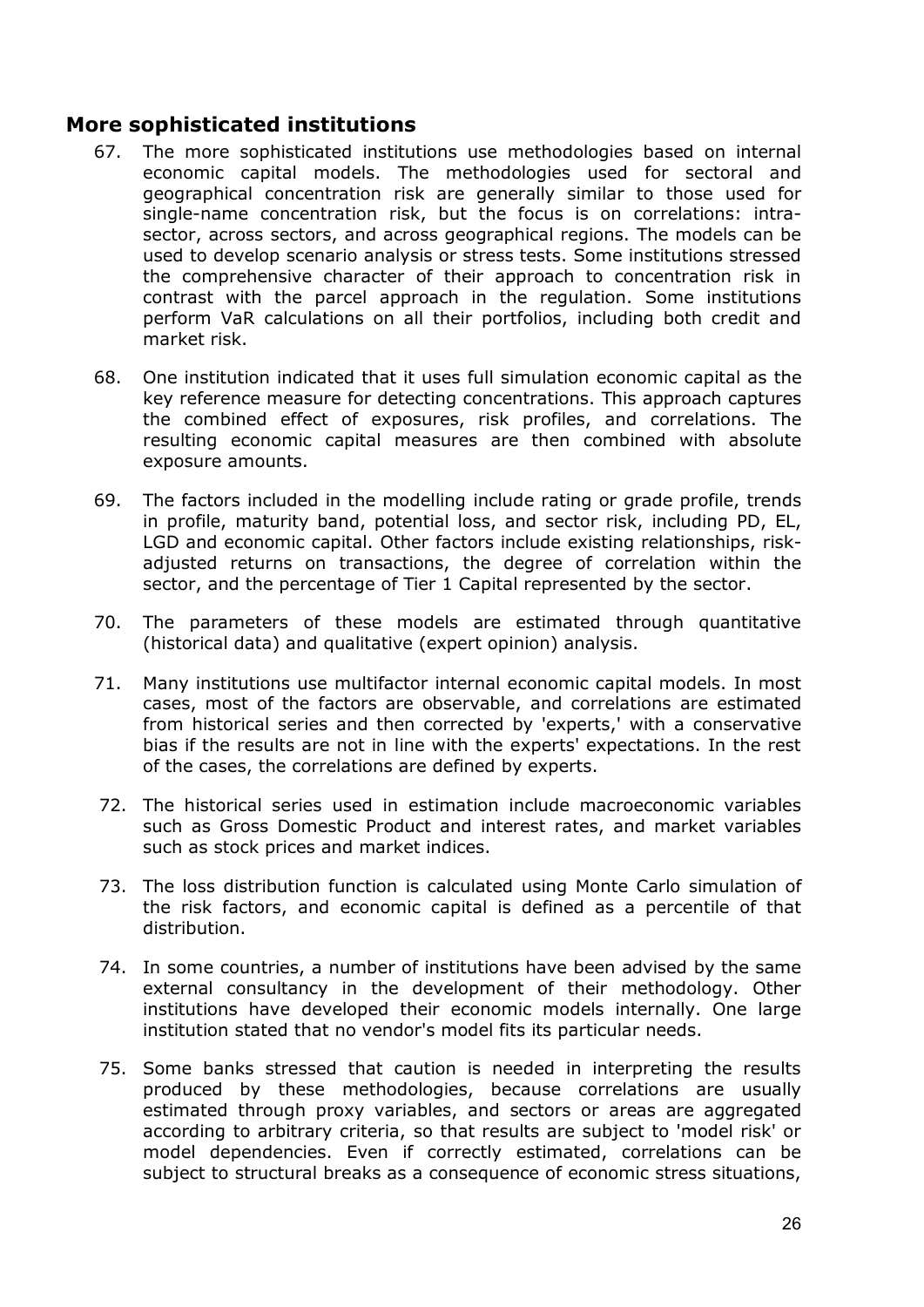## More sophisticated institutions

67. The more sophisticated institutions use methodologies based on internal economic capital models. The methodologies used for sectoral and geographical concentration risk are generally similar to those used for single-name concentration risk, but the focus is on correlations: intra-sector, across sectors, and across geographical regions. The models can be used to develop scenario analysis or stress tests. Some institutions stressed the comprehensive character of their approach to concentration risk in contrast with the parcel approach in the regulation. Some institutions perform VaR calculations on all their portfolios, including both credit and market risk.

68. One institution indicated that it uses full simulation economic capital as the key reference measure for detecting concentrations. This approach captures the combined effect of exposures, risk profiles, and correlations. The resulting economic capital measures are then combined with absolute exposure amounts.

69. The factors included in the modelling include rating or grade profile, trends in profile, maturity band, potential loss, and sector risk, including PD, EL, LGD and economic capital. Other factors include existing relationships, risk-adjusted returns on transactions, the degree of correlation within the sector, and the percentage of Tier 1 Capital represented by the sector.

70. The parameters of these models are estimated through quantitative (historical data) and qualitative (expert opinion) analysis.

71. Many institutions use multifactor internal economic capital models. In most cases, most of the factors are observable, and correlations are estimated from historical series and then corrected by 'experts,' with a conservative bias if the results are not in line with the experts' expectations. In the rest of the cases, the correlations are defined by experts.

72. The historical series used in estimation include macroeconomic variables such as Gross Domestic Product and interest rates, and market variables such as stock prices and market indices.

73. The loss distribution function is calculated using Monte Carlo simulation of the risk factors, and economic capital is defined as a percentile of that distribution.

74. In some countries, a number of institutions have been advised by the same external consultancy in the development of their methodology. Other institutions have developed their economic models internally. One large institution stated that no vendor's model fits its particular needs.

75. Some banks stressed that caution is needed in interpreting the results produced by these methodologies, because correlations are usually estimated through proxy variables, and sectors or areas are aggregated according to arbitrary criteria, so that results are subject to 'model risk' or model dependencies. Even if correctly estimated, correlations can be subject to structural breaks as a consequence of economic stress situations,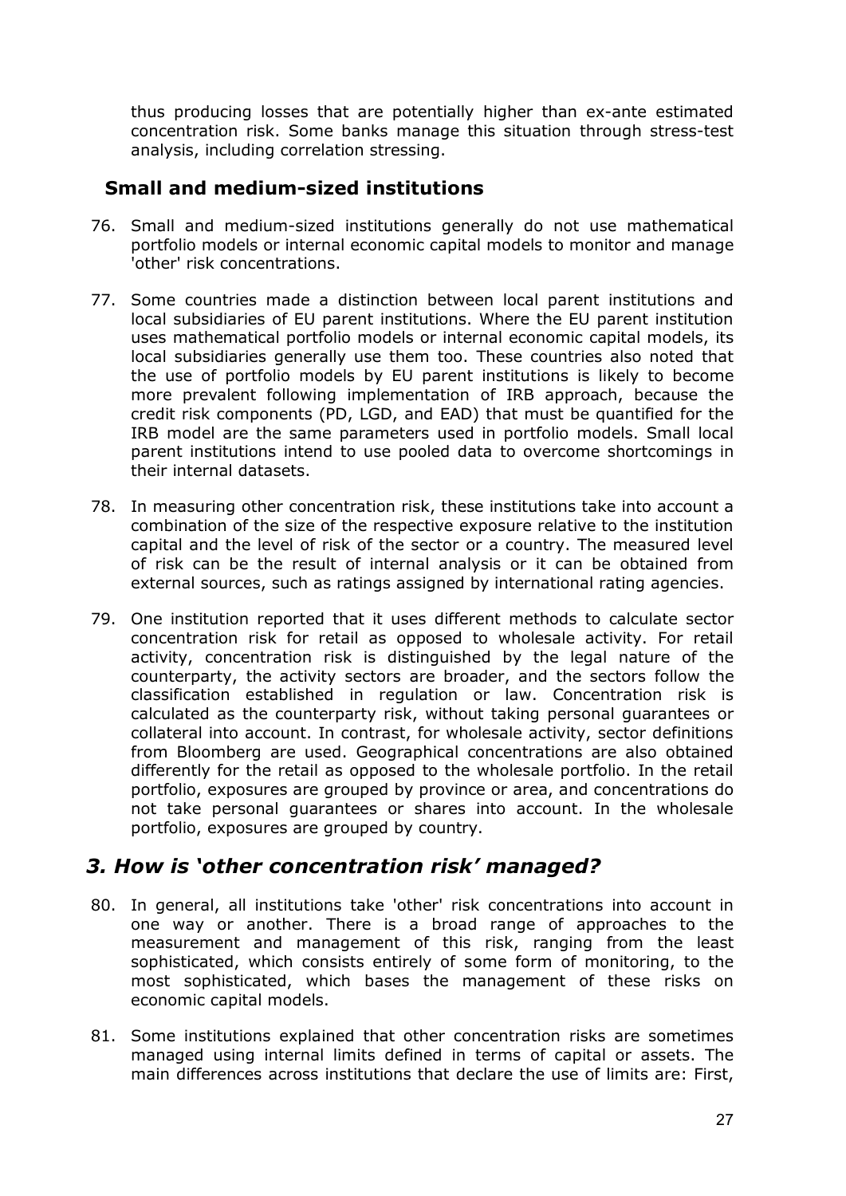thus producing losses that are potentially higher than ex-ante estimated concentration risk. Some banks manage this situation through stress-test analysis, including correlation stressing.

### Small and medium-sized institutions

76. Small and medium-sized institutions generally do not use mathematical portfolio models or internal economic capital models to monitor and manage 'other' risk concentrations.

77. Some countries made a distinction between local parent institutions and local subsidiaries of EU parent institutions. Where the EU parent institution uses mathematical portfolio models or internal economic capital models, its local subsidiaries generally use them too. These countries also noted that the use of portfolio models by EU parent institutions is likely to become more prevalent following implementation of IRB approach, because the credit risk components (PD, LGD, and EAD) that must be quantified for the IRB model are the same parameters used in portfolio models. Small local parent institutions intend to use pooled data to overcome shortcomings in their internal datasets.

78. In measuring other concentration risk, these institutions take into account a combination of the size of the respective exposure relative to the institution capital and the level of risk of the sector or a country. The measured level of risk can be the result of internal analysis or it can be obtained from external sources, such as ratings assigned by international rating agencies.

79. One institution reported that it uses different methods to calculate sector concentration risk for retail as opposed to wholesale activity. For retail activity, concentration risk is distinguished by the legal nature of the counterparty, the activity sectors are broader, and the sectors follow the classification established in regulation or law. Concentration risk is calculated as the counterparty risk, without taking personal guarantees or collateral into account. In contrast, for wholesale activity, sector definitions from Bloomberg are used. Geographical concentrations are also obtained differently for the retail as opposed to the wholesale portfolio. In the retail portfolio, exposures are grouped by province or area, and concentrations do not take personal guarantees or shares into account. In the wholesale portfolio, exposures are grouped by country.

## *3. How is 'other concentration risk' managed?*

80. In general, all institutions take 'other' risk concentrations into account in one way or another. There is a broad range of approaches to the measurement and management of this risk, ranging from the least sophisticated, which consists entirely of some form of monitoring, to the most sophisticated, which bases the management of these risks on economic capital models.

81. Some institutions explained that other concentration risks are sometimes managed using internal limits defined in terms of capital or assets. The main differences across institutions that declare the use of limits are: First,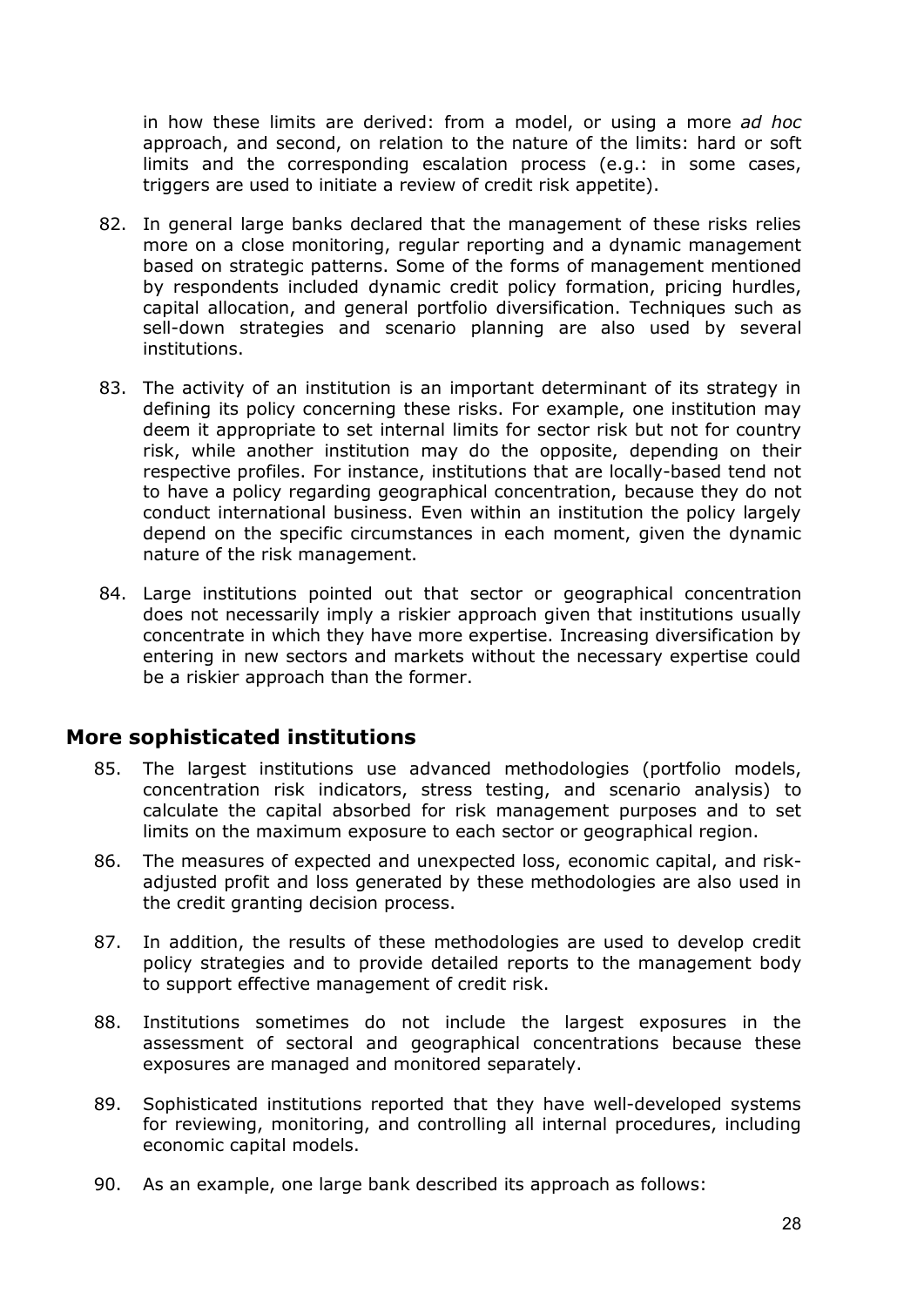in how these limits are derived: from a model, or using a more *ad hoc* approach, and second, on relation to the nature of the limits: hard or soft limits and the corresponding escalation process (e.g.: in some cases, triggers are used to initiate a review of credit risk appetite).

82. In general large banks declared that the management of these risks relies more on a close monitoring, regular reporting and a dynamic management based on strategic patterns. Some of the forms of management mentioned by respondents included dynamic credit policy formation, pricing hurdles, capital allocation, and general portfolio diversification. Techniques such as sell-down strategies and scenario planning are also used by several institutions.

83. The activity of an institution is an important determinant of its strategy in defining its policy concerning these risks. For example, one institution may deem it appropriate to set internal limits for sector risk but not for country risk, while another institution may do the opposite, depending on their respective profiles. For instance, institutions that are locally-based tend not to have a policy regarding geographical concentration, because they do not conduct international business. Even within an institution the policy largely depend on the specific circumstances in each moment, given the dynamic nature of the risk management.

84. Large institutions pointed out that sector or geographical concentration does not necessarily imply a riskier approach given that institutions usually concentrate in which they have more expertise. Increasing diversification by entering in new sectors and markets without the necessary expertise could be a riskier approach than the former.

## More sophisticated institutions

85. The largest institutions use advanced methodologies (portfolio models, concentration risk indicators, stress testing, and scenario analysis) to calculate the capital absorbed for risk management purposes and to set limits on the maximum exposure to each sector or geographical region.

86. The measures of expected and unexpected loss, economic capital, and risk-adjusted profit and loss generated by these methodologies are also used in the credit granting decision process.

87. In addition, the results of these methodologies are used to develop credit policy strategies and to provide detailed reports to the management body to support effective management of credit risk.

88. Institutions sometimes do not include the largest exposures in the assessment of sectoral and geographical concentrations because these exposures are managed and monitored separately.

89. Sophisticated institutions reported that they have well-developed systems for reviewing, monitoring, and controlling all internal procedures, including economic capital models.

90. As an example, one large bank described its approach as follows: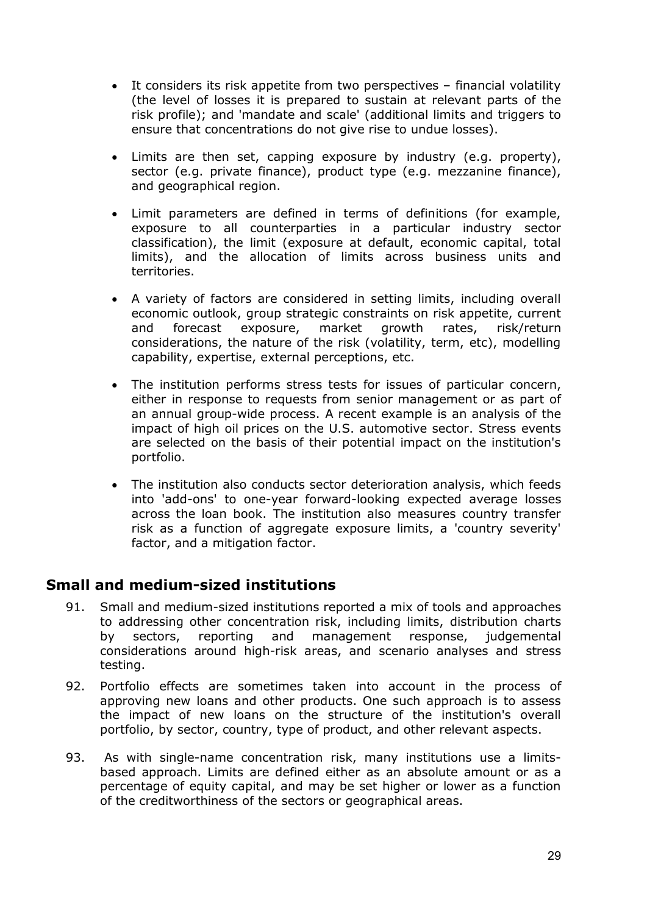- It considers its risk appetite from two perspectives – financial volatility (the level of losses it is prepared to sustain at relevant parts of the risk profile); and 'mandate and scale' (additional limits and triggers to ensure that concentrations do not give rise to undue losses).
- Limits are then set, capping exposure by industry (e.g. property), sector (e.g. private finance), product type (e.g. mezzanine finance), and geographical region.
- Limit parameters are defined in terms of definitions (for example, exposure to all counterparties in a particular industry sector classification), the limit (exposure at default, economic capital, total limits), and the allocation of limits across business units and territories.
- A variety of factors are considered in setting limits, including overall economic outlook, group strategic constraints on risk appetite, current and forecast exposure, market growth rates, risk/return considerations, the nature of the risk (volatility, term, etc), modelling capability, expertise, external perceptions, etc.
- The institution performs stress tests for issues of particular concern, either in response to requests from senior management or as part of an annual group-wide process. A recent example is an analysis of the impact of high oil prices on the U.S. automotive sector. Stress events are selected on the basis of their potential impact on the institution's portfolio.
- The institution also conducts sector deterioration analysis, which feeds into 'add-ons' to one-year forward-looking expected average losses across the loan book. The institution also measures country transfer risk as a function of aggregate exposure limits, a 'country severity' factor, and a mitigation factor.

## Small and medium-sized institutions

91. Small and medium-sized institutions reported a mix of tools and approaches to addressing other concentration risk, including limits, distribution charts by sectors, reporting and management response, judgemental considerations around high-risk areas, and scenario analyses and stress testing.

92. Portfolio effects are sometimes taken into account in the process of approving new loans and other products. One such approach is to assess the impact of new loans on the structure of the institution's overall portfolio, by sector, country, type of product, and other relevant aspects.

93. As with single-name concentration risk, many institutions use a limits-based approach. Limits are defined either as an absolute amount or as a percentage of equity capital, and may be set higher or lower as a function of the creditworthiness of the sectors or geographical areas.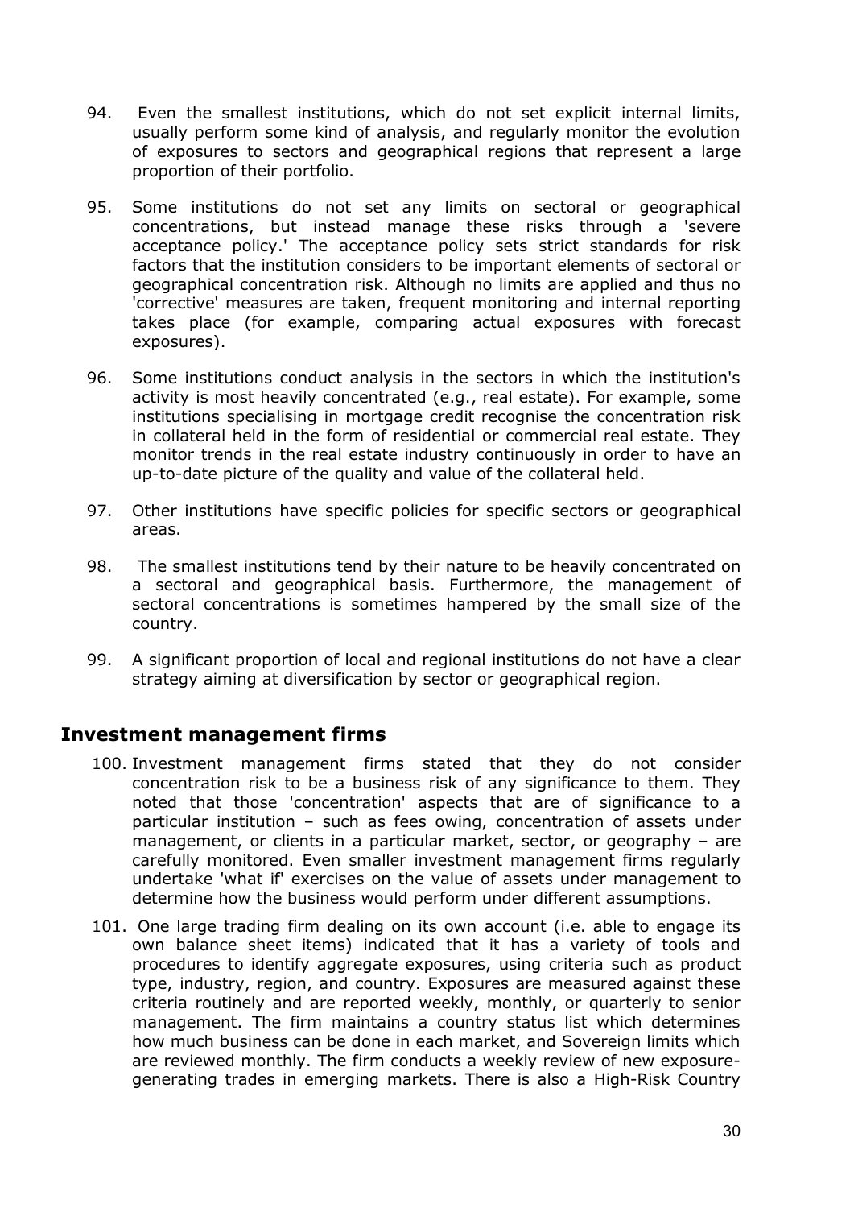94. Even the smallest institutions, which do not set explicit internal limits, usually perform some kind of analysis, and regularly monitor the evolution of exposures to sectors and geographical regions that represent a large proportion of their portfolio.

95. Some institutions do not set any limits on sectoral or geographical concentrations, but instead manage these risks through a 'severe acceptance policy.' The acceptance policy sets strict standards for risk factors that the institution considers to be important elements of sectoral or geographical concentration risk. Although no limits are applied and thus no 'corrective' measures are taken, frequent monitoring and internal reporting takes place (for example, comparing actual exposures with forecast exposures).

96. Some institutions conduct analysis in the sectors in which the institution's activity is most heavily concentrated (e.g., real estate). For example, some institutions specialising in mortgage credit recognise the concentration risk in collateral held in the form of residential or commercial real estate. They monitor trends in the real estate industry continuously in order to have an up-to-date picture of the quality and value of the collateral held.

97. Other institutions have specific policies for specific sectors or geographical areas.

98. The smallest institutions tend by their nature to be heavily concentrated on a sectoral and geographical basis. Furthermore, the management of sectoral concentrations is sometimes hampered by the small size of the country.

99. A significant proportion of local and regional institutions do not have a clear strategy aiming at diversification by sector or geographical region.

## Investment management firms

100. Investment management firms stated that they do not consider concentration risk to be a business risk of any significance to them. They noted that those 'concentration' aspects that are of significance to a particular institution – such as fees owing, concentration of assets under management, or clients in a particular market, sector, or geography – are carefully monitored. Even smaller investment management firms regularly undertake 'what if' exercises on the value of assets under management to determine how the business would perform under different assumptions.

101. One large trading firm dealing on its own account (i.e. able to engage its own balance sheet items) indicated that it has a variety of tools and procedures to identify aggregate exposures, using criteria such as product type, industry, region, and country. Exposures are measured against these criteria routinely and are reported weekly, monthly, or quarterly to senior management. The firm maintains a country status list which determines how much business can be done in each market, and Sovereign limits which are reviewed monthly. The firm conducts a weekly review of new exposure-generating trades in emerging markets. There is also a High-Risk Country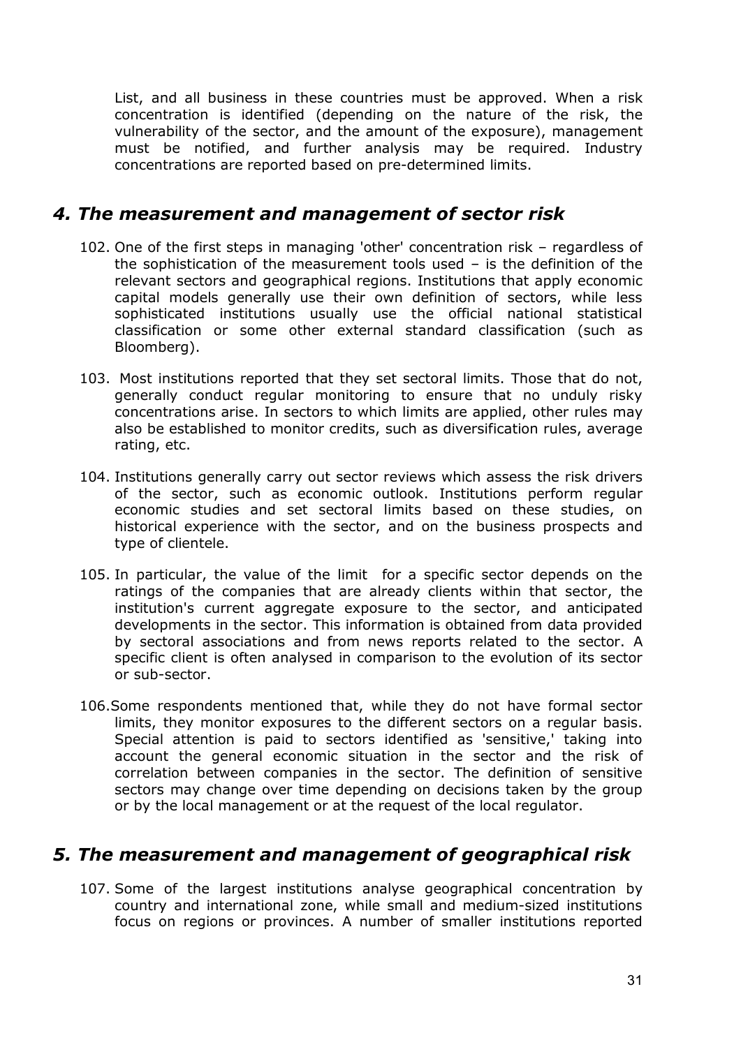List, and all business in these countries must be approved. When a risk concentration is identified (depending on the nature of the risk, the vulnerability of the sector, and the amount of the exposure), management must be notified, and further analysis may be required. Industry concentrations are reported based on pre-determined limits.

## *4. The measurement and management of sector risk*

102. One of the first steps in managing 'other' concentration risk – regardless of the sophistication of the measurement tools used – is the definition of the relevant sectors and geographical regions. Institutions that apply economic capital models generally use their own definition of sectors, while less sophisticated institutions usually use the official national statistical classification or some other external standard classification (such as Bloomberg).

103. Most institutions reported that they set sectoral limits. Those that do not, generally conduct regular monitoring to ensure that no unduly risky concentrations arise. In sectors to which limits are applied, other rules may also be established to monitor credits, such as diversification rules, average rating, etc.

104. Institutions generally carry out sector reviews which assess the risk drivers of the sector, such as economic outlook. Institutions perform regular economic studies and set sectoral limits based on these studies, on historical experience with the sector, and on the business prospects and type of clientele.

105. In particular, the value of the limit for a specific sector depends on the ratings of the companies that are already clients within that sector, the institution's current aggregate exposure to the sector, and anticipated developments in the sector. This information is obtained from data provided by sectoral associations and from news reports related to the sector. A specific client is often analysed in comparison to the evolution of its sector or sub-sector.

106. Some respondents mentioned that, while they do not have formal sector limits, they monitor exposures to the different sectors on a regular basis. Special attention is paid to sectors identified as 'sensitive,' taking into account the general economic situation in the sector and the risk of correlation between companies in the sector. The definition of sensitive sectors may change over time depending on decisions taken by the group or by the local management or at the request of the local regulator.

## *5. The measurement and management of geographical risk*

107. Some of the largest institutions analyse geographical concentration by country and international zone, while small and medium-sized institutions focus on regions or provinces. A number of smaller institutions reported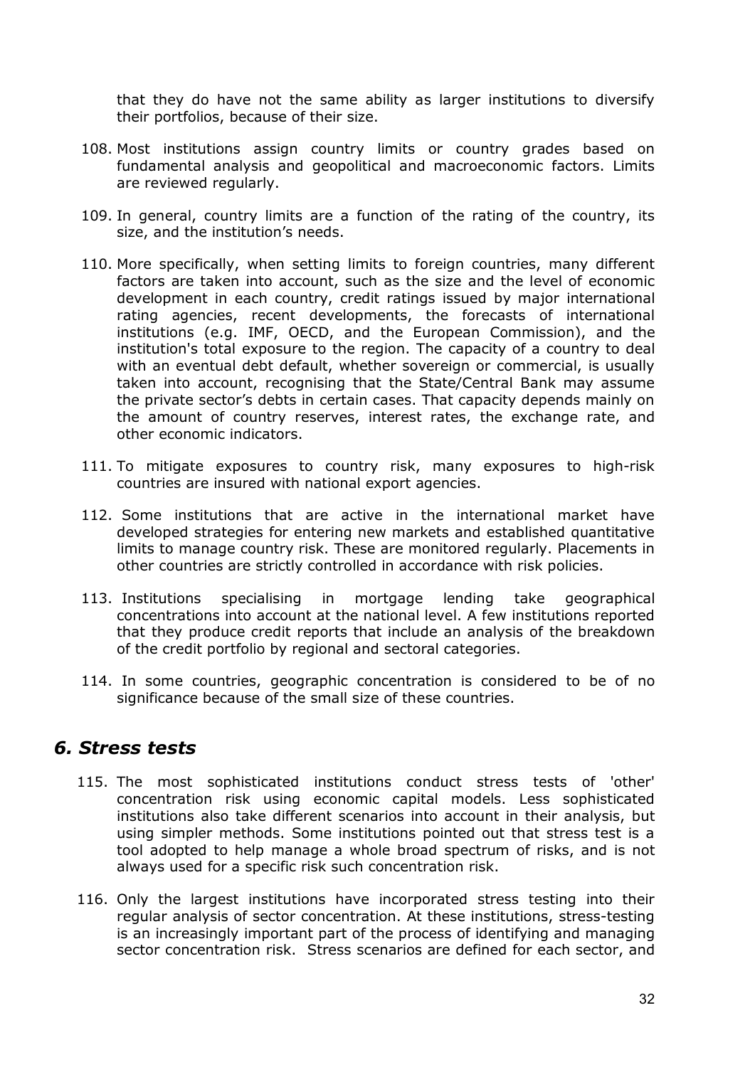that they do have not the same ability as larger institutions to diversify their portfolios, because of their size.

108. Most institutions assign country limits or country grades based on fundamental analysis and geopolitical and macroeconomic factors. Limits are reviewed regularly.

109. In general, country limits are a function of the rating of the country, its size, and the institution's needs.

110. More specifically, when setting limits to foreign countries, many different factors are taken into account, such as the size and the level of economic development in each country, credit ratings issued by major international rating agencies, recent developments, the forecasts of international institutions (e.g. IMF, OECD, and the European Commission), and the institution's total exposure to the region. The capacity of a country to deal with an eventual debt default, whether sovereign or commercial, is usually taken into account, recognising that the State/Central Bank may assume the private sector's debts in certain cases. That capacity depends mainly on the amount of country reserves, interest rates, the exchange rate, and other economic indicators.

111. To mitigate exposures to country risk, many exposures to high-risk countries are insured with national export agencies.

112. Some institutions that are active in the international market have developed strategies for entering new markets and established quantitative limits to manage country risk. These are monitored regularly. Placements in other countries are strictly controlled in accordance with risk policies.

113. Institutions specialising in mortgage lending take geographical concentrations into account at the national level. A few institutions reported that they produce credit reports that include an analysis of the breakdown of the credit portfolio by regional and sectoral categories.

114. In some countries, geographic concentration is considered to be of no significance because of the small size of these countries.

## *6. Stress tests*

115. The most sophisticated institutions conduct stress tests of 'other' concentration risk using economic capital models. Less sophisticated institutions also take different scenarios into account in their analysis, but using simpler methods. Some institutions pointed out that stress test is a tool adopted to help manage a whole broad spectrum of risks, and is not always used for a specific risk such concentration risk.

116. Only the largest institutions have incorporated stress testing into their regular analysis of sector concentration. At these institutions, stress-testing is an increasingly important part of the process of identifying and managing sector concentration risk. Stress scenarios are defined for each sector, and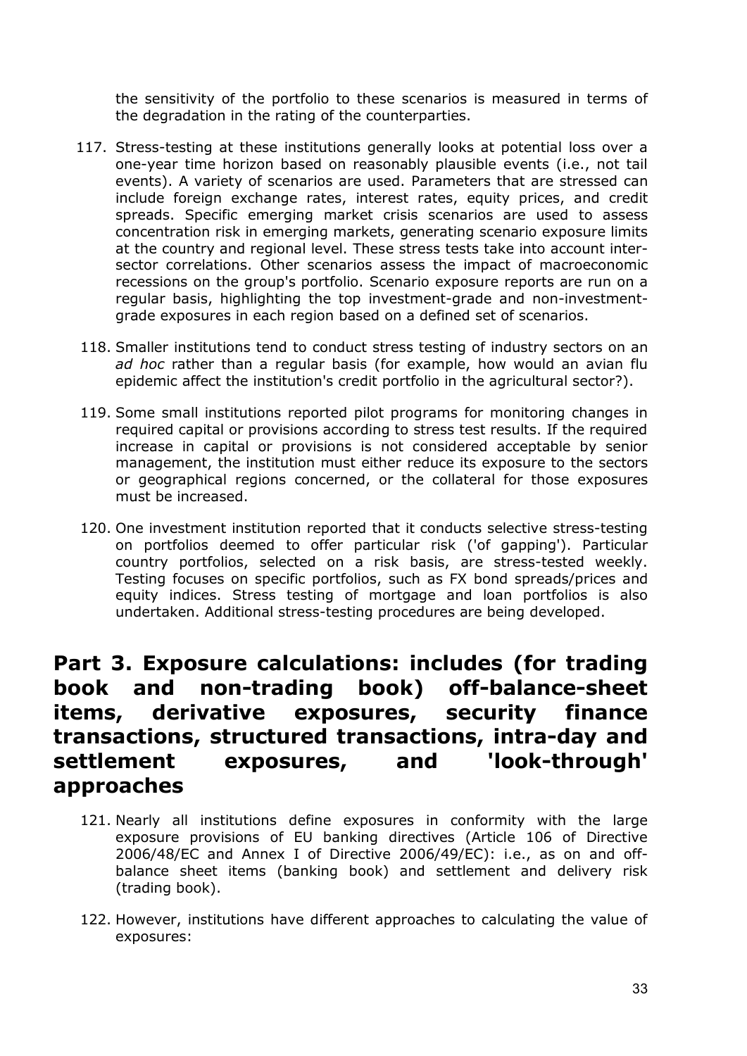the sensitivity of the portfolio to these scenarios is measured in terms of the degradation in the rating of the counterparties.

117. Stress-testing at these institutions generally looks at potential loss over a one-year time horizon based on reasonably plausible events (i.e., not tail events). A variety of scenarios are used. Parameters that are stressed can include foreign exchange rates, interest rates, equity prices, and credit spreads. Specific emerging market crisis scenarios are used to assess concentration risk in emerging markets, generating scenario exposure limits at the country and regional level. These stress tests take into account inter-sector correlations. Other scenarios assess the impact of macroeconomic recessions on the group's portfolio. Scenario exposure reports are run on a regular basis, highlighting the top investment-grade and non-investment-grade exposures in each region based on a defined set of scenarios.

118. Smaller institutions tend to conduct stress testing of industry sectors on an *ad hoc* rather than a regular basis (for example, how would an avian flu epidemic affect the institution's credit portfolio in the agricultural sector?).

119. Some small institutions reported pilot programs for monitoring changes in required capital or provisions according to stress test results. If the required increase in capital or provisions is not considered acceptable by senior management, the institution must either reduce its exposure to the sectors or geographical regions concerned, or the collateral for those exposures must be increased.

120. One investment institution reported that it conducts selective stress-testing on portfolios deemed to offer particular risk ('of gapping'). Particular country portfolios, selected on a risk basis, are stress-tested weekly. Testing focuses on specific portfolios, such as FX bond spreads/prices and equity indices. Stress testing of mortgage and loan portfolios is also undertaken. Additional stress-testing procedures are being developed.

## Part 3. Exposure calculations: includes (for trading book and non-trading book) off-balance-sheet items, derivative exposures, security finance transactions, structured transactions, intra-day and settlement exposures, and 'look-through' approaches

121. Nearly all institutions define exposures in conformity with the large exposure provisions of EU banking directives (Article 106 of Directive 2006/48/EC and Annex I of Directive 2006/49/EC): i.e., as on and off-balance sheet items (banking book) and settlement and delivery risk (trading book).

122. However, institutions have different approaches to calculating the value of exposures: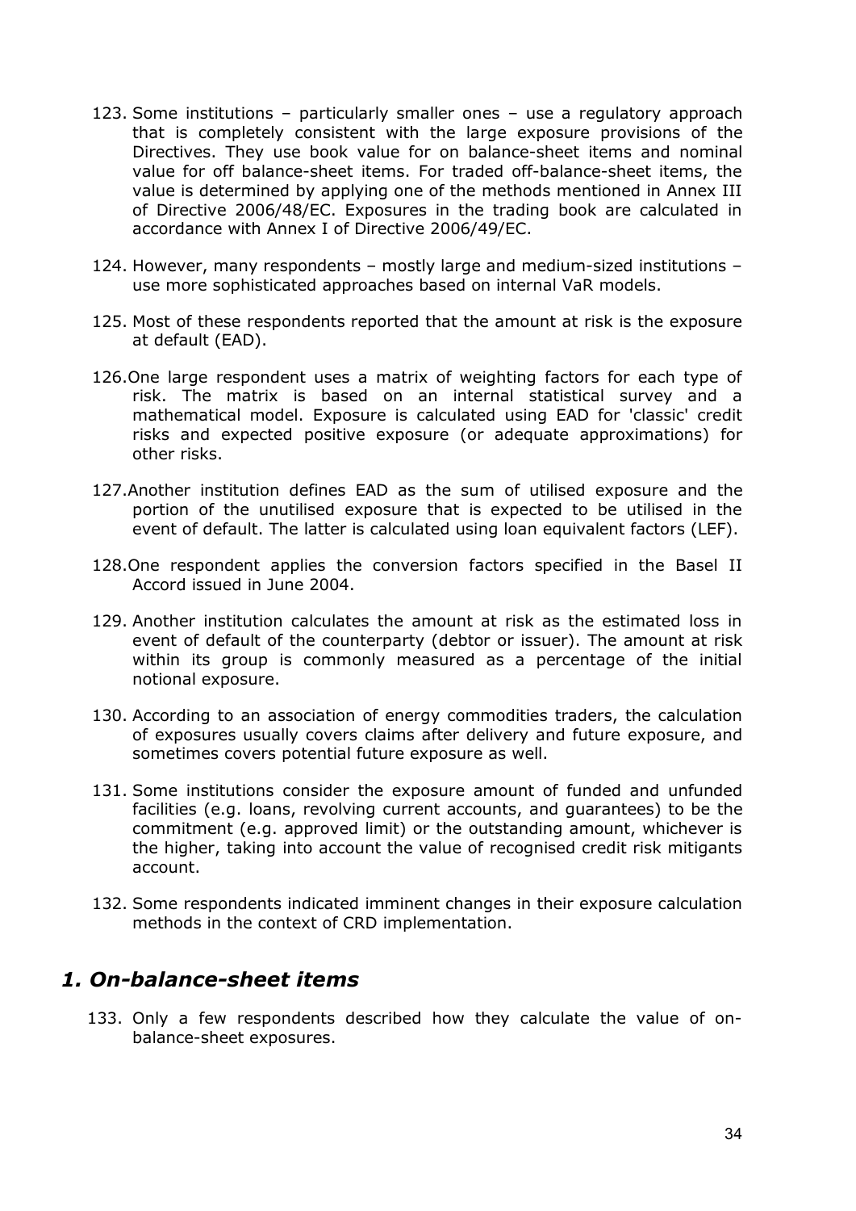123. Some institutions – particularly smaller ones – use a regulatory approach that is completely consistent with the large exposure provisions of the Directives. They use book value for on balance-sheet items and nominal value for off balance-sheet items. For traded off-balance-sheet items, the value is determined by applying one of the methods mentioned in Annex III of Directive 2006/48/EC. Exposures in the trading book are calculated in accordance with Annex I of Directive 2006/49/EC.

124. However, many respondents – mostly large and medium-sized institutions – use more sophisticated approaches based on internal VaR models.

125. Most of these respondents reported that the amount at risk is the exposure at default (EAD).

126. One large respondent uses a matrix of weighting factors for each type of risk. The matrix is based on an internal statistical survey and a mathematical model. Exposure is calculated using EAD for 'classic' credit risks and expected positive exposure (or adequate approximations) for other risks.

127. Another institution defines EAD as the sum of utilised exposure and the portion of the unutilised exposure that is expected to be utilised in the event of default. The latter is calculated using loan equivalent factors (LEF).

128. One respondent applies the conversion factors specified in the Basel II Accord issued in June 2004.

129. Another institution calculates the amount at risk as the estimated loss in event of default of the counterparty (debtor or issuer). The amount at risk within its group is commonly measured as a percentage of the initial notional exposure.

130. According to an association of energy commodities traders, the calculation of exposures usually covers claims after delivery and future exposure, and sometimes covers potential future exposure as well.

131. Some institutions consider the exposure amount of funded and unfunded facilities (e.g. loans, revolving current accounts, and guarantees) to be the commitment (e.g. approved limit) or the outstanding amount, whichever is the higher, taking into account the value of recognised credit risk mitigants account.

132. Some respondents indicated imminent changes in their exposure calculation methods in the context of CRD implementation.

## *1. On-balance-sheet items*

133. Only a few respondents described how they calculate the value of on-balance-sheet exposures.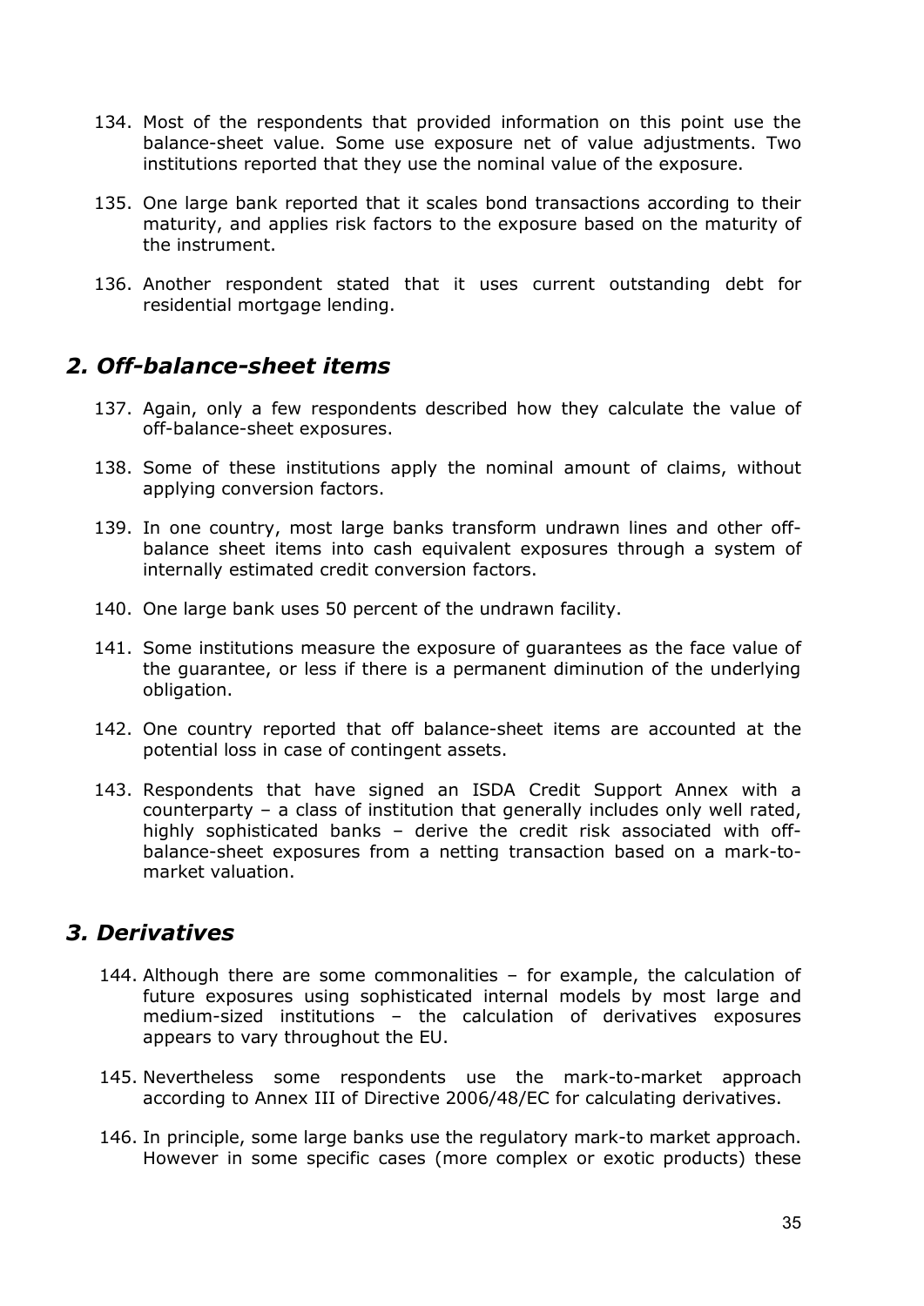134. Most of the respondents that provided information on this point use the balance-sheet value. Some use exposure net of value adjustments. Two institutions reported that they use the nominal value of the exposure.

135. One large bank reported that it scales bond transactions according to their maturity, and applies risk factors to the exposure based on the maturity of the instrument.

136. Another respondent stated that it uses current outstanding debt for residential mortgage lending.

## *2. Off-balance-sheet items*

137. Again, only a few respondents described how they calculate the value of off-balance-sheet exposures.

138. Some of these institutions apply the nominal amount of claims, without applying conversion factors.

139. In one country, most large banks transform undrawn lines and other off-balance sheet items into cash equivalent exposures through a system of internally estimated credit conversion factors.

140. One large bank uses 50 percent of the undrawn facility.

141. Some institutions measure the exposure of guarantees as the face value of the guarantee, or less if there is a permanent diminution of the underlying obligation.

142. One country reported that off balance-sheet items are accounted at the potential loss in case of contingent assets.

143. Respondents that have signed an ISDA Credit Support Annex with a counterparty – a class of institution that generally includes only well rated, highly sophisticated banks – derive the credit risk associated with off-balance-sheet exposures from a netting transaction based on a mark-to-market valuation.

## *3. Derivatives*

144. Although there are some commonalities – for example, the calculation of future exposures using sophisticated internal models by most large and medium-sized institutions – the calculation of derivatives exposures appears to vary throughout the EU.

145. Nevertheless some respondents use the mark-to-market approach according to Annex III of Directive 2006/48/EC for calculating derivatives.

146. In principle, some large banks use the regulatory mark-to market approach. However in some specific cases (more complex or exotic products) these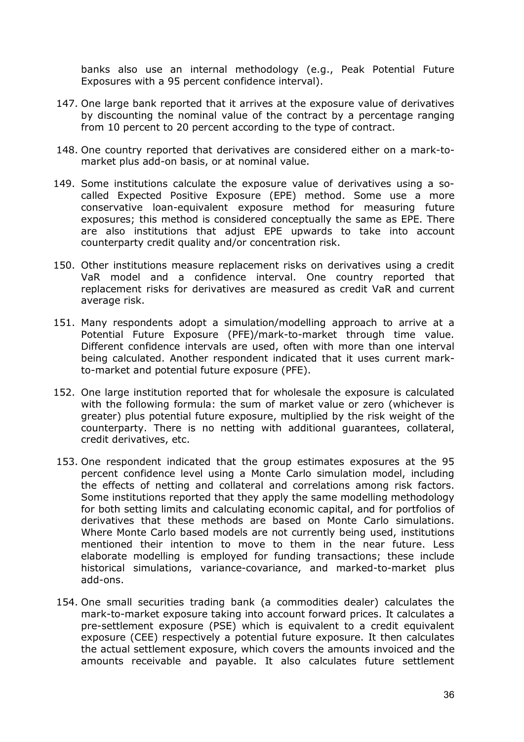banks also use an internal methodology (e.g., Peak Potential Future Exposures with a 95 percent confidence interval).

147. One large bank reported that it arrives at the exposure value of derivatives by discounting the nominal value of the contract by a percentage ranging from 10 percent to 20 percent according to the type of contract.

148. One country reported that derivatives are considered either on a mark-to-market plus add-on basis, or at nominal value.

149. Some institutions calculate the exposure value of derivatives using a so-called Expected Positive Exposure (EPE) method. Some use a more conservative loan-equivalent exposure method for measuring future exposures; this method is considered conceptually the same as EPE. There are also institutions that adjust EPE upwards to take into account counterparty credit quality and/or concentration risk.

150. Other institutions measure replacement risks on derivatives using a credit VaR model and a confidence interval. One country reported that replacement risks for derivatives are measured as credit VaR and current average risk.

151. Many respondents adopt a simulation/modelling approach to arrive at a Potential Future Exposure (PFE)/mark-to-market through time value. Different confidence intervals are used, often with more than one interval being calculated. Another respondent indicated that it uses current mark-to-market and potential future exposure (PFE).

152. One large institution reported that for wholesale the exposure is calculated with the following formula: the sum of market value or zero (whichever is greater) plus potential future exposure, multiplied by the risk weight of the counterparty. There is no netting with additional guarantees, collateral, credit derivatives, etc.

153. One respondent indicated that the group estimates exposures at the 95 percent confidence level using a Monte Carlo simulation model, including the effects of netting and collateral and correlations among risk factors. Some institutions reported that they apply the same modelling methodology for both setting limits and calculating economic capital, and for portfolios of derivatives that these methods are based on Monte Carlo simulations. Where Monte Carlo based models are not currently being used, institutions mentioned their intention to move to them in the near future. Less elaborate modelling is employed for funding transactions; these include historical simulations, variance-covariance, and marked-to-market plus add-ons.

154. One small securities trading bank (a commodities dealer) calculates the mark-to-market exposure taking into account forward prices. It calculates a pre-settlement exposure (PSE) which is equivalent to a credit equivalent exposure (CEE) respectively a potential future exposure. It then calculates the actual settlement exposure, which covers the amounts invoiced and the amounts receivable and payable. It also calculates future settlement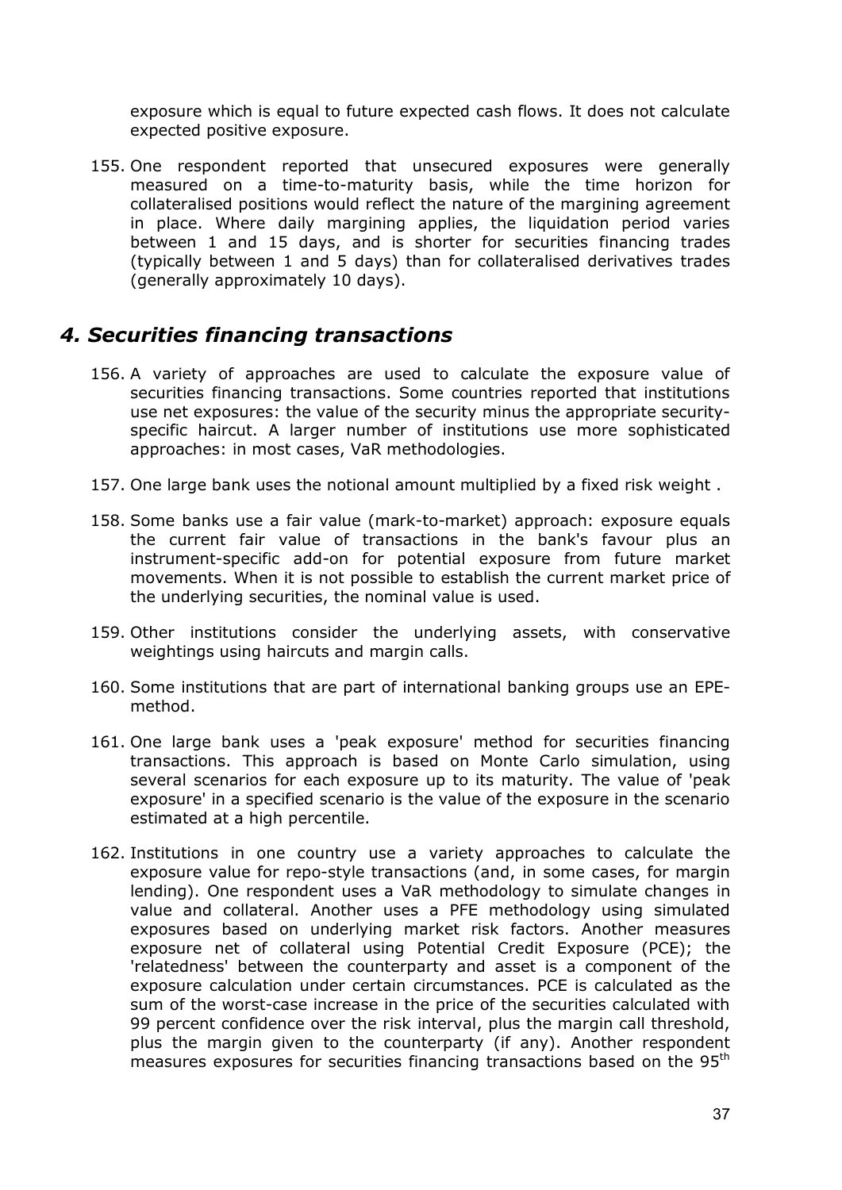exposure which is equal to future expected cash flows. It does not calculate expected positive exposure.

155. One respondent reported that unsecured exposures were generally measured on a time-to-maturity basis, while the time horizon for collateralised positions would reflect the nature of the margining agreement in place. Where daily margining applies, the liquidation period varies between 1 and 15 days, and is shorter for securities financing trades (typically between 1 and 5 days) than for collateralised derivatives trades (generally approximately 10 days).

## *4. Securities financing transactions*

156. A variety of approaches are used to calculate the exposure value of securities financing transactions. Some countries reported that institutions use net exposures: the value of the security minus the appropriate security-specific haircut. A larger number of institutions use more sophisticated approaches: in most cases, VaR methodologies.

157. One large bank uses the notional amount multiplied by a fixed risk weight .

158. Some banks use a fair value (mark-to-market) approach: exposure equals the current fair value of transactions in the bank's favour plus an instrument-specific add-on for potential exposure from future market movements. When it is not possible to establish the current market price of the underlying securities, the nominal value is used.

159. Other institutions consider the underlying assets, with conservative weightings using haircuts and margin calls.

160. Some institutions that are part of international banking groups use an EPE-method.

161. One large bank uses a 'peak exposure' method for securities financing transactions. This approach is based on Monte Carlo simulation, using several scenarios for each exposure up to its maturity. The value of 'peak exposure' in a specified scenario is the value of the exposure in the scenario estimated at a high percentile.

162. Institutions in one country use a variety approaches to calculate the exposure value for repo-style transactions (and, in some cases, for margin lending). One respondent uses a VaR methodology to simulate changes in value and collateral. Another uses a PFE methodology using simulated exposures based on underlying market risk factors. Another measures exposure net of collateral using Potential Credit Exposure (PCE); the 'relatedness' between the counterparty and asset is a component of the exposure calculation under certain circumstances. PCE is calculated as the sum of the worst-case increase in the price of the securities calculated with 99 percent confidence over the risk interval, plus the margin call threshold, plus the margin given to the counterparty (if any). Another respondent measures exposures for securities financing transactions based on the 95$^{th}$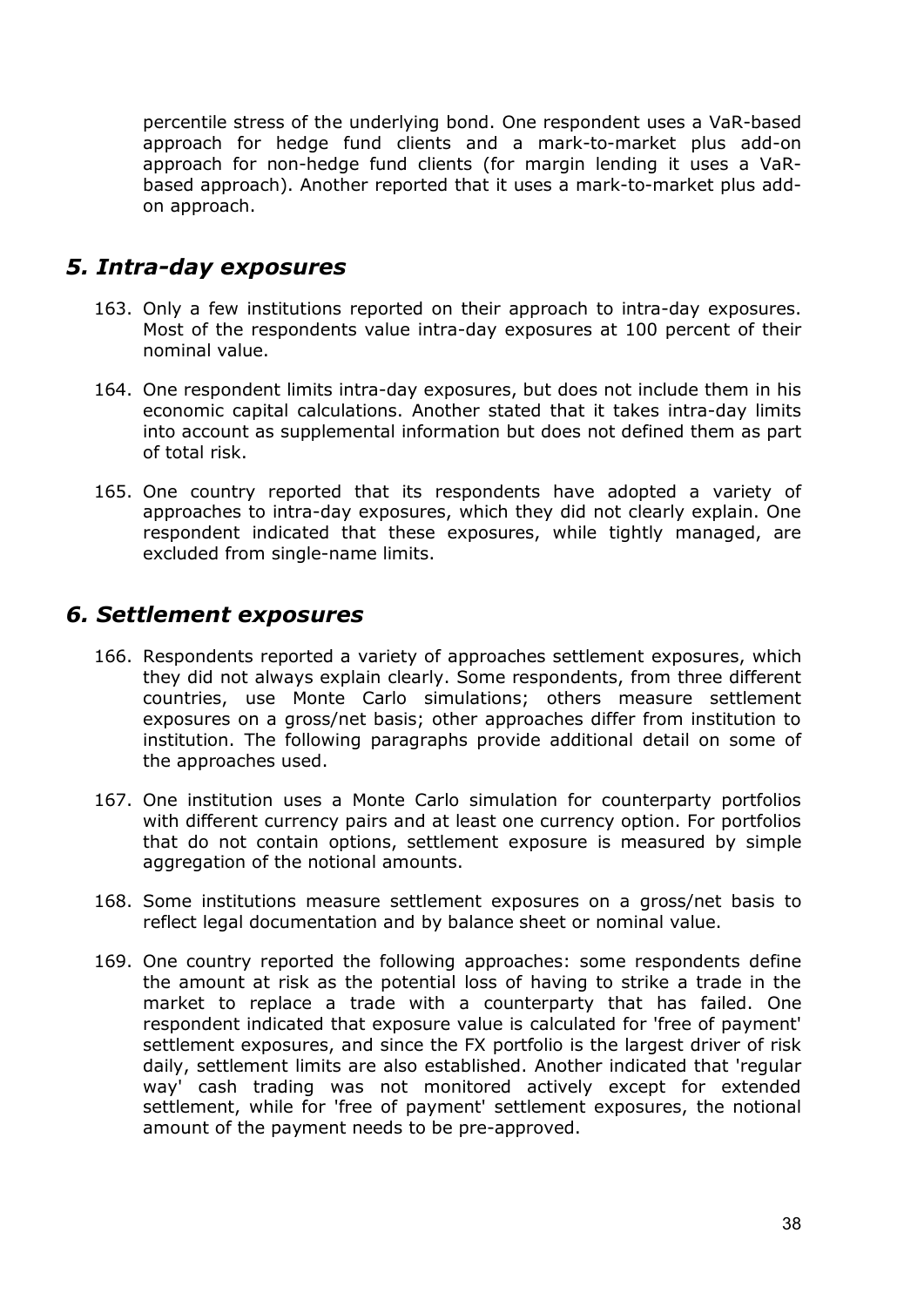percentile stress of the underlying bond. One respondent uses a VaR-based approach for hedge fund clients and a mark-to-market plus add-on approach for non-hedge fund clients (for margin lending it uses a VaR-based approach). Another reported that it uses a mark-to-market plus add-on approach.

## *5. Intra-day exposures*

163. Only a few institutions reported on their approach to intra-day exposures. Most of the respondents value intra-day exposures at 100 percent of their nominal value.

164. One respondent limits intra-day exposures, but does not include them in his economic capital calculations. Another stated that it takes intra-day limits into account as supplemental information but does not defined them as part of total risk.

165. One country reported that its respondents have adopted a variety of approaches to intra-day exposures, which they did not clearly explain. One respondent indicated that these exposures, while tightly managed, are excluded from single-name limits.

## *6. Settlement exposures*

166. Respondents reported a variety of approaches settlement exposures, which they did not always explain clearly. Some respondents, from three different countries, use Monte Carlo simulations; others measure settlement exposures on a gross/net basis; other approaches differ from institution to institution. The following paragraphs provide additional detail on some of the approaches used.

167. One institution uses a Monte Carlo simulation for counterparty portfolios with different currency pairs and at least one currency option. For portfolios that do not contain options, settlement exposure is measured by simple aggregation of the notional amounts.

168. Some institutions measure settlement exposures on a gross/net basis to reflect legal documentation and by balance sheet or nominal value.

169. One country reported the following approaches: some respondents define the amount at risk as the potential loss of having to strike a trade in the market to replace a trade with a counterparty that has failed. One respondent indicated that exposure value is calculated for 'free of payment' settlement exposures, and since the FX portfolio is the largest driver of risk daily, settlement limits are also established. Another indicated that 'regular way' cash trading was not monitored actively except for extended settlement, while for 'free of payment' settlement exposures, the notional amount of the payment needs to be pre-approved.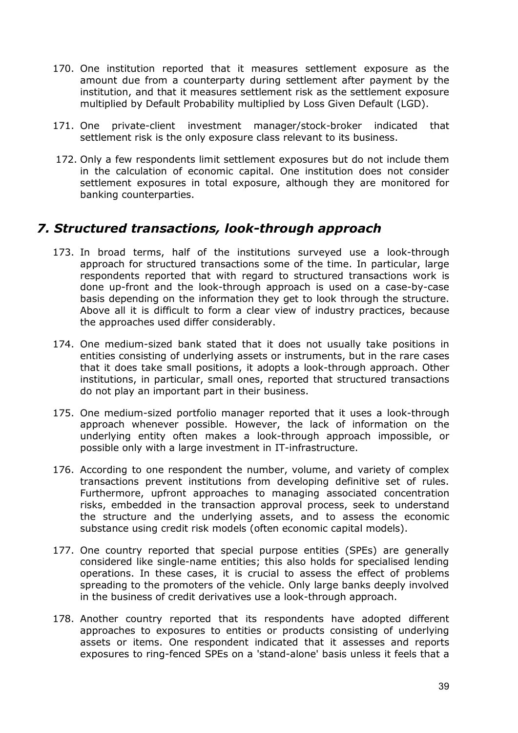170. One institution reported that it measures settlement exposure as the amount due from a counterparty during settlement after payment by the institution, and that it measures settlement risk as the settlement exposure multiplied by Default Probability multiplied by Loss Given Default (LGD).

171. One private-client investment manager/stock-broker indicated that settlement risk is the only exposure class relevant to its business.

172. Only a few respondents limit settlement exposures but do not include them in the calculation of economic capital. One institution does not consider settlement exposures in total exposure, although they are monitored for banking counterparties.

## *7. Structured transactions, look-through approach*

173. In broad terms, half of the institutions surveyed use a look-through approach for structured transactions some of the time. In particular, large respondents reported that with regard to structured transactions work is done up-front and the look-through approach is used on a case-by-case basis depending on the information they get to look through the structure. Above all it is difficult to form a clear view of industry practices, because the approaches used differ considerably.

174. One medium-sized bank stated that it does not usually take positions in entities consisting of underlying assets or instruments, but in the rare cases that it does take small positions, it adopts a look-through approach. Other institutions, in particular, small ones, reported that structured transactions do not play an important part in their business.

175. One medium-sized portfolio manager reported that it uses a look-through approach whenever possible. However, the lack of information on the underlying entity often makes a look-through approach impossible, or possible only with a large investment in IT-infrastructure.

176. According to one respondent the number, volume, and variety of complex transactions prevent institutions from developing definitive set of rules. Furthermore, upfront approaches to managing associated concentration risks, embedded in the transaction approval process, seek to understand the structure and the underlying assets, and to assess the economic substance using credit risk models (often economic capital models).

177. One country reported that special purpose entities (SPEs) are generally considered like single-name entities; this also holds for specialised lending operations. In these cases, it is crucial to assess the effect of problems spreading to the promoters of the vehicle. Only large banks deeply involved in the business of credit derivatives use a look-through approach.

178. Another country reported that its respondents have adopted different approaches to exposures to entities or products consisting of underlying assets or items. One respondent indicated that it assesses and reports exposures to ring-fenced SPEs on a 'stand-alone' basis unless it feels that a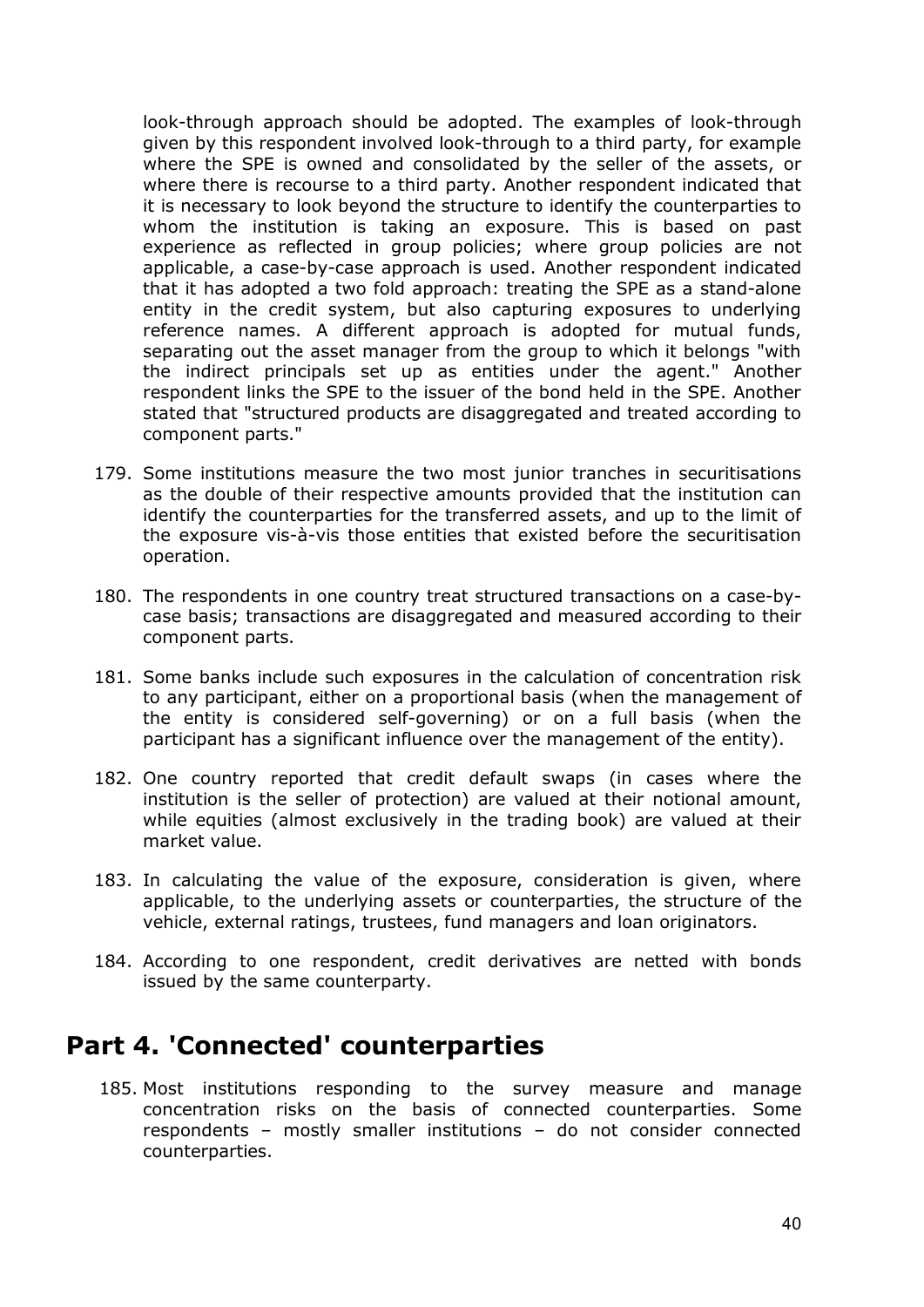look-through approach should be adopted. The examples of look-through given by this respondent involved look-through to a third party, for example where the SPE is owned and consolidated by the seller of the assets, or where there is recourse to a third party. Another respondent indicated that it is necessary to look beyond the structure to identify the counterparties to whom the institution is taking an exposure. This is based on past experience as reflected in group policies; where group policies are not applicable, a case-by-case approach is used. Another respondent indicated that it has adopted a two fold approach: treating the SPE as a stand-alone entity in the credit system, but also capturing exposures to underlying reference names. A different approach is adopted for mutual funds, separating out the asset manager from the group to which it belongs "with the indirect principals set up as entities under the agent." Another respondent links the SPE to the issuer of the bond held in the SPE. Another stated that "structured products are disaggregated and treated according to component parts."

179. Some institutions measure the two most junior tranches in securitisations as the double of their respective amounts provided that the institution can identify the counterparties for the transferred assets, and up to the limit of the exposure vis-à-vis those entities that existed before the securitisation operation.

180. The respondents in one country treat structured transactions on a case-by-case basis; transactions are disaggregated and measured according to their component parts.

181. Some banks include such exposures in the calculation of concentration risk to any participant, either on a proportional basis (when the management of the entity is considered self-governing) or on a full basis (when the participant has a significant influence over the management of the entity).

182. One country reported that credit default swaps (in cases where the institution is the seller of protection) are valued at their notional amount, while equities (almost exclusively in the trading book) are valued at their market value.

183. In calculating the value of the exposure, consideration is given, where applicable, to the underlying assets or counterparties, the structure of the vehicle, external ratings, trustees, fund managers and loan originators.

184. According to one respondent, credit derivatives are netted with bonds issued by the same counterparty.

# Part 4. 'Connected' counterparties

185. Most institutions responding to the survey measure and manage concentration risks on the basis of connected counterparties. Some respondents – mostly smaller institutions – do not consider connected counterparties.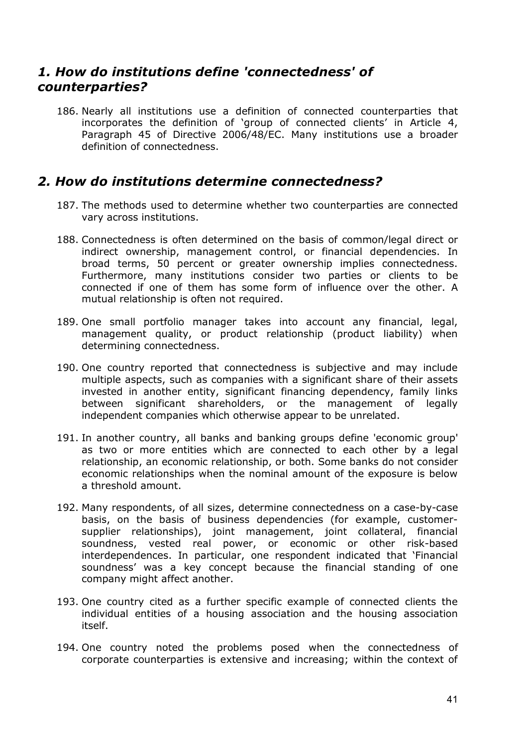## *1. How do institutions define 'connectedness' of counterparties?*

186. Nearly all institutions use a definition of connected counterparties that incorporates the definition of 'group of connected clients' in Article 4, Paragraph 45 of Directive 2006/48/EC. Many institutions use a broader definition of connectedness.

## *2. How do institutions determine connectedness?*

187. The methods used to determine whether two counterparties are connected vary across institutions.

188. Connectedness is often determined on the basis of common/legal direct or indirect ownership, management control, or financial dependencies. In broad terms, 50 percent or greater ownership implies connectedness. Furthermore, many institutions consider two parties or clients to be connected if one of them has some form of influence over the other. A mutual relationship is often not required.

189. One small portfolio manager takes into account any financial, legal, management quality, or product relationship (product liability) when determining connectedness.

190. One country reported that connectedness is subjective and may include multiple aspects, such as companies with a significant share of their assets invested in another entity, significant financing dependency, family links between significant shareholders, or the management of legally independent companies which otherwise appear to be unrelated.

191. In another country, all banks and banking groups define 'economic group' as two or more entities which are connected to each other by a legal relationship, an economic relationship, or both. Some banks do not consider economic relationships when the nominal amount of the exposure is below a threshold amount.

192. Many respondents, of all sizes, determine connectedness on a case-by-case basis, on the basis of business dependencies (for example, customer-supplier relationships), joint management, joint collateral, financial soundness, vested real power, or economic or other risk-based interdependences. In particular, one respondent indicated that 'Financial soundness' was a key concept because the financial standing of one company might affect another.

193. One country cited as a further specific example of connected clients the individual entities of a housing association and the housing association itself.

194. One country noted the problems posed when the connectedness of corporate counterparties is extensive and increasing; within the context of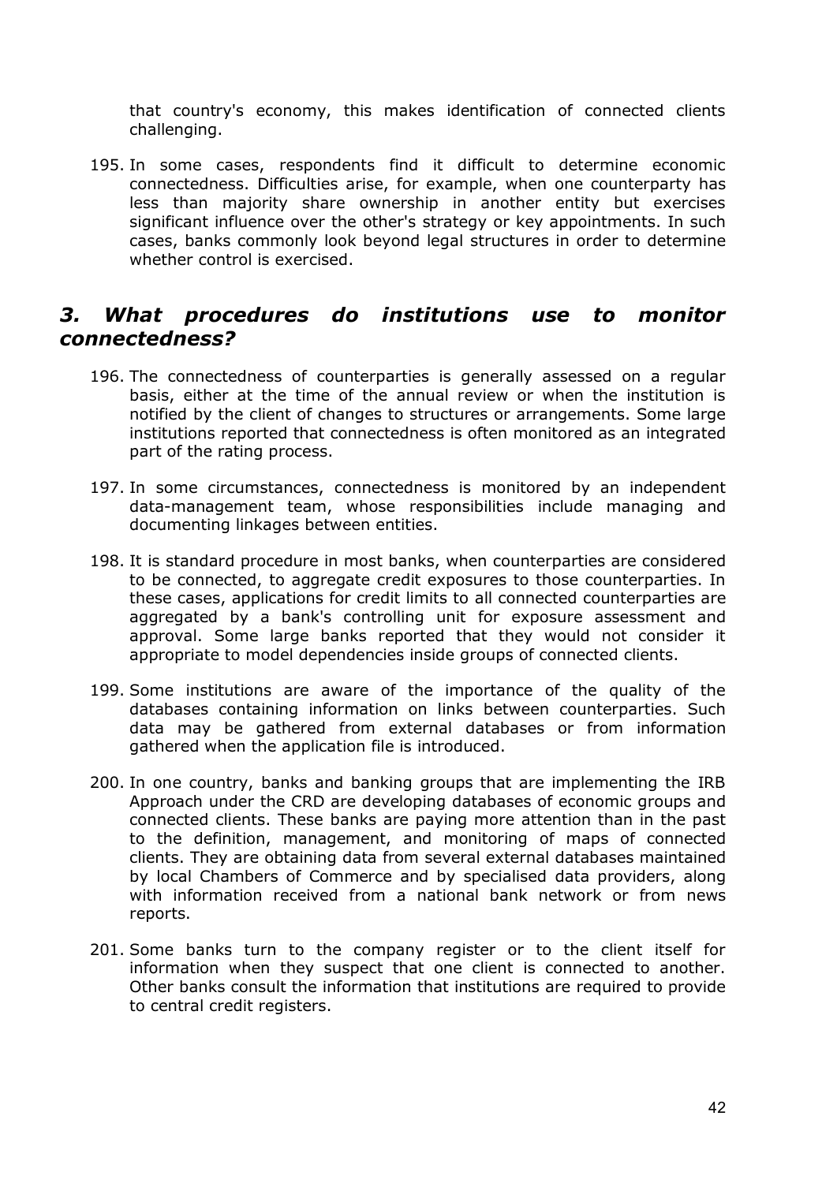that country's economy, this makes identification of connected clients challenging.

195. In some cases, respondents find it difficult to determine economic connectedness. Difficulties arise, for example, when one counterparty has less than majority share ownership in another entity but exercises significant influence over the other's strategy or key appointments. In such cases, banks commonly look beyond legal structures in order to determine whether control is exercised.

## *3. What procedures do institutions use to monitor connectedness?*

196. The connectedness of counterparties is generally assessed on a regular basis, either at the time of the annual review or when the institution is notified by the client of changes to structures or arrangements. Some large institutions reported that connectedness is often monitored as an integrated part of the rating process.

197. In some circumstances, connectedness is monitored by an independent data-management team, whose responsibilities include managing and documenting linkages between entities.

198. It is standard procedure in most banks, when counterparties are considered to be connected, to aggregate credit exposures to those counterparties. In these cases, applications for credit limits to all connected counterparties are aggregated by a bank's controlling unit for exposure assessment and approval. Some large banks reported that they would not consider it appropriate to model dependencies inside groups of connected clients.

199. Some institutions are aware of the importance of the quality of the databases containing information on links between counterparties. Such data may be gathered from external databases or from information gathered when the application file is introduced.

200. In one country, banks and banking groups that are implementing the IRB Approach under the CRD are developing databases of economic groups and connected clients. These banks are paying more attention than in the past to the definition, management, and monitoring of maps of connected clients. They are obtaining data from several external databases maintained by local Chambers of Commerce and by specialised data providers, along with information received from a national bank network or from news reports.

201. Some banks turn to the company register or to the client itself for information when they suspect that one client is connected to another. Other banks consult the information that institutions are required to provide to central credit registers.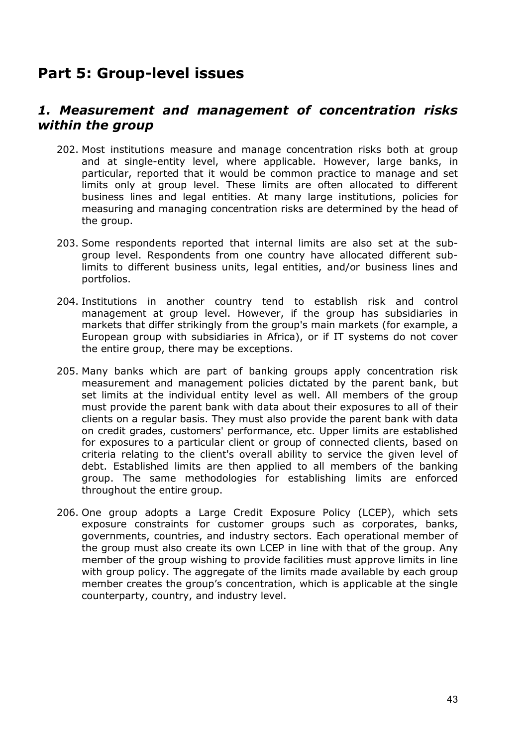# Part 5: Group-level issues

## *1. Measurement and management of concentration risks within the group*

202. Most institutions measure and manage concentration risks both at group and at single-entity level, where applicable. However, large banks, in particular, reported that it would be common practice to manage and set limits only at group level. These limits are often allocated to different business lines and legal entities. At many large institutions, policies for measuring and managing concentration risks are determined by the head of the group.

203. Some respondents reported that internal limits are also set at the sub-group level. Respondents from one country have allocated different sub-limits to different business units, legal entities, and/or business lines and portfolios.

204. Institutions in another country tend to establish risk and control management at group level. However, if the group has subsidiaries in markets that differ strikingly from the group's main markets (for example, a European group with subsidiaries in Africa), or if IT systems do not cover the entire group, there may be exceptions.

205. Many banks which are part of banking groups apply concentration risk measurement and management policies dictated by the parent bank, but set limits at the individual entity level as well. All members of the group must provide the parent bank with data about their exposures to all of their clients on a regular basis. They must also provide the parent bank with data on credit grades, customers' performance, etc. Upper limits are established for exposures to a particular client or group of connected clients, based on criteria relating to the client's overall ability to service the given level of debt. Established limits are then applied to all members of the banking group. The same methodologies for establishing limits are enforced throughout the entire group.

206. One group adopts a Large Credit Exposure Policy (LCEP), which sets exposure constraints for customer groups such as corporates, banks, governments, countries, and industry sectors. Each operational member of the group must also create its own LCEP in line with that of the group. Any member of the group wishing to provide facilities must approve limits in line with group policy. The aggregate of the limits made available by each group member creates the group's concentration, which is applicable at the single counterparty, country, and industry level.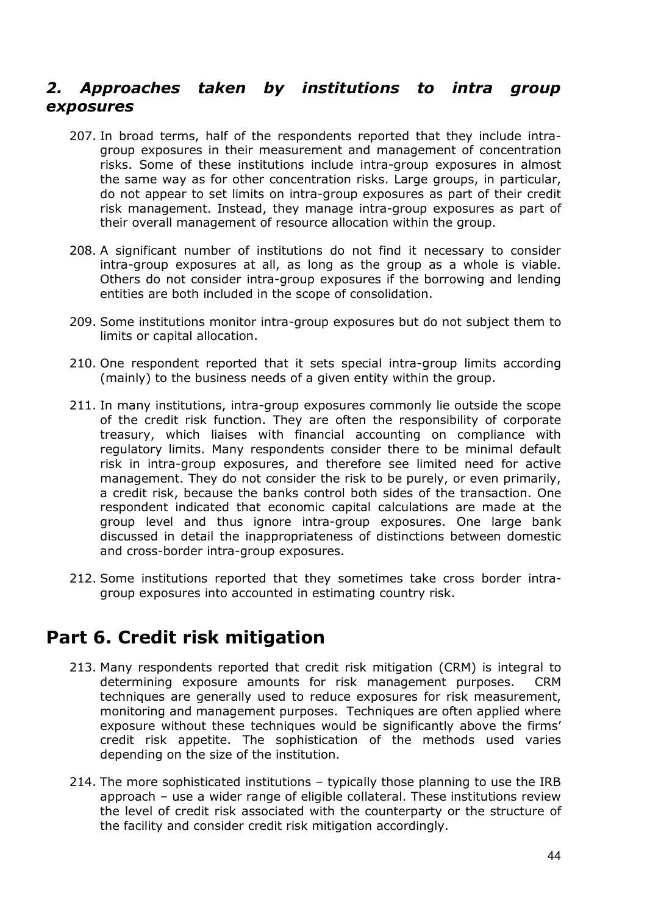## *2. Approaches taken by institutions to intra group exposures*

207. In broad terms, half of the respondents reported that they include intra-group exposures in their measurement and management of concentration risks. Some of these institutions include intra-group exposures in almost the same way as for other concentration risks. Large groups, in particular, do not appear to set limits on intra-group exposures as part of their credit risk management. Instead, they manage intra-group exposures as part of their overall management of resource allocation within the group.

208. A significant number of institutions do not find it necessary to consider intra-group exposures at all, as long as the group as a whole is viable. Others do not consider intra-group exposures if the borrowing and lending entities are both included in the scope of consolidation.

209. Some institutions monitor intra-group exposures but do not subject them to limits or capital allocation.

210. One respondent reported that it sets special intra-group limits according (mainly) to the business needs of a given entity within the group.

211. In many institutions, intra-group exposures commonly lie outside the scope of the credit risk function. They are often the responsibility of corporate treasury, which liaises with financial accounting on compliance with regulatory limits. Many respondents consider there to be minimal default risk in intra-group exposures, and therefore see limited need for active management. They do not consider the risk to be purely, or even primarily, a credit risk, because the banks control both sides of the transaction. One respondent indicated that economic capital calculations are made at the group level and thus ignore intra-group exposures. One large bank discussed in detail the inappropriateness of distinctions between domestic and cross-border intra-group exposures.

212. Some institutions reported that they sometimes take cross border intra-group exposures into accounted in estimating country risk.

# Part 6. Credit risk mitigation

213. Many respondents reported that credit risk mitigation (CRM) is integral to determining exposure amounts for risk management purposes. CRM techniques are generally used to reduce exposures for risk measurement, monitoring and management purposes. Techniques are often applied where exposure without these techniques would be significantly above the firms' credit risk appetite. The sophistication of the methods used varies depending on the size of the institution.

214. The more sophisticated institutions – typically those planning to use the IRB approach – use a wider range of eligible collateral. These institutions review the level of credit risk associated with the counterparty or the structure of the facility and consider credit risk mitigation accordingly.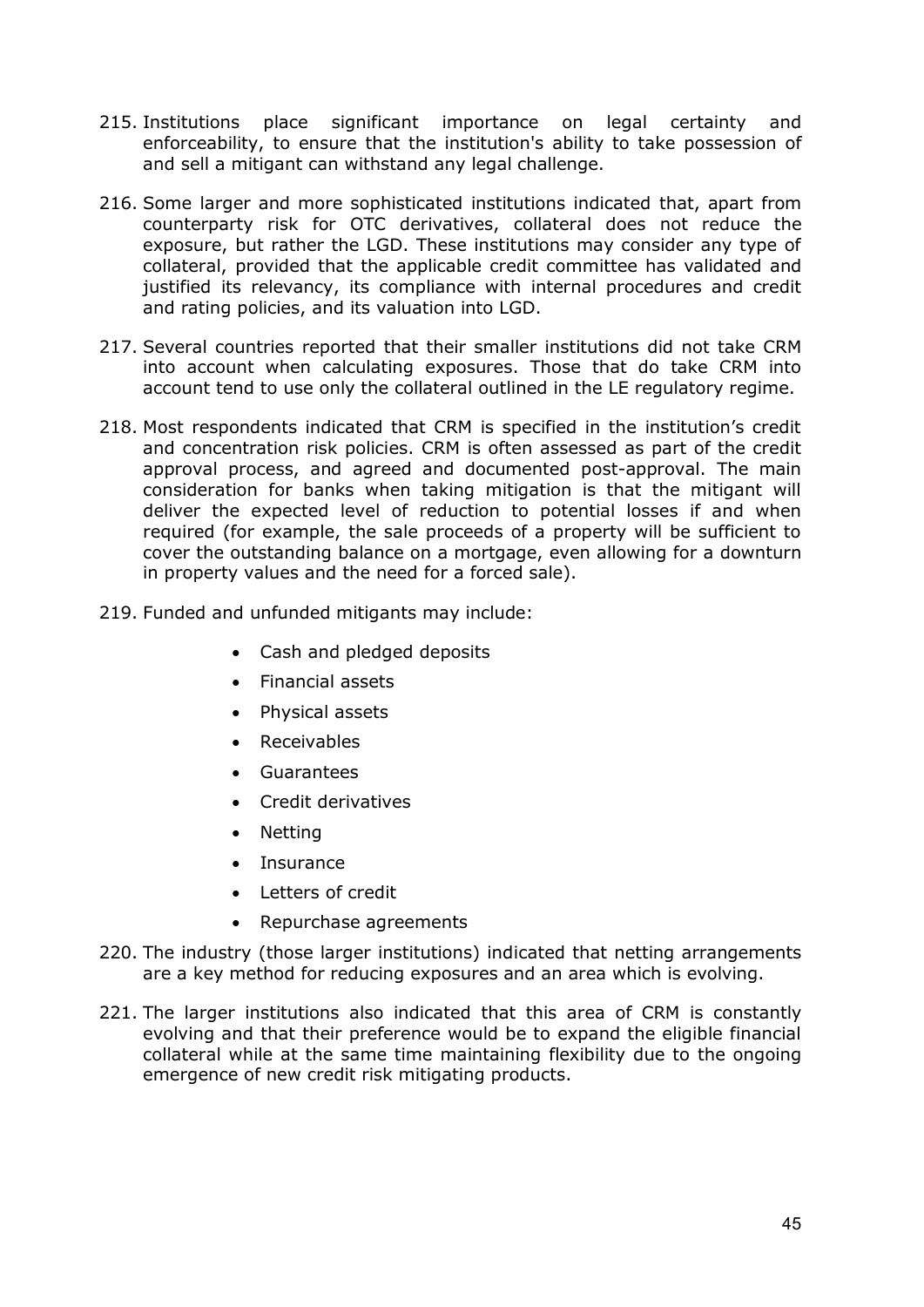215. Institutions place significant importance on legal certainty and enforceability, to ensure that the institution's ability to take possession of and sell a mitigant can withstand any legal challenge.

216. Some larger and more sophisticated institutions indicated that, apart from counterparty risk for OTC derivatives, collateral does not reduce the exposure, but rather the LGD. These institutions may consider any type of collateral, provided that the applicable credit committee has validated and justified its relevancy, its compliance with internal procedures and credit and rating policies, and its valuation into LGD.

217. Several countries reported that their smaller institutions did not take CRM into account when calculating exposures. Those that do take CRM into account tend to use only the collateral outlined in the LE regulatory regime.

218. Most respondents indicated that CRM is specified in the institution's credit and concentration risk policies. CRM is often assessed as part of the credit approval process, and agreed and documented post-approval. The main consideration for banks when taking mitigation is that the mitigant will deliver the expected level of reduction to potential losses if and when required (for example, the sale proceeds of a property will be sufficient to cover the outstanding balance on a mortgage, even allowing for a downturn in property values and the need for a forced sale).

219. Funded and unfunded mitigants may include:

   - Cash and pledged deposits
   - Financial assets
   - Physical assets
   - Receivables
   - Guarantees
   - Credit derivatives
   - Netting
   - Insurance
   - Letters of credit
   - Repurchase agreements

220. The industry (those larger institutions) indicated that netting arrangements are a key method for reducing exposures and an area which is evolving.

221. The larger institutions also indicated that this area of CRM is constantly evolving and that their preference would be to expand the eligible financial collateral while at the same time maintaining flexibility due to the ongoing emergence of new credit risk mitigating products.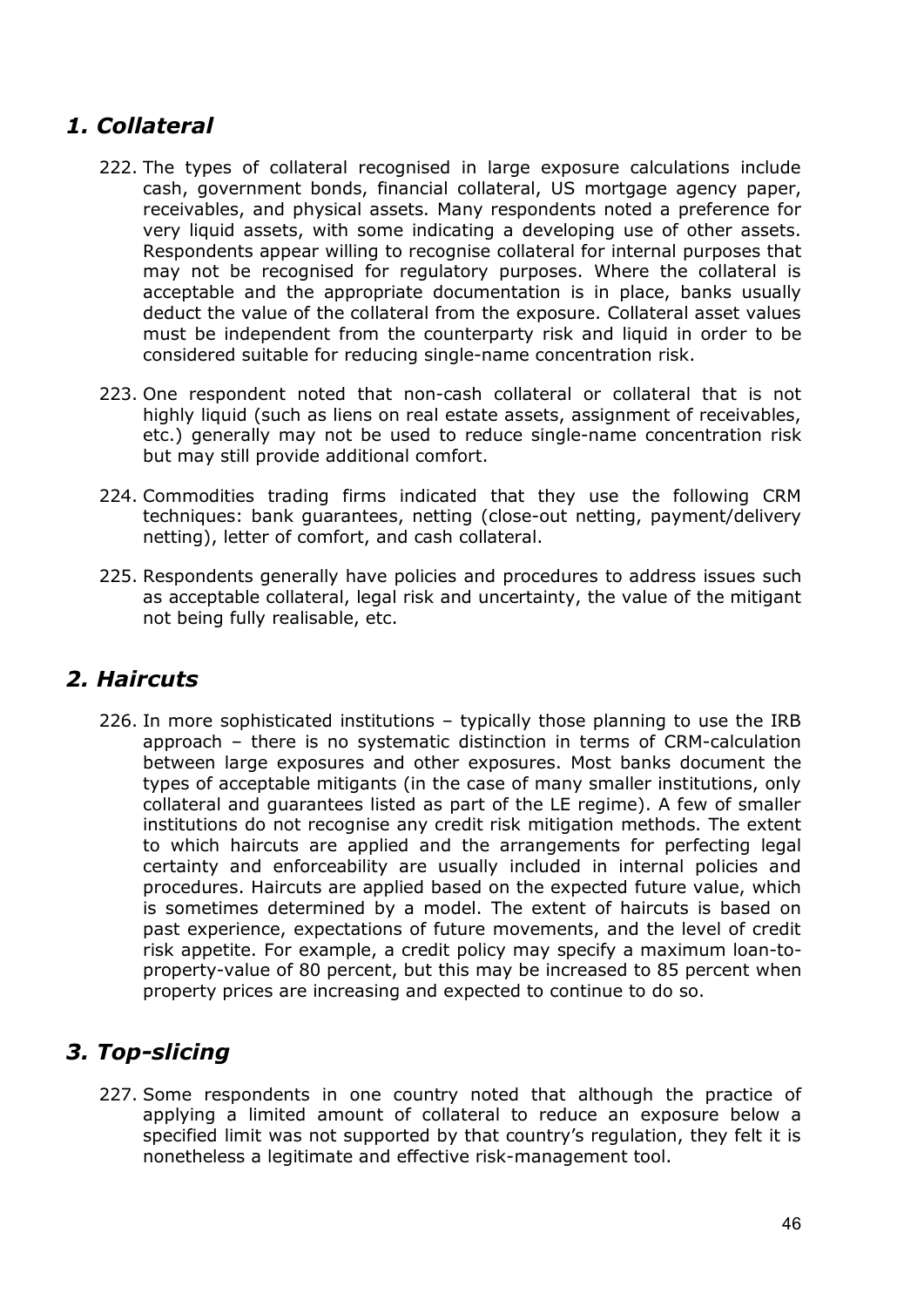## *1. Collateral*

222. The types of collateral recognised in large exposure calculations include cash, government bonds, financial collateral, US mortgage agency paper, receivables, and physical assets. Many respondents noted a preference for very liquid assets, with some indicating a developing use of other assets. Respondents appear willing to recognise collateral for internal purposes that may not be recognised for regulatory purposes. Where the collateral is acceptable and the appropriate documentation is in place, banks usually deduct the value of the collateral from the exposure. Collateral asset values must be independent from the counterparty risk and liquid in order to be considered suitable for reducing single-name concentration risk.

223. One respondent noted that non-cash collateral or collateral that is not highly liquid (such as liens on real estate assets, assignment of receivables, etc.) generally may not be used to reduce single-name concentration risk but may still provide additional comfort.

224. Commodities trading firms indicated that they use the following CRM techniques: bank guarantees, netting (close-out netting, payment/delivery netting), letter of comfort, and cash collateral.

225. Respondents generally have policies and procedures to address issues such as acceptable collateral, legal risk and uncertainty, the value of the mitigant not being fully realisable, etc.

## *2. Haircuts*

226. In more sophisticated institutions – typically those planning to use the IRB approach – there is no systematic distinction in terms of CRM-calculation between large exposures and other exposures. Most banks document the types of acceptable mitigants (in the case of many smaller institutions, only collateral and guarantees listed as part of the LE regime). A few of smaller institutions do not recognise any credit risk mitigation methods. The extent to which haircuts are applied and the arrangements for perfecting legal certainty and enforceability are usually included in internal policies and procedures. Haircuts are applied based on the expected future value, which is sometimes determined by a model. The extent of haircuts is based on past experience, expectations of future movements, and the level of credit risk appetite. For example, a credit policy may specify a maximum loan-to-property-value of 80 percent, but this may be increased to 85 percent when property prices are increasing and expected to continue to do so.

## *3. Top-slicing*

227. Some respondents in one country noted that although the practice of applying a limited amount of collateral to reduce an exposure below a specified limit was not supported by that country's regulation, they felt it is nonetheless a legitimate and effective risk-management tool.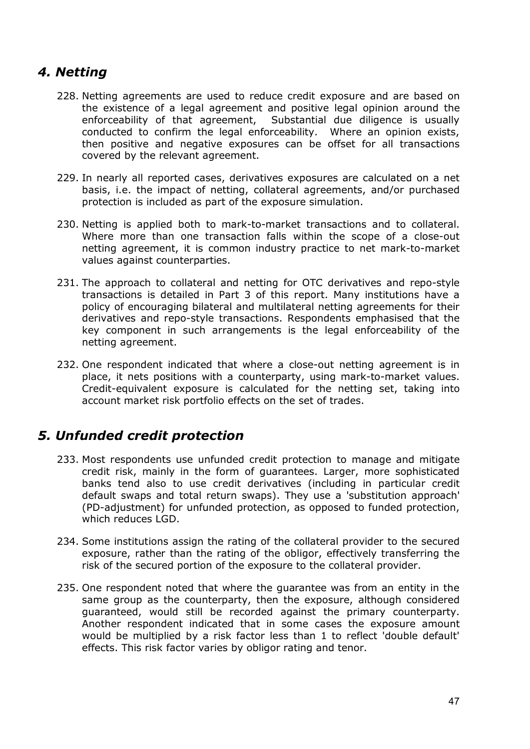## *4. Netting*

228. Netting agreements are used to reduce credit exposure and are based on the existence of a legal agreement and positive legal opinion around the enforceability of that agreement, Substantial due diligence is usually conducted to confirm the legal enforceability. Where an opinion exists, then positive and negative exposures can be offset for all transactions covered by the relevant agreement.

229. In nearly all reported cases, derivatives exposures are calculated on a net basis, i.e. the impact of netting, collateral agreements, and/or purchased protection is included as part of the exposure simulation.

230. Netting is applied both to mark-to-market transactions and to collateral. Where more than one transaction falls within the scope of a close-out netting agreement, it is common industry practice to net mark-to-market values against counterparties.

231. The approach to collateral and netting for OTC derivatives and repo-style transactions is detailed in Part 3 of this report. Many institutions have a policy of encouraging bilateral and multilateral netting agreements for their derivatives and repo-style transactions. Respondents emphasised that the key component in such arrangements is the legal enforceability of the netting agreement.

232. One respondent indicated that where a close-out netting agreement is in place, it nets positions with a counterparty, using mark-to-market values. Credit-equivalent exposure is calculated for the netting set, taking into account market risk portfolio effects on the set of trades.

## *5. Unfunded credit protection*

233. Most respondents use unfunded credit protection to manage and mitigate credit risk, mainly in the form of guarantees. Larger, more sophisticated banks tend also to use credit derivatives (including in particular credit default swaps and total return swaps). They use a 'substitution approach' (PD-adjustment) for unfunded protection, as opposed to funded protection, which reduces LGD.

234. Some institutions assign the rating of the collateral provider to the secured exposure, rather than the rating of the obligor, effectively transferring the risk of the secured portion of the exposure to the collateral provider.

235. One respondent noted that where the guarantee was from an entity in the same group as the counterparty, then the exposure, although considered guaranteed, would still be recorded against the primary counterparty. Another respondent indicated that in some cases the exposure amount would be multiplied by a risk factor less than 1 to reflect 'double default' effects. This risk factor varies by obligor rating and tenor.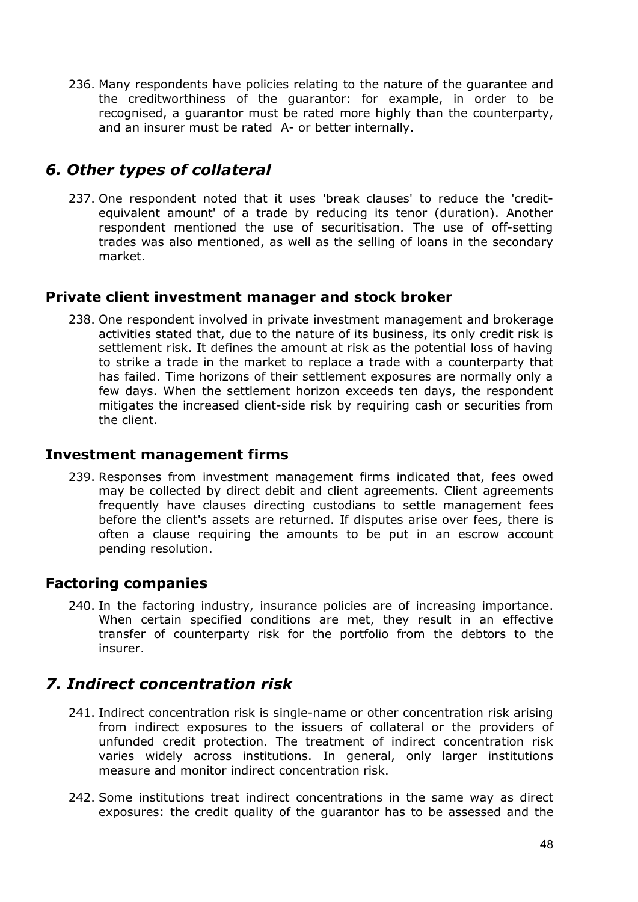236. Many respondents have policies relating to the nature of the guarantee and the creditworthiness of the guarantor: for example, in order to be recognised, a guarantor must be rated more highly than the counterparty, and an insurer must be rated A- or better internally.

## *6. Other types of collateral*

237. One respondent noted that it uses 'break clauses' to reduce the 'credit-equivalent amount' of a trade by reducing its tenor (duration). Another respondent mentioned the use of securitisation. The use of off-setting trades was also mentioned, as well as the selling of loans in the secondary market.

### Private client investment manager and stock broker

238. One respondent involved in private investment management and brokerage activities stated that, due to the nature of its business, its only credit risk is settlement risk. It defines the amount at risk as the potential loss of having to strike a trade in the market to replace a trade with a counterparty that has failed. Time horizons of their settlement exposures are normally only a few days. When the settlement horizon exceeds ten days, the respondent mitigates the increased client-side risk by requiring cash or securities from the client.

### Investment management firms

239. Responses from investment management firms indicated that, fees owed may be collected by direct debit and client agreements. Client agreements frequently have clauses directing custodians to settle management fees before the client's assets are returned. If disputes arise over fees, there is often a clause requiring the amounts to be put in an escrow account pending resolution.

### Factoring companies

240. In the factoring industry, insurance policies are of increasing importance. When certain specified conditions are met, they result in an effective transfer of counterparty risk for the portfolio from the debtors to the insurer.

## *7. Indirect concentration risk*

241. Indirect concentration risk is single-name or other concentration risk arising from indirect exposures to the issuers of collateral or the providers of unfunded credit protection. The treatment of indirect concentration risk varies widely across institutions. In general, only larger institutions measure and monitor indirect concentration risk.

242. Some institutions treat indirect concentrations in the same way as direct exposures: the credit quality of the guarantor has to be assessed and the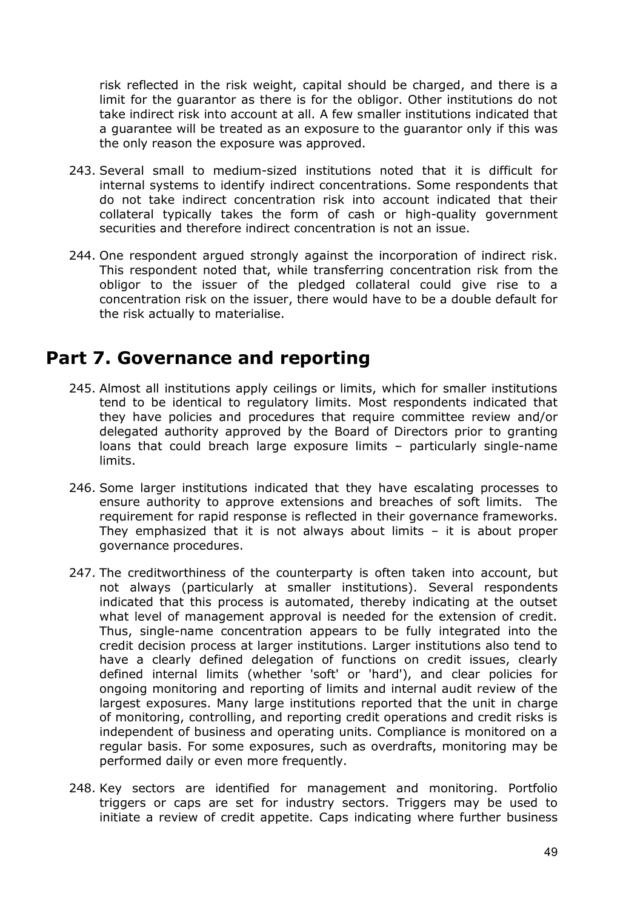risk reflected in the risk weight, capital should be charged, and there is a limit for the guarantor as there is for the obligor. Other institutions do not take indirect risk into account at all. A few smaller institutions indicated that a guarantee will be treated as an exposure to the guarantor only if this was the only reason the exposure was approved.

243. Several small to medium-sized institutions noted that it is difficult for internal systems to identify indirect concentrations. Some respondents that do not take indirect concentration risk into account indicated that their collateral typically takes the form of cash or high-quality government securities and therefore indirect concentration is not an issue.

244. One respondent argued strongly against the incorporation of indirect risk. This respondent noted that, while transferring concentration risk from the obligor to the issuer of the pledged collateral could give rise to a concentration risk on the issuer, there would have to be a double default for the risk actually to materialise.

# Part 7. Governance and reporting

245. Almost all institutions apply ceilings or limits, which for smaller institutions tend to be identical to regulatory limits. Most respondents indicated that they have policies and procedures that require committee review and/or delegated authority approved by the Board of Directors prior to granting loans that could breach large exposure limits – particularly single-name limits.

246. Some larger institutions indicated that they have escalating processes to ensure authority to approve extensions and breaches of soft limits. The requirement for rapid response is reflected in their governance frameworks. They emphasized that it is not always about limits – it is about proper governance procedures.

247. The creditworthiness of the counterparty is often taken into account, but not always (particularly at smaller institutions). Several respondents indicated that this process is automated, thereby indicating at the outset what level of management approval is needed for the extension of credit. Thus, single-name concentration appears to be fully integrated into the credit decision process at larger institutions. Larger institutions also tend to have a clearly defined delegation of functions on credit issues, clearly defined internal limits (whether 'soft' or 'hard'), and clear policies for ongoing monitoring and reporting of limits and internal audit review of the largest exposures. Many large institutions reported that the unit in charge of monitoring, controlling, and reporting credit operations and credit risks is independent of business and operating units. Compliance is monitored on a regular basis. For some exposures, such as overdrafts, monitoring may be performed daily or even more frequently.

248. Key sectors are identified for management and monitoring. Portfolio triggers or caps are set for industry sectors. Triggers may be used to initiate a review of credit appetite. Caps indicating where further business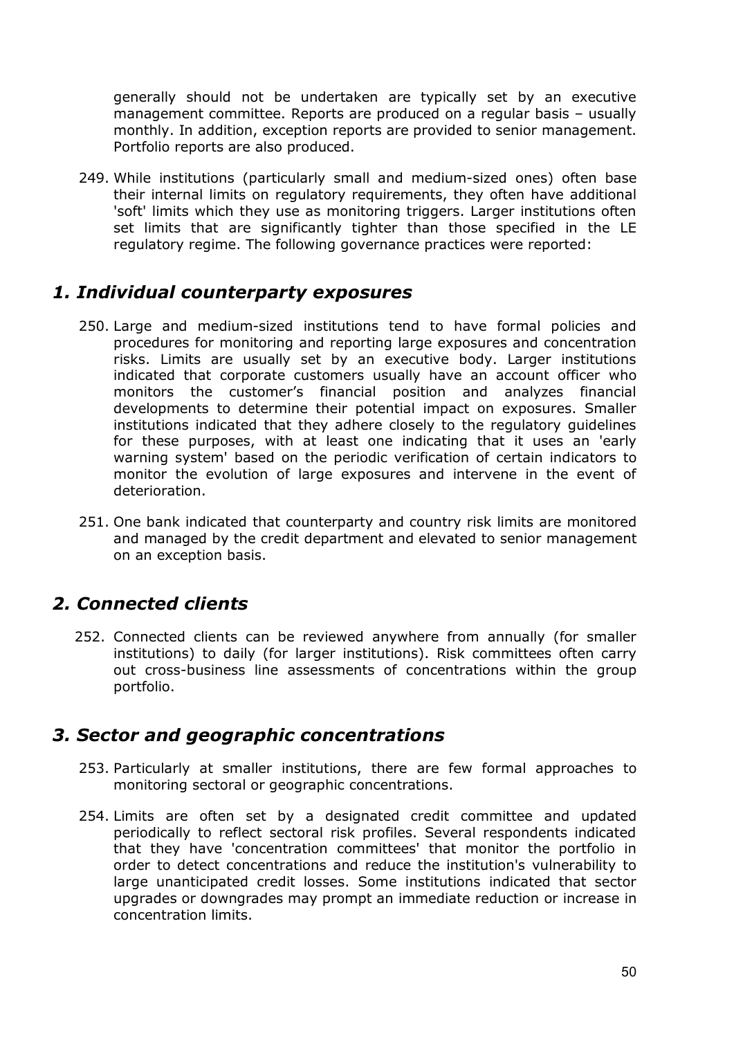generally should not be undertaken are typically set by an executive management committee. Reports are produced on a regular basis – usually monthly. In addition, exception reports are provided to senior management. Portfolio reports are also produced.

249. While institutions (particularly small and medium-sized ones) often base their internal limits on regulatory requirements, they often have additional 'soft' limits which they use as monitoring triggers. Larger institutions often set limits that are significantly tighter than those specified in the LE regulatory regime. The following governance practices were reported:

## *1. Individual counterparty exposures*

250. Large and medium-sized institutions tend to have formal policies and procedures for monitoring and reporting large exposures and concentration risks. Limits are usually set by an executive body. Larger institutions indicated that corporate customers usually have an account officer who monitors the customer's financial position and analyzes financial developments to determine their potential impact on exposures. Smaller institutions indicated that they adhere closely to the regulatory guidelines for these purposes, with at least one indicating that it uses an 'early warning system' based on the periodic verification of certain indicators to monitor the evolution of large exposures and intervene in the event of deterioration.

251. One bank indicated that counterparty and country risk limits are monitored and managed by the credit department and elevated to senior management on an exception basis.

## *2. Connected clients*

252. Connected clients can be reviewed anywhere from annually (for smaller institutions) to daily (for larger institutions). Risk committees often carry out cross-business line assessments of concentrations within the group portfolio.

## *3. Sector and geographic concentrations*

253. Particularly at smaller institutions, there are few formal approaches to monitoring sectoral or geographic concentrations.

254. Limits are often set by a designated credit committee and updated periodically to reflect sectoral risk profiles. Several respondents indicated that they have 'concentration committees' that monitor the portfolio in order to detect concentrations and reduce the institution's vulnerability to large unanticipated credit losses. Some institutions indicated that sector upgrades or downgrades may prompt an immediate reduction or increase in concentration limits.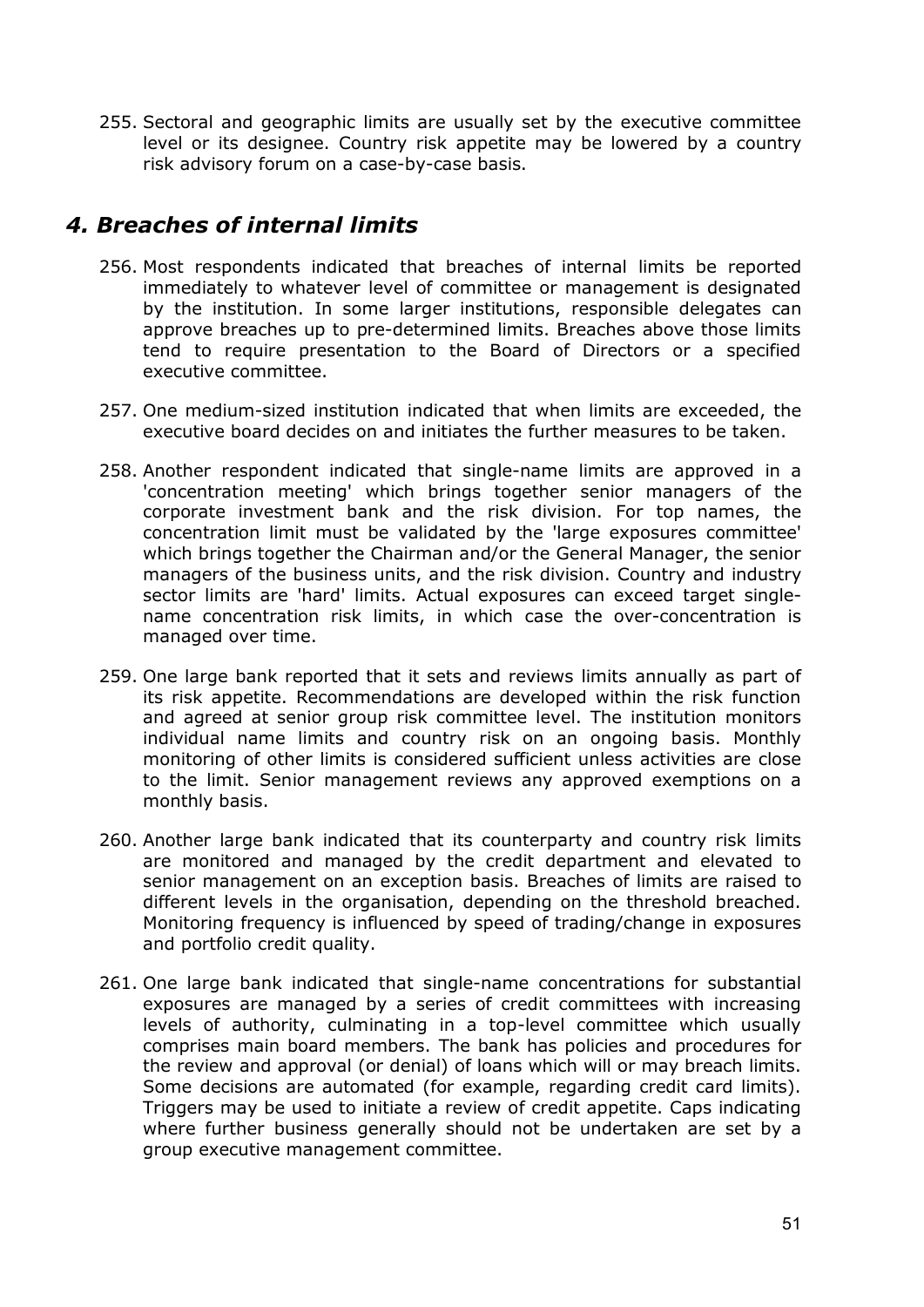255. Sectoral and geographic limits are usually set by the executive committee level or its designee. Country risk appetite may be lowered by a country risk advisory forum on a case-by-case basis.

## *4. Breaches of internal limits*

256. Most respondents indicated that breaches of internal limits be reported immediately to whatever level of committee or management is designated by the institution. In some larger institutions, responsible delegates can approve breaches up to pre-determined limits. Breaches above those limits tend to require presentation to the Board of Directors or a specified executive committee.

257. One medium-sized institution indicated that when limits are exceeded, the executive board decides on and initiates the further measures to be taken.

258. Another respondent indicated that single-name limits are approved in a 'concentration meeting' which brings together senior managers of the corporate investment bank and the risk division. For top names, the concentration limit must be validated by the 'large exposures committee' which brings together the Chairman and/or the General Manager, the senior managers of the business units, and the risk division. Country and industry sector limits are 'hard' limits. Actual exposures can exceed target single-name concentration risk limits, in which case the over-concentration is managed over time.

259. One large bank reported that it sets and reviews limits annually as part of its risk appetite. Recommendations are developed within the risk function and agreed at senior group risk committee level. The institution monitors individual name limits and country risk on an ongoing basis. Monthly monitoring of other limits is considered sufficient unless activities are close to the limit. Senior management reviews any approved exemptions on a monthly basis.

260. Another large bank indicated that its counterparty and country risk limits are monitored and managed by the credit department and elevated to senior management on an exception basis. Breaches of limits are raised to different levels in the organisation, depending on the threshold breached. Monitoring frequency is influenced by speed of trading/change in exposures and portfolio credit quality.

261. One large bank indicated that single-name concentrations for substantial exposures are managed by a series of credit committees with increasing levels of authority, culminating in a top-level committee which usually comprises main board members. The bank has policies and procedures for the review and approval (or denial) of loans which will or may breach limits. Some decisions are automated (for example, regarding credit card limits). Triggers may be used to initiate a review of credit appetite. Caps indicating where further business generally should not be undertaken are set by a group executive management committee.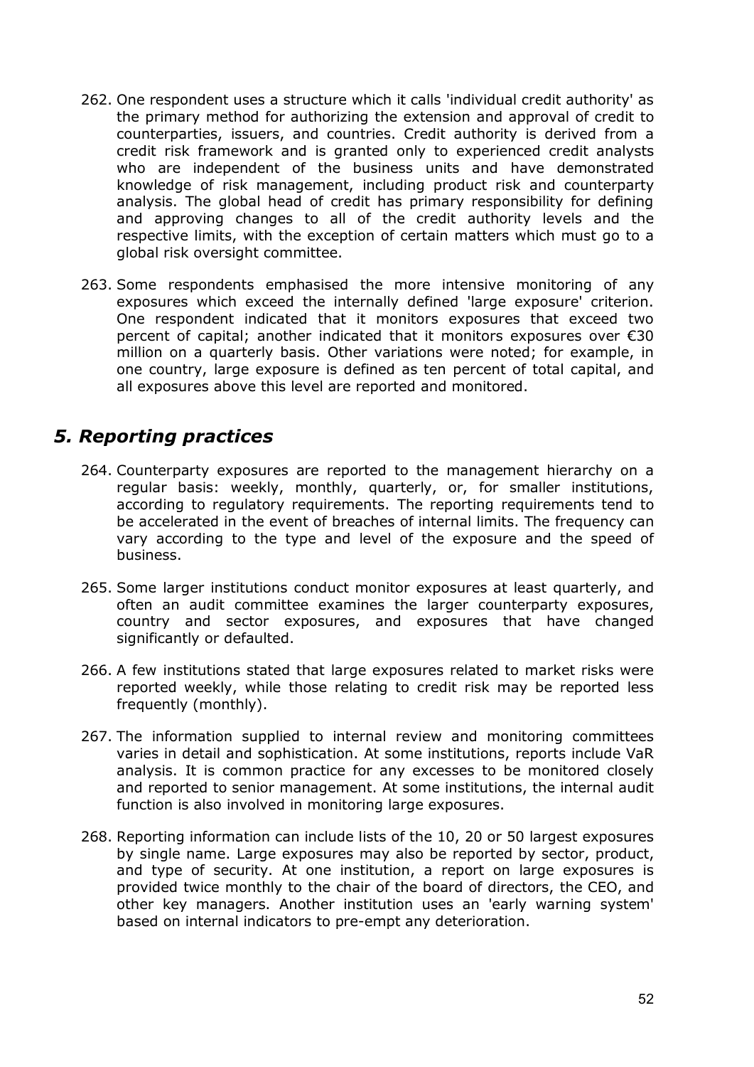262. One respondent uses a structure which it calls 'individual credit authority' as the primary method for authorizing the extension and approval of credit to counterparties, issuers, and countries. Credit authority is derived from a credit risk framework and is granted only to experienced credit analysts who are independent of the business units and have demonstrated knowledge of risk management, including product risk and counterparty analysis. The global head of credit has primary responsibility for defining and approving changes to all of the credit authority levels and the respective limits, with the exception of certain matters which must go to a global risk oversight committee.

263. Some respondents emphasised the more intensive monitoring of any exposures which exceed the internally defined 'large exposure' criterion. One respondent indicated that it monitors exposures that exceed two percent of capital; another indicated that it monitors exposures over €30 million on a quarterly basis. Other variations were noted; for example, in one country, large exposure is defined as ten percent of total capital, and all exposures above this level are reported and monitored.

## *5. Reporting practices*

264. Counterparty exposures are reported to the management hierarchy on a regular basis: weekly, monthly, quarterly, or, for smaller institutions, according to regulatory requirements. The reporting requirements tend to be accelerated in the event of breaches of internal limits. The frequency can vary according to the type and level of the exposure and the speed of business.

265. Some larger institutions conduct monitor exposures at least quarterly, and often an audit committee examines the larger counterparty exposures, country and sector exposures, and exposures that have changed significantly or defaulted.

266. A few institutions stated that large exposures related to market risks were reported weekly, while those relating to credit risk may be reported less frequently (monthly).

267. The information supplied to internal review and monitoring committees varies in detail and sophistication. At some institutions, reports include VaR analysis. It is common practice for any excesses to be monitored closely and reported to senior management. At some institutions, the internal audit function is also involved in monitoring large exposures.

268. Reporting information can include lists of the 10, 20 or 50 largest exposures by single name. Large exposures may also be reported by sector, product, and type of security. At one institution, a report on large exposures is provided twice monthly to the chair of the board of directors, the CEO, and other key managers. Another institution uses an 'early warning system' based on internal indicators to pre-empt any deterioration.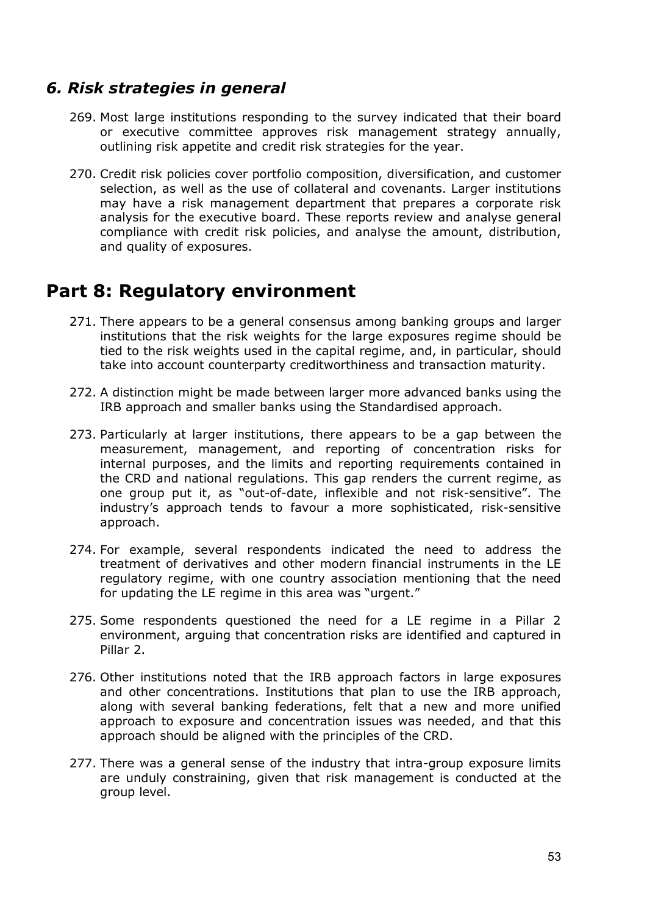### *6. Risk strategies in general*

269. Most large institutions responding to the survey indicated that their board or executive committee approves risk management strategy annually, outlining risk appetite and credit risk strategies for the year.

270. Credit risk policies cover portfolio composition, diversification, and customer selection, as well as the use of collateral and covenants. Larger institutions may have a risk management department that prepares a corporate risk analysis for the executive board. These reports review and analyse general compliance with credit risk policies, and analyse the amount, distribution, and quality of exposures.

## Part 8: Regulatory environment

271. There appears to be a general consensus among banking groups and larger institutions that the risk weights for the large exposures regime should be tied to the risk weights used in the capital regime, and, in particular, should take into account counterparty creditworthiness and transaction maturity.

272. A distinction might be made between larger more advanced banks using the IRB approach and smaller banks using the Standardised approach.

273. Particularly at larger institutions, there appears to be a gap between the measurement, management, and reporting of concentration risks for internal purposes, and the limits and reporting requirements contained in the CRD and national regulations. This gap renders the current regime, as one group put it, as "out-of-date, inflexible and not risk-sensitive". The industry's approach tends to favour a more sophisticated, risk-sensitive approach.

274. For example, several respondents indicated the need to address the treatment of derivatives and other modern financial instruments in the LE regulatory regime, with one country association mentioning that the need for updating the LE regime in this area was "urgent."

275. Some respondents questioned the need for a LE regime in a Pillar 2 environment, arguing that concentration risks are identified and captured in Pillar 2.

276. Other institutions noted that the IRB approach factors in large exposures and other concentrations. Institutions that plan to use the IRB approach, along with several banking federations, felt that a new and more unified approach to exposure and concentration issues was needed, and that this approach should be aligned with the principles of the CRD.

277. There was a general sense of the industry that intra-group exposure limits are unduly constraining, given that risk management is conducted at the group level.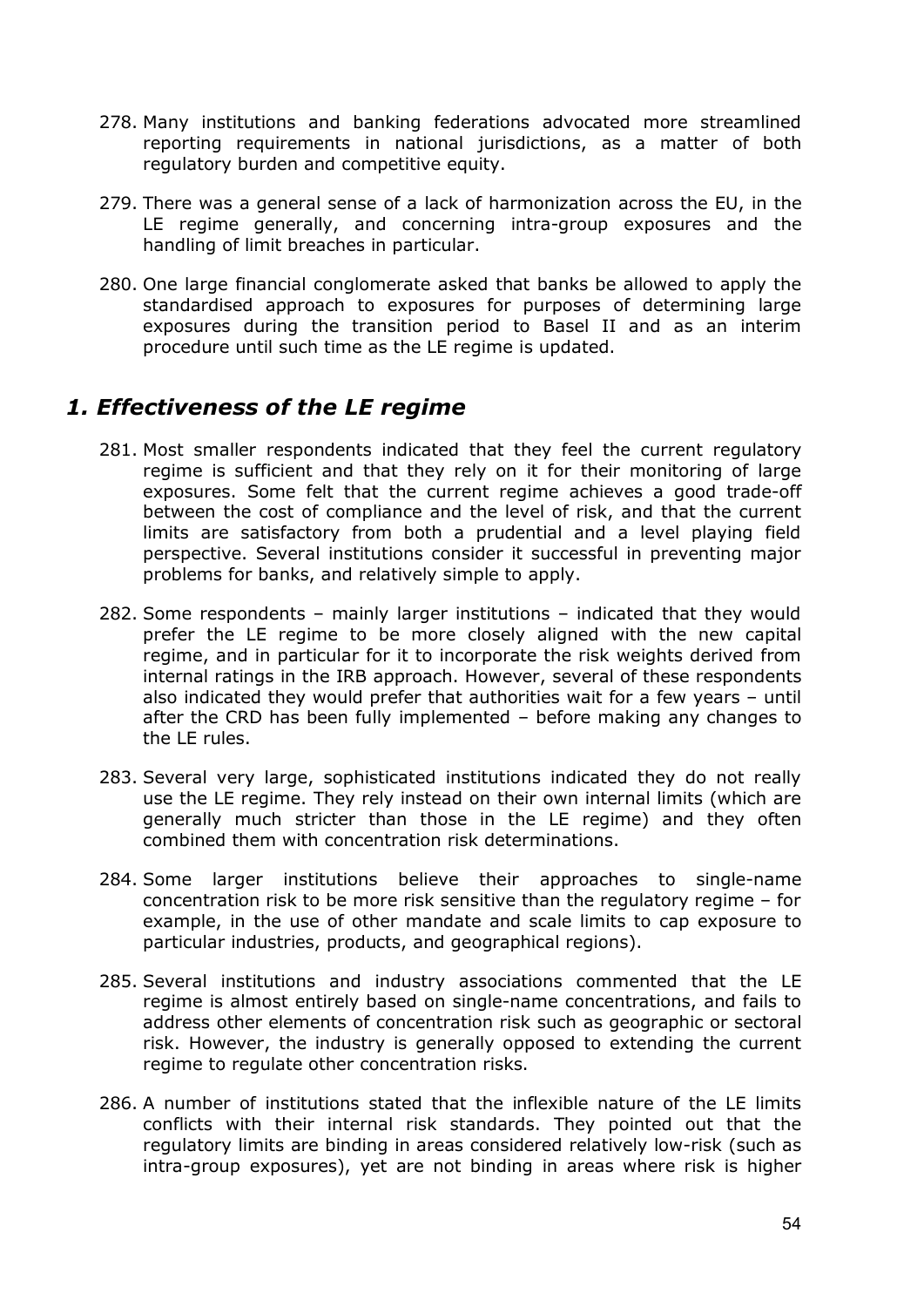278. Many institutions and banking federations advocated more streamlined reporting requirements in national jurisdictions, as a matter of both regulatory burden and competitive equity.

279. There was a general sense of a lack of harmonization across the EU, in the LE regime generally, and concerning intra-group exposures and the handling of limit breaches in particular.

280. One large financial conglomerate asked that banks be allowed to apply the standardised approach to exposures for purposes of determining large exposures during the transition period to Basel II and as an interim procedure until such time as the LE regime is updated.

## *1. Effectiveness of the LE regime*

281. Most smaller respondents indicated that they feel the current regulatory regime is sufficient and that they rely on it for their monitoring of large exposures. Some felt that the current regime achieves a good trade-off between the cost of compliance and the level of risk, and that the current limits are satisfactory from both a prudential and a level playing field perspective. Several institutions consider it successful in preventing major problems for banks, and relatively simple to apply.

282. Some respondents – mainly larger institutions – indicated that they would prefer the LE regime to be more closely aligned with the new capital regime, and in particular for it to incorporate the risk weights derived from internal ratings in the IRB approach. However, several of these respondents also indicated they would prefer that authorities wait for a few years – until after the CRD has been fully implemented – before making any changes to the LE rules.

283. Several very large, sophisticated institutions indicated they do not really use the LE regime. They rely instead on their own internal limits (which are generally much stricter than those in the LE regime) and they often combined them with concentration risk determinations.

284. Some larger institutions believe their approaches to single-name concentration risk to be more risk sensitive than the regulatory regime – for example, in the use of other mandate and scale limits to cap exposure to particular industries, products, and geographical regions).

285. Several institutions and industry associations commented that the LE regime is almost entirely based on single-name concentrations, and fails to address other elements of concentration risk such as geographic or sectoral risk. However, the industry is generally opposed to extending the current regime to regulate other concentration risks.

286. A number of institutions stated that the inflexible nature of the LE limits conflicts with their internal risk standards. They pointed out that the regulatory limits are binding in areas considered relatively low-risk (such as intra-group exposures), yet are not binding in areas where risk is higher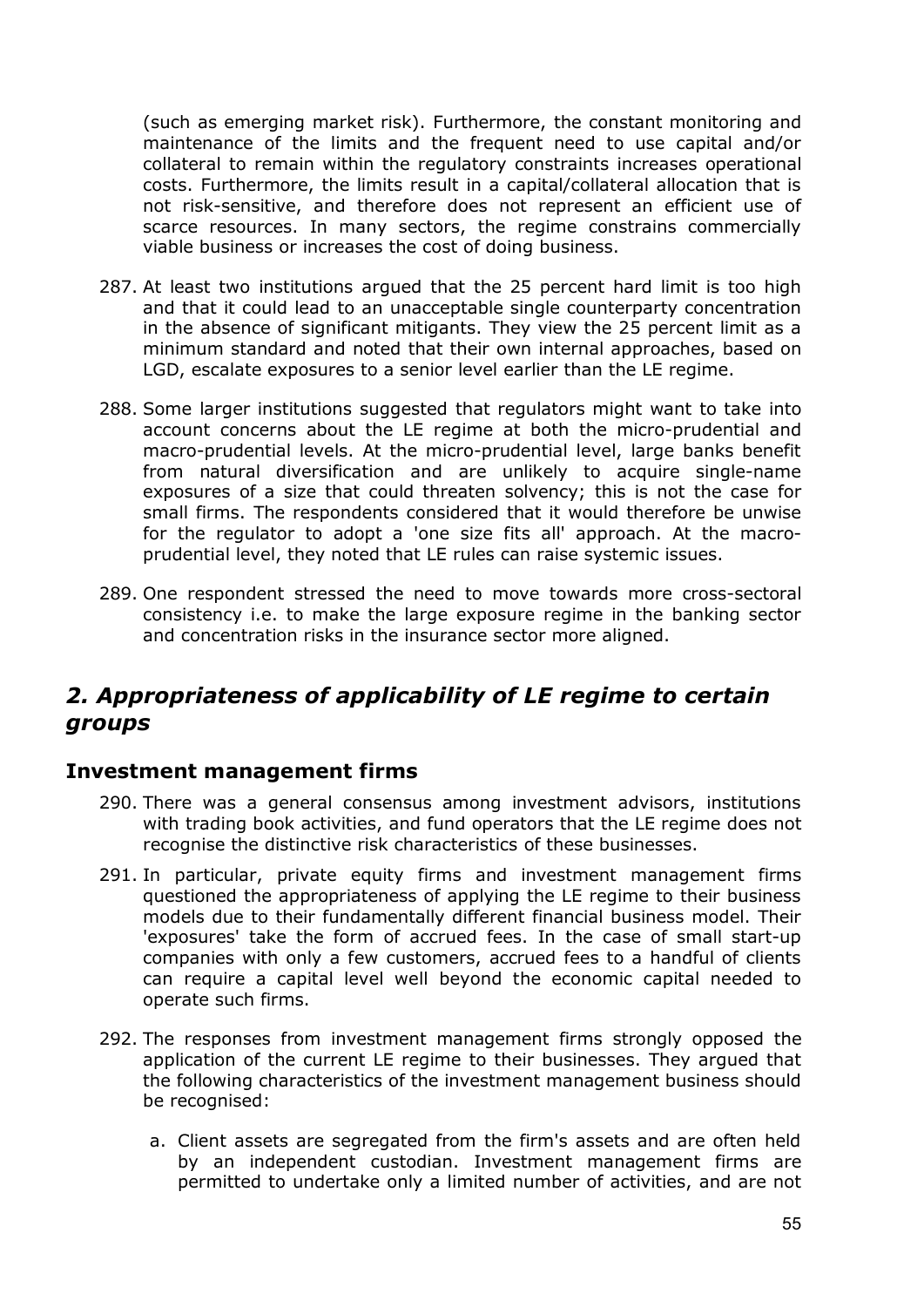(such as emerging market risk). Furthermore, the constant monitoring and maintenance of the limits and the frequent need to use capital and/or collateral to remain within the regulatory constraints increases operational costs. Furthermore, the limits result in a capital/collateral allocation that is not risk-sensitive, and therefore does not represent an efficient use of scarce resources. In many sectors, the regime constrains commercially viable business or increases the cost of doing business.

287. At least two institutions argued that the 25 percent hard limit is too high and that it could lead to an unacceptable single counterparty concentration in the absence of significant mitigants. They view the 25 percent limit as a minimum standard and noted that their own internal approaches, based on LGD, escalate exposures to a senior level earlier than the LE regime.

288. Some larger institutions suggested that regulators might want to take into account concerns about the LE regime at both the micro-prudential and macro-prudential levels. At the micro-prudential level, large banks benefit from natural diversification and are unlikely to acquire single-name exposures of a size that could threaten solvency; this is not the case for small firms. The respondents considered that it would therefore be unwise for the regulator to adopt a 'one size fits all' approach. At the macro-prudential level, they noted that LE rules can raise systemic issues.

289. One respondent stressed the need to move towards more cross-sectoral consistency i.e. to make the large exposure regime in the banking sector and concentration risks in the insurance sector more aligned.

## *2. Appropriateness of applicability of LE regime to certain groups*

### Investment management firms

290. There was a general consensus among investment advisors, institutions with trading book activities, and fund operators that the LE regime does not recognise the distinctive risk characteristics of these businesses.

291. In particular, private equity firms and investment management firms questioned the appropriateness of applying the LE regime to their business models due to their fundamentally different financial business model. Their 'exposures' take the form of accrued fees. In the case of small start-up companies with only a few customers, accrued fees to a handful of clients can require a capital level well beyond the economic capital needed to operate such firms.

292. The responses from investment management firms strongly opposed the application of the current LE regime to their businesses. They argued that the following characteristics of the investment management business should be recognised:

   a. Client assets are segregated from the firm's assets and are often held by an independent custodian. Investment management firms are permitted to undertake only a limited number of activities, and are not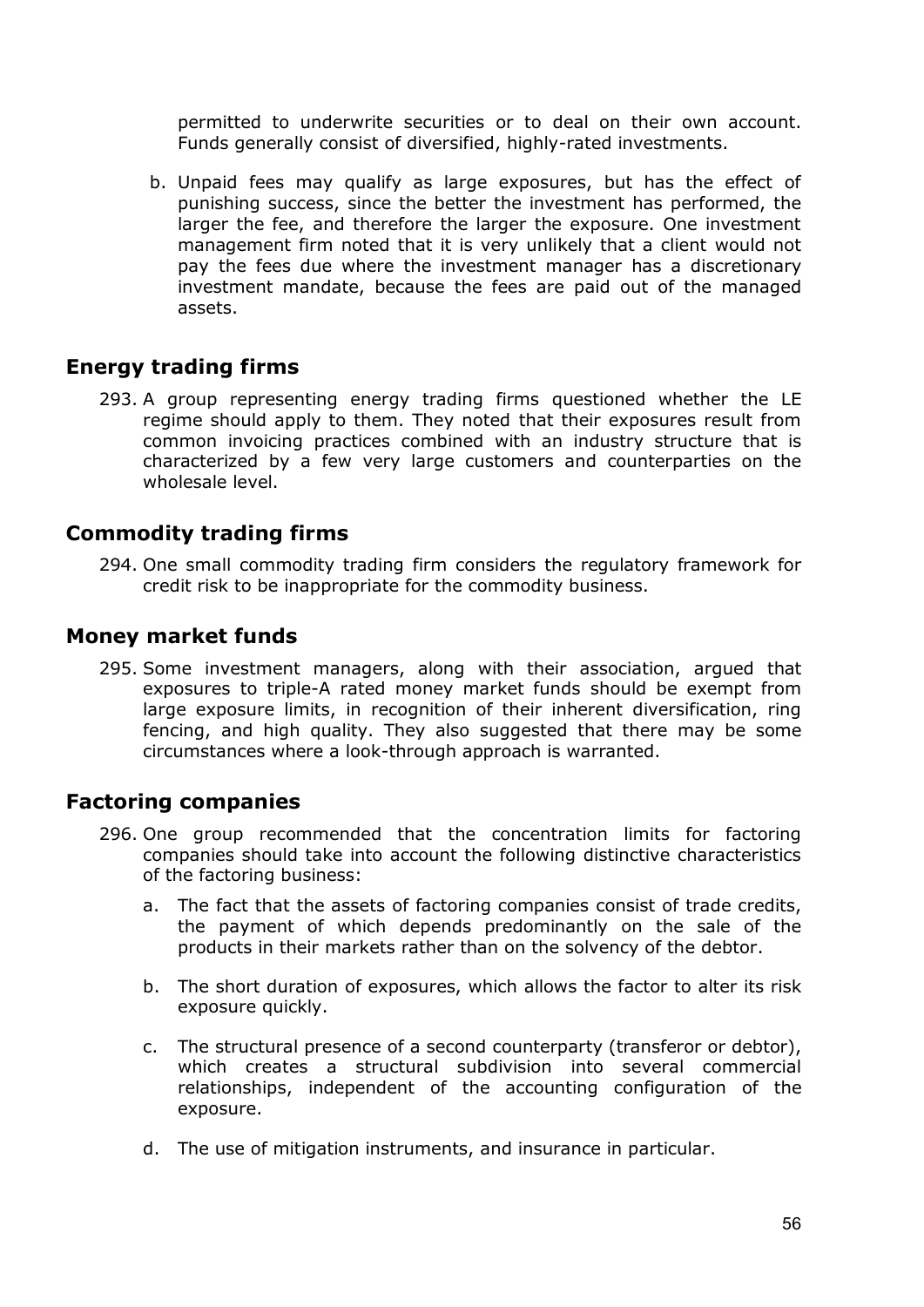permitted to underwrite securities or to deal on their own account. Funds generally consist of diversified, highly-rated investments.

b. Unpaid fees may qualify as large exposures, but has the effect of punishing success, since the better the investment has performed, the larger the fee, and therefore the larger the exposure. One investment management firm noted that it is very unlikely that a client would not pay the fees due where the investment manager has a discretionary investment mandate, because the fees are paid out of the managed assets.

## Energy trading firms

293. A group representing energy trading firms questioned whether the LE regime should apply to them. They noted that their exposures result from common invoicing practices combined with an industry structure that is characterized by a few very large customers and counterparties on the wholesale level.

## Commodity trading firms

294. One small commodity trading firm considers the regulatory framework for credit risk to be inappropriate for the commodity business.

## Money market funds

295. Some investment managers, along with their association, argued that exposures to triple-A rated money market funds should be exempt from large exposure limits, in recognition of their inherent diversification, ring fencing, and high quality. They also suggested that there may be some circumstances where a look-through approach is warranted.

## Factoring companies

296. One group recommended that the concentration limits for factoring companies should take into account the following distinctive characteristics of the factoring business:

    a. The fact that the assets of factoring companies consist of trade credits, the payment of which depends predominantly on the sale of the products in their markets rather than on the solvency of the debtor.

    b. The short duration of exposures, which allows the factor to alter its risk exposure quickly.

    c. The structural presence of a second counterparty (transferor or debtor), which creates a structural subdivision into several commercial relationships, independent of the accounting configuration of the exposure.

    d. The use of mitigation instruments, and insurance in particular.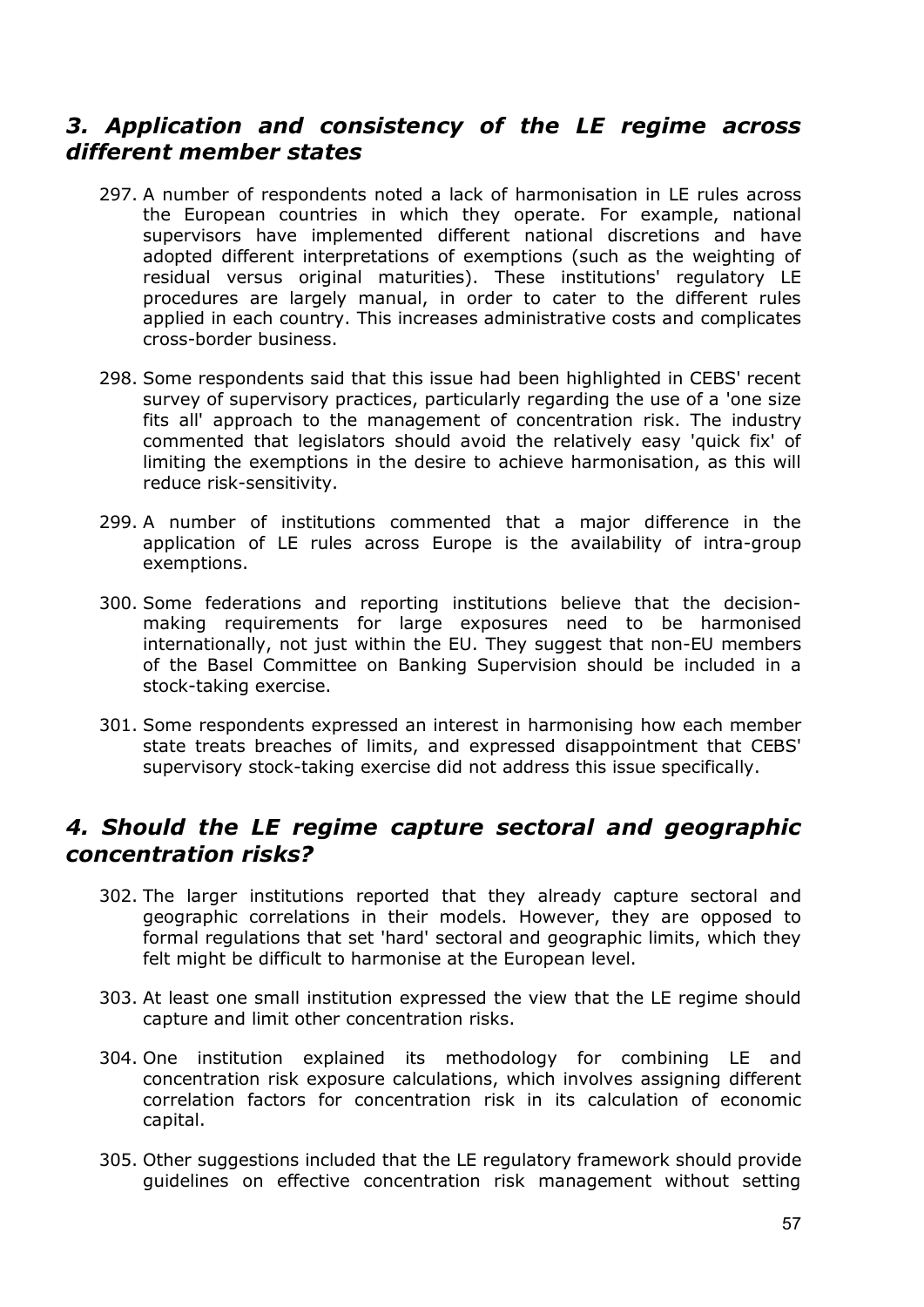## *3. Application and consistency of the LE regime across different member states*

297. A number of respondents noted a lack of harmonisation in LE rules across the European countries in which they operate. For example, national supervisors have implemented different national discretions and have adopted different interpretations of exemptions (such as the weighting of residual versus original maturities). These institutions' regulatory LE procedures are largely manual, in order to cater to the different rules applied in each country. This increases administrative costs and complicates cross-border business.

298. Some respondents said that this issue had been highlighted in CEBS' recent survey of supervisory practices, particularly regarding the use of a 'one size fits all' approach to the management of concentration risk. The industry commented that legislators should avoid the relatively easy 'quick fix' of limiting the exemptions in the desire to achieve harmonisation, as this will reduce risk-sensitivity.

299. A number of institutions commented that a major difference in the application of LE rules across Europe is the availability of intra-group exemptions.

300. Some federations and reporting institutions believe that the decision-making requirements for large exposures need to be harmonised internationally, not just within the EU. They suggest that non-EU members of the Basel Committee on Banking Supervision should be included in a stock-taking exercise.

301. Some respondents expressed an interest in harmonising how each member state treats breaches of limits, and expressed disappointment that CEBS' supervisory stock-taking exercise did not address this issue specifically.

## *4. Should the LE regime capture sectoral and geographic concentration risks?*

302. The larger institutions reported that they already capture sectoral and geographic correlations in their models. However, they are opposed to formal regulations that set 'hard' sectoral and geographic limits, which they felt might be difficult to harmonise at the European level.

303. At least one small institution expressed the view that the LE regime should capture and limit other concentration risks.

304. One institution explained its methodology for combining LE and concentration risk exposure calculations, which involves assigning different correlation factors for concentration risk in its calculation of economic capital.

305. Other suggestions included that the LE regulatory framework should provide guidelines on effective concentration risk management without setting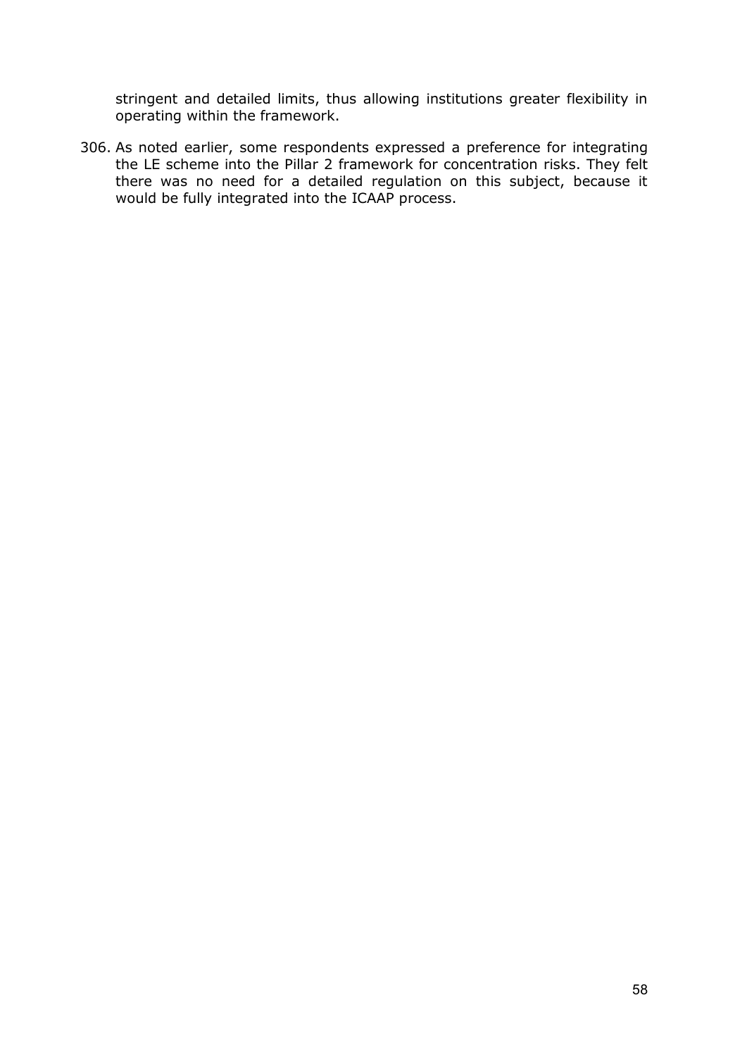stringent and detailed limits, thus allowing institutions greater flexibility in operating within the framework.

306. As noted earlier, some respondents expressed a preference for integrating the LE scheme into the Pillar 2 framework for concentration risks. They felt there was no need for a detailed regulation on this subject, because it would be fully integrated into the ICAAP process.